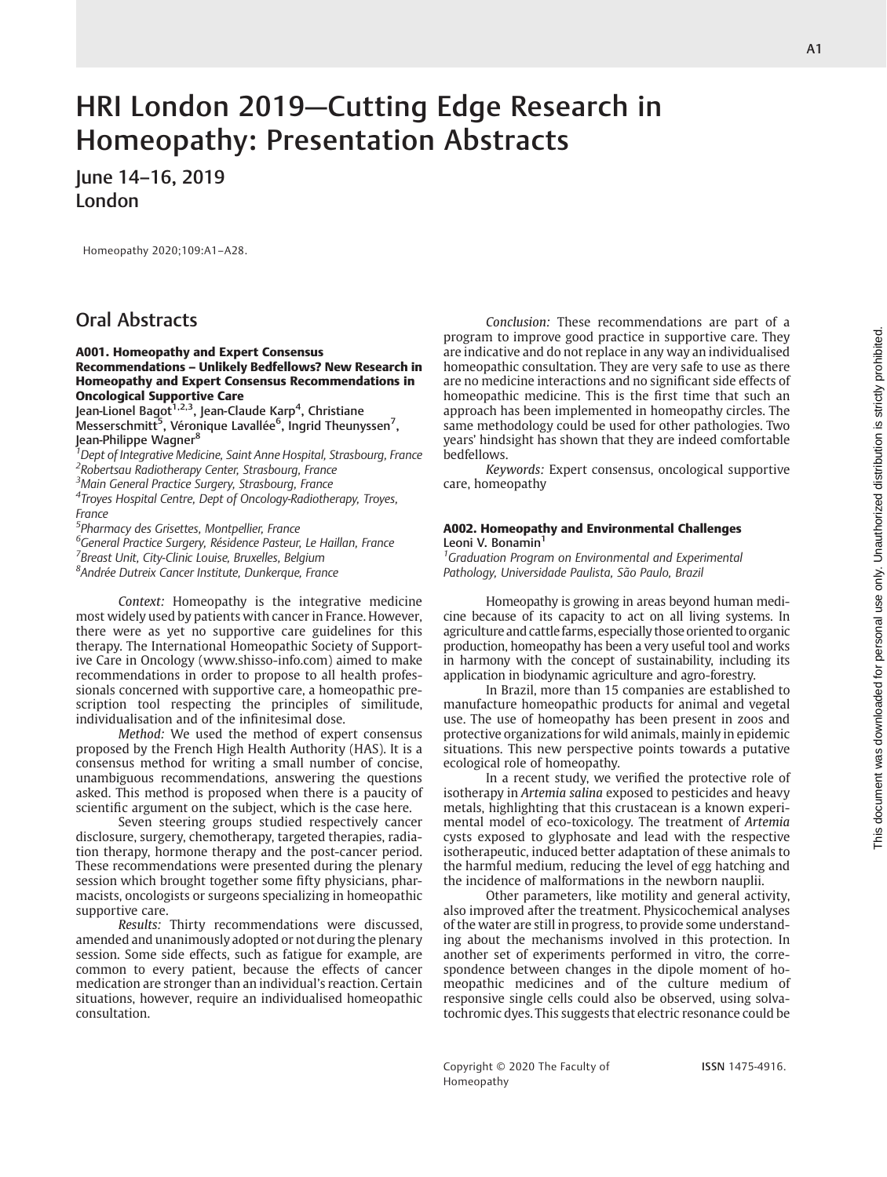# HRI London 2019—Cutting Edge Research in Homeopathy: Presentation Abstracts

June 14–16, 2019
London

Homeopathy 2020;109:A1–A28.

## Oral Abstracts

### A001. Homeopathy and Expert Consensus Recommendations – Unlikely Bedfellows? New Research in Homeopathy and Expert Consensus Recommendations in Oncological Supportive Care

Jean-Lionel Bagot[1,2,3], Jean-Claude Karp[4], Christiane Messerschmitt[5], Véronique Lavallée[6], Ingrid Theunyssen[7], Jean-Philippe Wagner[8]

[1]*Dept of Integrative Medicine, Saint Anne Hospital, Strasbourg, France*
[2]*Robertsau Radiotherapy Center, Strasbourg, France*
[3]*Main General Practice Surgery, Strasbourg, France*
[4]*Troyes Hospital Centre, Dept of Oncology-Radiotherapy, Troyes, France*
[5]*Pharmacy des Grisettes, Montpellier, France*
[6]*General Practice Surgery, Résidence Pasteur, Le Haillan, France*
[7]*Breast Unit, City-Clinic Louise, Bruxelles, Belgium*
[8]*Andrée Dutreix Cancer Institute, Dunkerque, France*

*Context:* Homeopathy is the integrative medicine most widely used by patients with cancer in France. However, there were as yet no supportive care guidelines for this therapy. The International Homeopathic Society of Supportive Care in Oncology (www.shisso-info.com) aimed to make recommendations in order to propose to all health professionals concerned with supportive care, a homeopathic prescription tool respecting the principles of similitude, individualisation and of the infinitesimal dose.

*Method:* We used the method of expert consensus proposed by the French High Health Authority (HAS). It is a consensus method for writing a small number of concise, unambiguous recommendations, answering the questions asked. This method is proposed when there is a paucity of scientific argument on the subject, which is the case here.

Seven steering groups studied respectively cancer disclosure, surgery, chemotherapy, targeted therapies, radiation therapy, hormone therapy and the post-cancer period. These recommendations were presented during the plenary session which brought together some fifty physicians, pharmacists, oncologists or surgeons specializing in homeopathic supportive care.

*Results:* Thirty recommendations were discussed, amended and unanimously adopted or not during the plenary session. Some side effects, such as fatigue for example, are common to every patient, because the effects of cancer medication are stronger than an individual's reaction. Certain situations, however, require an individualised homeopathic consultation.

*Conclusion:* These recommendations are part of a program to improve good practice in supportive care. They are indicative and do not replace in any way an individualised homeopathic consultation. They are very safe to use as there are no medicine interactions and no significant side effects of homeopathic medicine. This is the first time that such an approach has been implemented in homeopathy circles. The same methodology could be used for other pathologies. Two years' hindsight has shown that they are indeed comfortable bedfellows.

*Keywords:* Expert consensus, oncological supportive care, homeopathy

### A002. Homeopathy and Environmental Challenges

Leoni V. Bonamin[1]

[1]*Graduation Program on Environmental and Experimental Pathology, Universidade Paulista, São Paulo, Brazil*

Homeopathy is growing in areas beyond human medicine because of its capacity to act on all living systems. In agriculture and cattle farms, especially those oriented to organic production, homeopathy has been a very useful tool and works in harmony with the concept of sustainability, including its application in biodynamic agriculture and agro-forestry.

In Brazil, more than 15 companies are established to manufacture homeopathic products for animal and vegetal use. The use of homeopathy has been present in zoos and protective organizations for wild animals, mainly in epidemic situations. This new perspective points towards a putative ecological role of homeopathy.

In a recent study, we verified the protective role of isotherapy in *Artemia salina* exposed to pesticides and heavy metals, highlighting that this crustacean is a known experimental model of eco-toxicology. The treatment of *Artemia* cysts exposed to glyphosate and lead with the respective isotherapeutic, induced better adaptation of these animals to the harmful medium, reducing the level of egg hatching and the incidence of malformations in the newborn nauplii.

Other parameters, like motility and general activity, also improved after the treatment. Physicochemical analyses of the water are still in progress, to provide some understanding about the mechanisms involved in this protection. In another set of experiments performed in vitro, the correspondence between changes in the dipole moment of homeopathic medicines and of the culture medium of responsive single cells could also be observed, using solvatochromic dyes. This suggests that electric resonance could be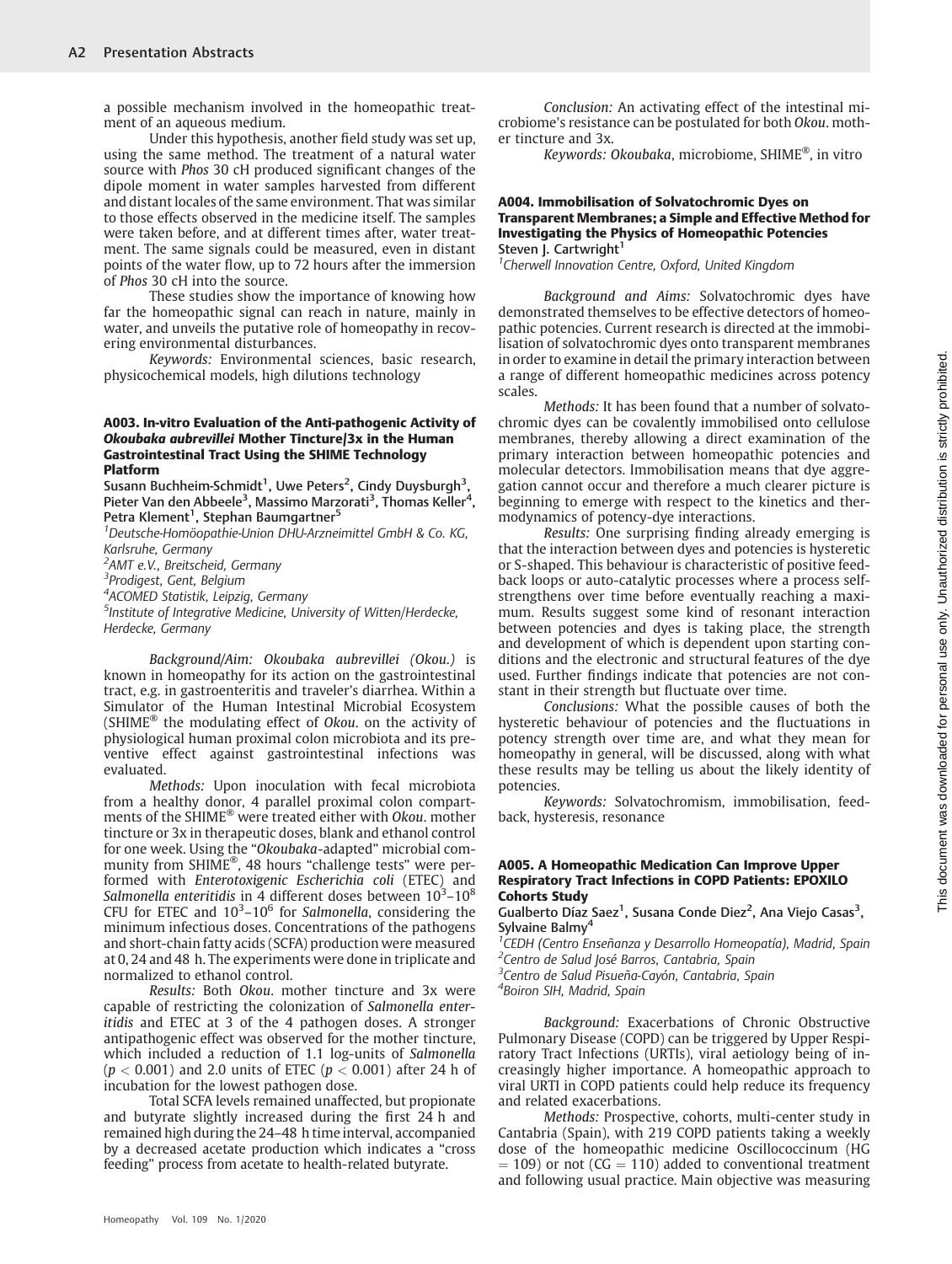a possible mechanism involved in the homeopathic treatment of an aqueous medium.

Under this hypothesis, another field study was set up, using the same method. The treatment of a natural water source with *Phos* 30 cH produced significant changes of the dipole moment in water samples harvested from different and distant locales of the same environment. That was similar to those effects observed in the medicine itself. The samples were taken before, and at different times after, water treatment. The same signals could be measured, even in distant points of the water flow, up to 72 hours after the immersion of *Phos* 30 cH into the source.

These studies show the importance of knowing how far the homeopathic signal can reach in nature, mainly in water, and unveils the putative role of homeopathy in recovering environmental disturbances.

*Keywords:* Environmental sciences, basic research, physicochemical models, high dilutions technology

### A003. In-vitro Evaluation of the Anti-pathogenic Activity of *Okoubaka aubrevillei* Mother Tincture/3x in the Human Gastrointestinal Tract Using the SHIME Technology Platform

**Susann Buchheim-Schmidt[1], Uwe Peters[2], Cindy Duysburgh[3], Pieter Van den Abbeele[3], Massimo Marzorati[3], Thomas Keller[4], Petra Klement[1], Stephan Baumgartner[5]**

[1]*Deutsche-Homöopathie-Union DHU-Arzneimittel GmbH & Co. KG, Karlsruhe, Germany*
[2]*AMT e.V., Breitscheid, Germany*
[3]*Prodigest, Gent, Belgium*
[4]*ACOMED Statistik, Leipzig, Germany*
[5]*Institute of Integrative Medicine, University of Witten/Herdecke, Herdecke, Germany*

*Background/Aim: Okoubaka aubrevillei (Okou.)* is known in homeopathy for its action on the gastrointestinal tract, e.g. in gastroenteritis and traveler's diarrhea. Within a Simulator of the Human Intestinal Microbial Ecosystem (SHIME® the modulating effect of *Okou.* on the activity of physiological human proximal colon microbiota and its preventive effect against gastrointestinal infections was evaluated.

*Methods:* Upon inoculation with fecal microbiota from a healthy donor, 4 parallel proximal colon compartments of the SHIME® were treated either with *Okou.* mother tincture or 3x in therapeutic doses, blank and ethanol control for one week. Using the "*Okoubaka*-adapted" microbial community from SHIME®, 48 hours "challenge tests" were performed with *Enterotoxigenic Escherichia coli* (ETEC) and *Salmonella enteritidis* in 4 different doses between $10^3$–$10^8$ CFU for ETEC and $10^3$–$10^6$ for *Salmonella*, considering the minimum infectious doses. Concentrations of the pathogens and short-chain fatty acids (SCFA) production were measured at 0, 24 and 48 h. The experiments were done in triplicate and normalized to ethanol control.

*Results:* Both *Okou.* mother tincture and 3x were capable of restricting the colonization of *Salmonella enteritidis* and ETEC at 3 of the 4 pathogen doses. A stronger antipathogenic effect was observed for the mother tincture, which included a reduction of 1.1 log-units of *Salmonella* ($p < 0.001$) and 2.0 units of ETEC ($p < 0.001$) after 24 h of incubation for the lowest pathogen dose.

Total SCFA levels remained unaffected, but propionate and butyrate slightly increased during the first 24 h and remained high during the 24–48 h time interval, accompanied by a decreased acetate production which indicates a "cross feeding" process from acetate to health-related butyrate.

*Conclusion:* An activating effect of the intestinal microbiome's resistance can be postulated for both *Okou.* mother tincture and 3x.

*Keywords: Okoubaka*, microbiome, SHIME®, in vitro

### A004. Immobilisation of Solvatochromic Dyes on Transparent Membranes; a Simple and Effective Method for Investigating the Physics of Homeopathic Potencies

**Steven J. Cartwright[1]**

[1]*Cherwell Innovation Centre, Oxford, United Kingdom*

*Background and Aims:* Solvatochromic dyes have demonstrated themselves to be effective detectors of homeopathic potencies. Current research is directed at the immobilisation of solvatochromic dyes onto transparent membranes in order to examine in detail the primary interaction between a range of different homeopathic medicines across potency scales.

*Methods:* It has been found that a number of solvatochromic dyes can be covalently immobilised onto cellulose membranes, thereby allowing a direct examination of the primary interaction between homeopathic potencies and molecular detectors. Immobilisation means that dye aggregation cannot occur and therefore a much clearer picture is beginning to emerge with respect to the kinetics and thermodynamics of potency-dye interactions.

*Results:* One surprising finding already emerging is that the interaction between dyes and potencies is hysteretic or S-shaped. This behaviour is characteristic of positive feedback loops or auto-catalytic processes where a process self-strengthens over time before eventually reaching a maximum. Results suggest some kind of resonant interaction between potencies and dyes is taking place, the strength and development of which is dependent upon starting conditions and the electronic and structural features of the dye used. Further findings indicate that potencies are not constant in their strength but fluctuate over time.

*Conclusions:* What the possible causes of both the hysteretic behaviour of potencies and the fluctuations in potency strength over time are, and what they mean for homeopathy in general, will be discussed, along with what these results may be telling us about the likely identity of potencies.

*Keywords:* Solvatochromism, immobilisation, feedback, hysteresis, resonance

### A005. A Homeopathic Medication Can Improve Upper Respiratory Tract Infections in COPD Patients: EPOXILO Cohorts Study

**Gualberto Díaz Saez[1], Susana Conde Diez[2], Ana Viejo Casas[3], Sylvaine Balmy[4]**

[1]*CEDH (Centro Enseñanza y Desarrollo Homeopatía), Madrid, Spain*
[2]*Centro de Salud José Barros, Cantabria, Spain*
[3]*Centro de Salud Pisueña-Cayón, Cantabria, Spain*
[4]*Boiron SIH, Madrid, Spain*

*Background:* Exacerbations of Chronic Obstructive Pulmonary Disease (COPD) can be triggered by Upper Respiratory Tract Infections (URTIs), viral aetiology being of increasingly higher importance. A homeopathic approach to viral URTI in COPD patients could help reduce its frequency and related exacerbations.

*Methods:* Prospective, cohorts, multi-center study in Cantabria (Spain), with 219 COPD patients taking a weekly dose of the homeopathic medicine Oscillococcinum (HG = 109) or not (CG = 110) added to conventional treatment and following usual practice. Main objective was measuring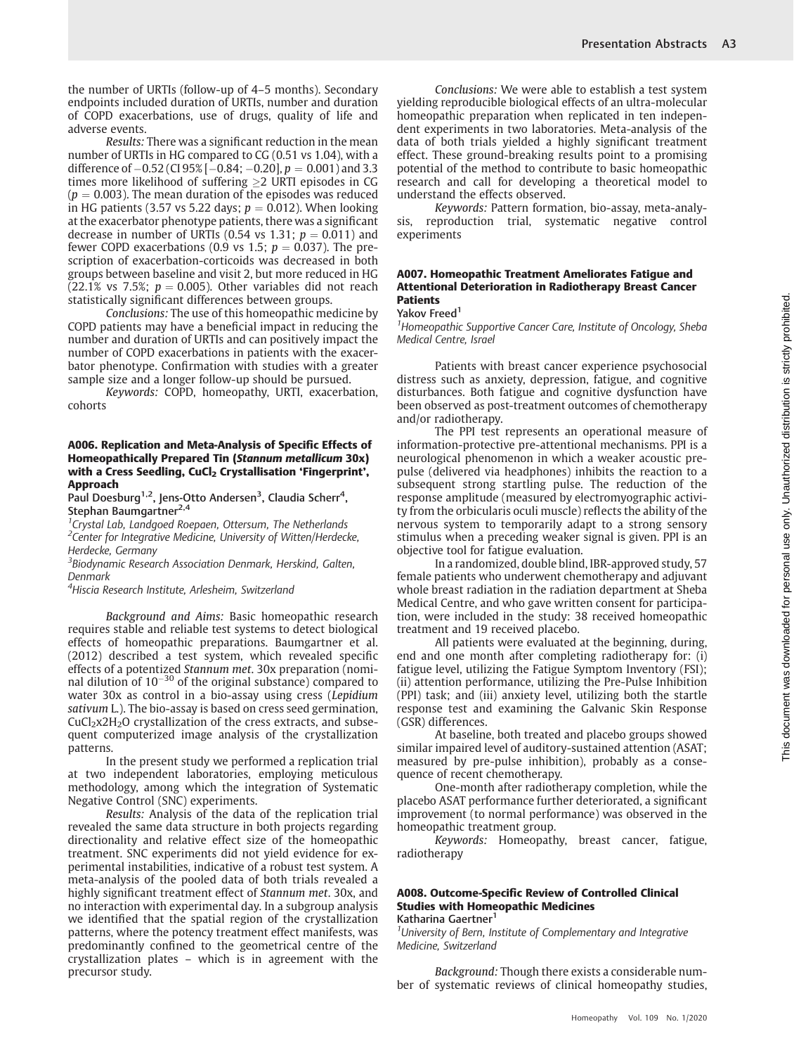the number of URTIs (follow-up of 4–5 months). Secondary endpoints included duration of URTIs, number and duration of COPD exacerbations, use of drugs, quality of life and adverse events.

*Results:* There was a significant reduction in the mean number of URTIs in HG compared to CG (0.51 vs 1.04), with a difference of −0.52 (CI 95% [−0.84; −0.20], $p = 0.001$) and 3.3 times more likelihood of suffering ≥2 URTI episodes in CG ($p = 0.003$). The mean duration of the episodes was reduced in HG patients (3.57 vs 5.22 days; $p = 0.012$). When looking at the exacerbator phenotype patients, there was a significant decrease in number of URTIs (0.54 vs 1.31; $p = 0.011$) and fewer COPD exacerbations (0.9 vs 1.5; $p = 0.037$). The prescription of exacerbation-corticoids was decreased in both groups between baseline and visit 2, but more reduced in HG (22.1% vs 7.5%; $p = 0.005$). Other variables did not reach statistically significant differences between groups.

*Conclusions:* The use of this homeopathic medicine by COPD patients may have a beneficial impact in reducing the number and duration of URTIs and can positively impact the number of COPD exacerbations in patients with the exacerbator phenotype. Confirmation with studies with a greater sample size and a longer follow-up should be pursued.

*Keywords:* COPD, homeopathy, URTI, exacerbation, cohorts

### A006. Replication and Meta-Analysis of Specific Effects of Homeopathically Prepared Tin (*Stannum metallicum* 30x) with a Cress Seedling, $CuCl_2$ Crystallisation 'Fingerprint', Approach

Paul Doesburg[1,2], Jens-Otto Andersen[3], Claudia Scherr[4], Stephan Baumgartner[2,4]

[1] *Crystal Lab, Landgoed Roepaen, Ottersum, The Netherlands*
[2] *Center for Integrative Medicine, University of Witten/Herdecke, Herdecke, Germany*
[3] *Biodynamic Research Association Denmark, Herskind, Galten, Denmark*
[4] *Hiscia Research Institute, Arlesheim, Switzerland*

*Background and Aims:* Basic homeopathic research requires stable and reliable test systems to detect biological effects of homeopathic preparations. Baumgartner et al. (2012) described a test system, which revealed specific effects of a potentized *Stannum met*. 30x preparation (nominal dilution of $10^{-30}$ of the original substance) compared to water 30x as control in a bio-assay using cress (*Lepidium sativum* L.). The bio-assay is based on cress seed germination, $CuCl_2x2H_2O$ crystallization of the cress extracts, and subsequent computerized image analysis of the crystallization patterns.

In the present study we performed a replication trial at two independent laboratories, employing meticulous methodology, among which the integration of Systematic Negative Control (SNC) experiments.

*Results:* Analysis of the data of the replication trial revealed the same data structure in both projects regarding directionality and relative effect size of the homeopathic treatment. SNC experiments did not yield evidence for experimental instabilities, indicative of a robust test system. A meta-analysis of the pooled data of both trials revealed a highly significant treatment effect of *Stannum met*. 30x, and no interaction with experimental day. In a subgroup analysis we identified that the spatial region of the crystallization patterns, where the potency treatment effect manifests, was predominantly confined to the geometrical centre of the crystallization plates – which is in agreement with the precursor study.

*Conclusions:* We were able to establish a test system yielding reproducible biological effects of an ultra-molecular homeopathic preparation when replicated in ten independent experiments in two laboratories. Meta-analysis of the data of both trials yielded a highly significant treatment effect. These ground-breaking results point to a promising potential of the method to contribute to basic homeopathic research and call for developing a theoretical model to understand the effects observed.

*Keywords:* Pattern formation, bio-assay, meta-analysis, reproduction trial, systematic negative control experiments

### A007. Homeopathic Treatment Ameliorates Fatigue and Attentional Deterioration in Radiotherapy Breast Cancer Patients

Yakov Freed[1]

[1] *Homeopathic Supportive Cancer Care, Institute of Oncology, Sheba Medical Centre, Israel*

Patients with breast cancer experience psychosocial distress such as anxiety, depression, fatigue, and cognitive disturbances. Both fatigue and cognitive dysfunction have been observed as post-treatment outcomes of chemotherapy and/or radiotherapy.

The PPI test represents an operational measure of information-protective pre-attentional mechanisms. PPI is a neurological phenomenon in which a weaker acoustic prepulse (delivered via headphones) inhibits the reaction to a subsequent strong startling pulse. The reduction of the response amplitude (measured by electromyographic activity from the orbicularis oculi muscle) reflects the ability of the nervous system to temporarily adapt to a strong sensory stimulus when a preceding weaker signal is given. PPI is an objective tool for fatigue evaluation.

In a randomized, double blind, IBR-approved study, 57 female patients who underwent chemotherapy and adjuvant whole breast radiation in the radiation department at Sheba Medical Centre, and who gave written consent for participation, were included in the study: 38 received homeopathic treatment and 19 received placebo.

All patients were evaluated at the beginning, during, end and one month after completing radiotherapy for: (i) fatigue level, utilizing the Fatigue Symptom Inventory (FSI); (ii) attention performance, utilizing the Pre-Pulse Inhibition (PPI) task; and (iii) anxiety level, utilizing both the startle response test and examining the Galvanic Skin Response (GSR) differences.

At baseline, both treated and placebo groups showed similar impaired level of auditory-sustained attention (ASAT; measured by pre-pulse inhibition), probably as a consequence of recent chemotherapy.

One-month after radiotherapy completion, while the placebo ASAT performance further deteriorated, a significant improvement (to normal performance) was observed in the homeopathic treatment group.

*Keywords:* Homeopathy, breast cancer, fatigue, radiotherapy

### A008. Outcome-Specific Review of Controlled Clinical Studies with Homeopathic Medicines

Katharina Gaertner[1]

[1] *University of Bern, Institute of Complementary and Integrative Medicine, Switzerland*

*Background:* Though there exists a considerable number of systematic reviews of clinical homeopathy studies,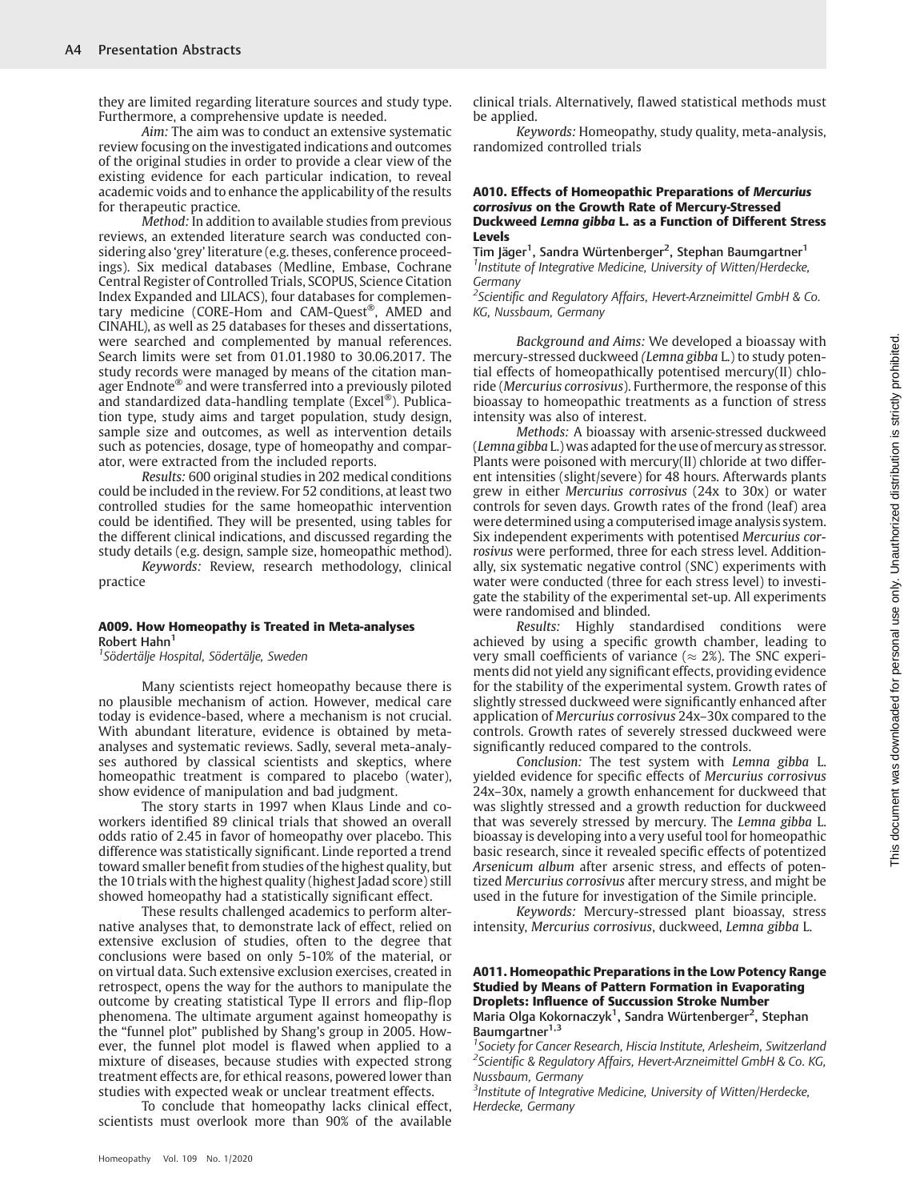they are limited regarding literature sources and study type. Furthermore, a comprehensive update is needed.

*Aim:* The aim was to conduct an extensive systematic review focusing on the investigated indications and outcomes of the original studies in order to provide a clear view of the existing evidence for each particular indication, to reveal academic voids and to enhance the applicability of the results for therapeutic practice.

*Method:* In addition to available studies from previous reviews, an extended literature search was conducted considering also 'grey' literature (e.g. theses, conference proceedings). Six medical databases (Medline, Embase, Cochrane Central Register of Controlled Trials, SCOPUS, Science Citation Index Expanded and LILACS), four databases for complementary medicine (CORE-Hom and CAM-Quest®, AMED and CINAHL), as well as 25 databases for theses and dissertations, were searched and complemented by manual references. Search limits were set from 01.01.1980 to 30.06.2017. The study records were managed by means of the citation manager Endnote® and were transferred into a previously piloted and standardized data-handling template (Excel®). Publication type, study aims and target population, study design, sample size and outcomes, as well as intervention details such as potencies, dosage, type of homeopathy and comparator, were extracted from the included reports.

*Results:* 600 original studies in 202 medical conditions could be included in the review. For 52 conditions, at least two controlled studies for the same homeopathic intervention could be identified. They will be presented, using tables for the different clinical indications, and discussed regarding the study details (e.g. design, sample size, homeopathic method).

*Keywords:* Review, research methodology, clinical practice

### A009. How Homeopathy is Treated in Meta-analyses

**Robert Hahn**[1]

[1]*Södertälje Hospital, Södertälje, Sweden*

Many scientists reject homeopathy because there is no plausible mechanism of action. However, medical care today is evidence-based, where a mechanism is not crucial. With abundant literature, evidence is obtained by meta-analyses and systematic reviews. Sadly, several meta-analyses authored by classical scientists and skeptics, where homeopathic treatment is compared to placebo (water), show evidence of manipulation and bad judgment.

The story starts in 1997 when Klaus Linde and co-workers identified 89 clinical trials that showed an overall odds ratio of 2.45 in favor of homeopathy over placebo. This difference was statistically significant. Linde reported a trend toward smaller benefit from studies of the highest quality, but the 10 trials with the highest quality (highest Jadad score) still showed homeopathy had a statistically significant effect.

These results challenged academics to perform alternative analyses that, to demonstrate lack of effect, relied on extensive exclusion of studies, often to the degree that conclusions were based on only 5-10% of the material, or on virtual data. Such extensive exclusion exercises, created in retrospect, opens the way for the authors to manipulate the outcome by creating statistical Type II errors and flip-flop phenomena. The ultimate argument against homeopathy is the "funnel plot" published by Shang's group in 2005. However, the funnel plot model is flawed when applied to a mixture of diseases, because studies with expected strong treatment effects are, for ethical reasons, powered lower than studies with expected weak or unclear treatment effects.

To conclude that homeopathy lacks clinical effect, scientists must overlook more than 90% of the available clinical trials. Alternatively, flawed statistical methods must be applied.

*Keywords:* Homeopathy, study quality, meta-analysis, randomized controlled trials

### A010. Effects of Homeopathic Preparations of *Mercurius corrosivus* on the Growth Rate of Mercury-Stressed Duckweed *Lemna gibba* L. as a Function of Different Stress Levels

**Tim Jäger**[1], **Sandra Würtenberger**[2], **Stephan Baumgartner**[1]

[1]*Institute of Integrative Medicine, University of Witten/Herdecke, Germany*

[2]*Scientific and Regulatory Affairs, Hevert-Arzneimittel GmbH & Co. KG, Nussbaum, Germany*

*Background and Aims:* We developed a bioassay with mercury-stressed duckweed (*Lemna gibba* L.) to study potential effects of homeopathically potentised mercury(II) chloride (*Mercurius corrosivus*). Furthermore, the response of this bioassay to homeopathic treatments as a function of stress intensity was also of interest.

*Methods:* A bioassay with arsenic-stressed duckweed (*Lemna gibba* L.) was adapted for the use of mercury as stressor. Plants were poisoned with mercury(II) chloride at two different intensities (slight/severe) for 48 hours. Afterwards plants grew in either *Mercurius corrosivus* (24x to 30x) or water controls for seven days. Growth rates of the frond (leaf) area were determined using a computerised image analysis system. Six independent experiments with potentised *Mercurius corrosivus* were performed, three for each stress level. Additionally, six systematic negative control (SNC) experiments with water were conducted (three for each stress level) to investigate the stability of the experimental set-up. All experiments were randomised and blinded.

*Results:* Highly standardised conditions were achieved by using a specific growth chamber, leading to very small coefficients of variance ($\approx$ 2%). The SNC experiments did not yield any significant effects, providing evidence for the stability of the experimental system. Growth rates of slightly stressed duckweed were significantly enhanced after application of *Mercurius corrosivus* 24x–30x compared to the controls. Growth rates of severely stressed duckweed were significantly reduced compared to the controls.

*Conclusion:* The test system with *Lemna gibba* L. yielded evidence for specific effects of *Mercurius corrosivus* 24x–30x, namely a growth enhancement for duckweed that was slightly stressed and a growth reduction for duckweed that was severely stressed by mercury. The *Lemna gibba* L. bioassay is developing into a very useful tool for homeopathic basic research, since it revealed specific effects of potentized *Arsenicum album* after arsenic stress, and effects of potentized *Mercurius corrosivus* after mercury stress, and might be used in the future for investigation of the Simile principle.

*Keywords:* Mercury-stressed plant bioassay, stress intensity, *Mercurius corrosivus*, duckweed, *Lemna gibba* L.

### A011. Homeopathic Preparations in the Low Potency Range Studied by Means of Pattern Formation in Evaporating Droplets: Influence of Succussion Stroke Number

**Maria Olga Kokornaczyk**[1], **Sandra Würtenberger**[2], **Stephan Baumgartner**[1,3]

[1]*Society for Cancer Research, Hiscia Institute, Arlesheim, Switzerland*

[2]*Scientific & Regulatory Affairs, Hevert-Arzneimittel GmbH & Co. KG, Nussbaum, Germany*

[3]*Institute of Integrative Medicine, University of Witten/Herdecke, Herdecke, Germany*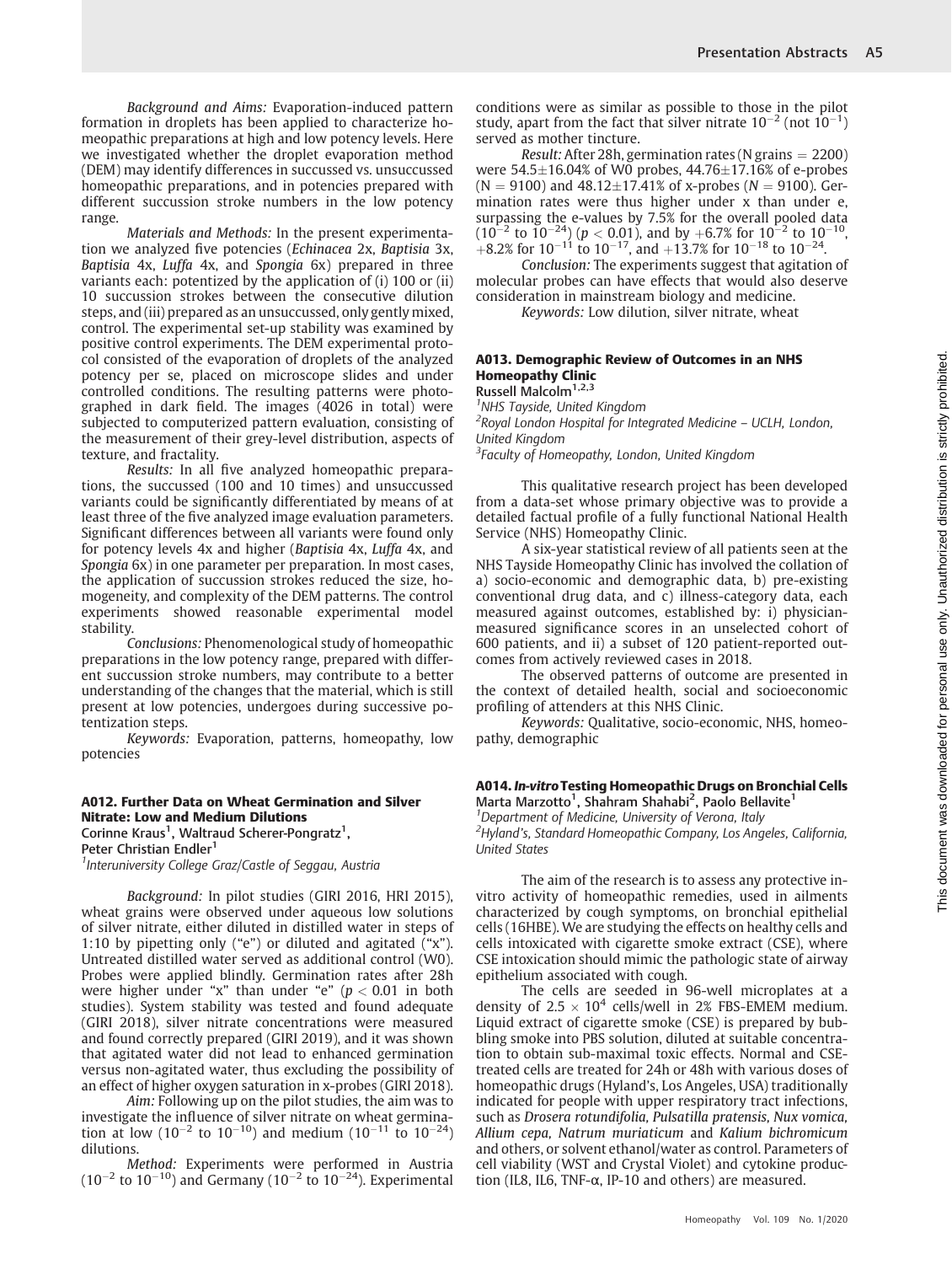*Background and Aims:* Evaporation-induced pattern formation in droplets has been applied to characterize homeopathic preparations at high and low potency levels. Here we investigated whether the droplet evaporation method (DEM) may identify differences in succussed vs. unsuccussed homeopathic preparations, and in potencies prepared with different succussion stroke numbers in the low potency range.

*Materials and Methods:* In the present experimentation we analyzed five potencies (*Echinacea* 2x, *Baptisia* 3x, *Baptisia* 4x, *Luffa* 4x, and *Spongia* 6x) prepared in three variants each: potentized by the application of (i) 100 or (ii) 10 succussion strokes between the consecutive dilution steps, and (iii) prepared as an unsuccussed, only gently mixed, control. The experimental set-up stability was examined by positive control experiments. The DEM experimental protocol consisted of the evaporation of droplets of the analyzed potency per se, placed on microscope slides and under controlled conditions. The resulting patterns were photographed in dark field. The images (4026 in total) were subjected to computerized pattern evaluation, consisting of the measurement of their grey-level distribution, aspects of texture, and fractality.

*Results:* In all five analyzed homeopathic preparations, the succussed (100 and 10 times) and unsuccussed variants could be significantly differentiated by means of at least three of the five analyzed image evaluation parameters. Significant differences between all variants were found only for potency levels 4x and higher (*Baptisia* 4x, *Luffa* 4x, and *Spongia* 6x) in one parameter per preparation. In most cases, the application of succussion strokes reduced the size, homogeneity, and complexity of the DEM patterns. The control experiments showed reasonable experimental model stability.

*Conclusions:* Phenomenological study of homeopathic preparations in the low potency range, prepared with different succussion stroke numbers, may contribute to a better understanding of the changes that the material, which is still present at low potencies, undergoes during successive potentization steps.

*Keywords:* Evaporation, patterns, homeopathy, low potencies

### A012. Further Data on Wheat Germination and Silver Nitrate: Low and Medium Dilutions

**Corinne Kraus[1], Waltraud Scherer-Pongratz[1], Peter Christian Endler[1]**

[1]Interuniversity College Graz/Castle of Seggau, Austria

*Background:* In pilot studies (GIRI 2016, HRI 2015), wheat grains were observed under aqueous low solutions of silver nitrate, either diluted in distilled water in steps of 1:10 by pipetting only ("e") or diluted and agitated ("x"). Untreated distilled water served as additional control (W0). Probes were applied blindly. Germination rates after 28h were higher under "x" than under "e" ($p < 0.01$ in both studies). System stability was tested and found adequate (GIRI 2018), silver nitrate concentrations were measured and found correctly prepared (GIRI 2019), and it was shown that agitated water did not lead to enhanced germination versus non-agitated water, thus excluding the possibility of an effect of higher oxygen saturation in x-probes (GIRI 2018).

*Aim:* Following up on the pilot studies, the aim was to investigate the influence of silver nitrate on wheat germination at low ($10^{-2}$ to $10^{-10}$) and medium ($10^{-11}$ to $10^{-24}$) dilutions.

*Method:* Experiments were performed in Austria ($10^{-2}$ to $10^{-10}$) and Germany ($10^{-2}$ to $10^{-24}$). Experimental conditions were as similar as possible to those in the pilot study, apart from the fact that silver nitrate $10^{-2}$ (not $10^{-1}$) served as mother tincture.

*Result:* After 28h, germination rates (N grains = 2200) were 54.5±16.04% of W0 probes, 44.76±17.16% of e-probes (N = 9100) and 48.12±17.41% of x-probes (*N* = 9100). Germination rates were thus higher under x than under e, surpassing the e-values by 7.5% for the overall pooled data ($10^{-2}$ to $10^{-24}$) ($p < 0.01$), and by +6.7% for $10^{-2}$ to $10^{-10}$, +8.2% for $10^{-11}$ to $10^{-17}$, and +13.7% for $10^{-18}$ to $10^{-24}$.

*Conclusion:* The experiments suggest that agitation of molecular probes can have effects that would also deserve consideration in mainstream biology and medicine.

*Keywords:* Low dilution, silver nitrate, wheat

### A013. Demographic Review of Outcomes in an NHS Homeopathy Clinic

**Russell Malcolm[1,2,3]**

[1]NHS Tayside, United Kingdom
[2]Royal London Hospital for Integrated Medicine – UCLH, London, United Kingdom
[3]Faculty of Homeopathy, London, United Kingdom

This qualitative research project has been developed from a data-set whose primary objective was to provide a detailed factual profile of a fully functional National Health Service (NHS) Homeopathy Clinic.

A six-year statistical review of all patients seen at the NHS Tayside Homeopathy Clinic has involved the collation of a) socio-economic and demographic data, b) pre-existing conventional drug data, and c) illness-category data, each measured against outcomes, established by: i) physician-measured significance scores in an unselected cohort of 600 patients, and ii) a subset of 120 patient-reported outcomes from actively reviewed cases in 2018.

The observed patterns of outcome are presented in the context of detailed health, social and socioeconomic profiling of attenders at this NHS Clinic.

*Keywords:* Qualitative, socio-economic, NHS, homeopathy, demographic

### A014. *In-vitro* Testing Homeopathic Drugs on Bronchial Cells

**Marta Marzotto[1], Shahram Shahabi[2], Paolo Bellavite[1]**

[1]Department of Medicine, University of Verona, Italy
[2]Hyland's, Standard Homeopathic Company, Los Angeles, California, United States

The aim of the research is to assess any protective in-vitro activity of homeopathic remedies, used in ailments characterized by cough symptoms, on bronchial epithelial cells (16HBE). We are studying the effects on healthy cells and cells intoxicated with cigarette smoke extract (CSE), where CSE intoxication should mimic the pathologic state of airway epithelium associated with cough.

The cells are seeded in 96-well microplates at a density of $2.5 \times 10^4$ cells/well in 2% FBS-EMEM medium. Liquid extract of cigarette smoke (CSE) is prepared by bubbling smoke into PBS solution, diluted at suitable concentration to obtain sub-maximal toxic effects. Normal and CSE-treated cells are treated for 24h or 48h with various doses of homeopathic drugs (Hyland's, Los Angeles, USA) traditionally indicated for people with upper respiratory tract infections, such as *Drosera rotundifolia, Pulsatilla pratensis, Nux vomica, Allium cepa, Natrum muriaticum* and *Kalium bichromicum* and others, or solvent ethanol/water as control. Parameters of cell viability (WST and Crystal Violet) and cytokine production (IL8, IL6, TNF-α, IP-10 and others) are measured.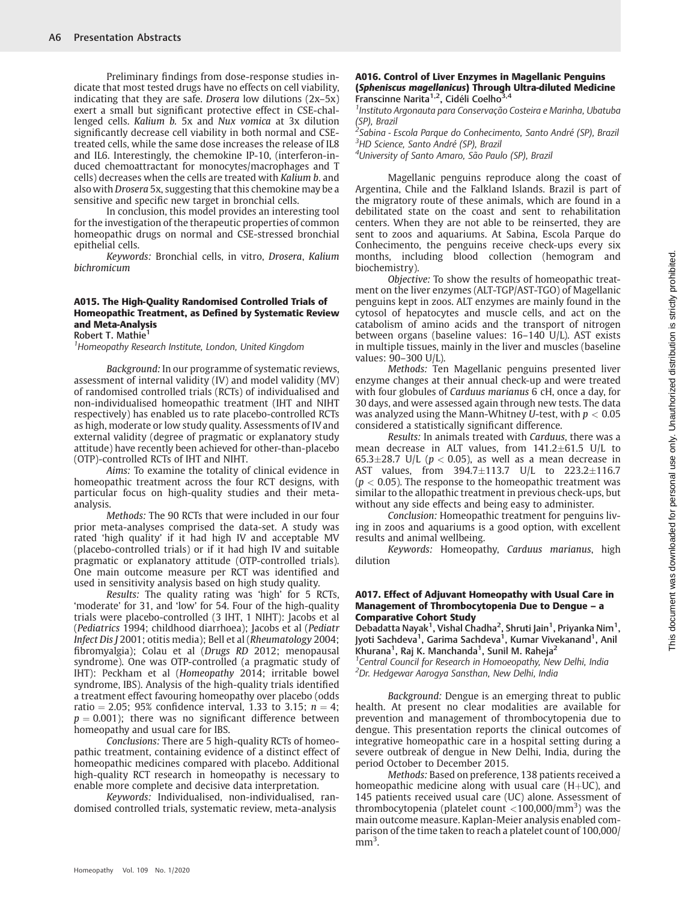Preliminary findings from dose-response studies indicate that most tested drugs have no effects on cell viability, indicating that they are safe. *Drosera* low dilutions (2x–5x) exert a small but significant protective effect in CSE-challenged cells. *Kalium b.* 5x and *Nux vomica* at 3x dilution significantly decrease cell viability in both normal and CSE-treated cells, while the same dose increases the release of IL8 and IL6. Interestingly, the chemokine IP-10, (interferon-induced chemoattractant for monocytes/macrophages and T cells) decreases when the cells are treated with *Kalium b.* and also with *Drosera* 5x, suggesting that this chemokine may be a sensitive and specific new target in bronchial cells.

In conclusion, this model provides an interesting tool for the investigation of the therapeutic properties of common homeopathic drugs on normal and CSE-stressed bronchial epithelial cells.

*Keywords:* Bronchial cells, in vitro, *Drosera*, *Kalium bichromicum*

### A015. The High-Quality Randomised Controlled Trials of Homeopathic Treatment, as Defined by Systematic Review and Meta-Analysis

Robert T. Mathie[1]

[1]Homeopathy Research Institute, London, United Kingdom

*Background:* In our programme of systematic reviews, assessment of internal validity (IV) and model validity (MV) of randomised controlled trials (RCTs) of individualised and non-individualised homeopathic treatment (IHT and NIHT respectively) has enabled us to rate placebo-controlled RCTs as high, moderate or low study quality. Assessments of IV and external validity (degree of pragmatic or explanatory study attitude) have recently been achieved for other-than-placebo (OTP)-controlled RCTs of IHT and NIHT.

*Aims:* To examine the totality of clinical evidence in homeopathic treatment across the four RCT designs, with particular focus on high-quality studies and their meta-analysis.

*Methods:* The 90 RCTs that were included in our four prior meta-analyses comprised the data-set. A study was rated 'high quality' if it had high IV and acceptable MV (placebo-controlled trials) or if it had high IV and suitable pragmatic or explanatory attitude (OTP-controlled trials). One main outcome measure per RCT was identified and used in sensitivity analysis based on high study quality.

*Results:* The quality rating was 'high' for 5 RCTs, 'moderate' for 31, and 'low' for 54. Four of the high-quality trials were placebo-controlled (3 IHT, 1 NIHT): Jacobs et al (*Pediatrics* 1994; childhood diarrhoea); Jacobs et al (*Pediatr Infect Dis J* 2001; otitis media); Bell et al (*Rheumatology* 2004; fibromyalgia); Colau et al (*Drugs RD* 2012; menopausal syndrome). One was OTP-controlled (a pragmatic study of IHT): Peckham et al (*Homeopathy* 2014; irritable bowel syndrome, IBS). Analysis of the high-quality trials identified a treatment effect favouring homeopathy over placebo (odds ratio = 2.05; 95% confidence interval, 1.33 to 3.15; $n = 4$; $p = 0.001$); there was no significant difference between homeopathy and usual care for IBS.

*Conclusions:* There are 5 high-quality RCTs of homeopathic treatment, containing evidence of a distinct effect of homeopathic medicines compared with placebo. Additional high-quality RCT research in homeopathy is necessary to enable more complete and decisive data interpretation.

*Keywords:* Individualised, non-individualised, randomised controlled trials, systematic review, meta-analysis

### A016. Control of Liver Enzymes in Magellanic Penguins (*Spheniscus magellanicus*) Through Ultra-diluted Medicine

Franscinne Narita[1,2], Cidéli Coelho[3,4]

[1]Instituto Argonauta para Conservação Costeira e Marinha, Ubatuba (SP), Brazil
[2]Sabina - Escola Parque do Conhecimento, Santo André (SP), Brazil
[3]HD Science, Santo André (SP), Brazil
[4]University of Santo Amaro, São Paulo (SP), Brazil

Magellanic penguins reproduce along the coast of Argentina, Chile and the Falkland Islands. Brazil is part of the migratory route of these animals, which are found in a debilitated state on the coast and sent to rehabilitation centers. When they are not able to be reinserted, they are sent to zoos and aquariums. At Sabina, Escola Parque do Conhecimento, the penguins receive check-ups every six months, including blood collection (hemogram and biochemistry).

*Objective:* To show the results of homeopathic treatment on the liver enzymes (ALT-TGP/AST-TGO) of Magellanic penguins kept in zoos. ALT enzymes are mainly found in the cytosol of hepatocytes and muscle cells, and act on the catabolism of amino acids and the transport of nitrogen between organs (baseline values: 16–140 U/L). AST exists in multiple tissues, mainly in the liver and muscles (baseline values: 90–300 U/L).

*Methods:* Ten Magellanic penguins presented liver enzyme changes at their annual check-up and were treated with four globules of *Carduus marianus* 6 cH, once a day, for 30 days, and were assessed again through new tests. The data was analyzed using the Mann-Whitney *U*-test, with $p < 0.05$ considered a statistically significant difference.

*Results:* In animals treated with *Carduus*, there was a mean decrease in ALT values, from $141.2\pm61.5$ U/L to $65.3\pm28.7$ U/L ($p < 0.05$), as well as a mean decrease in AST values, from $394.7\pm113.7$ U/L to $223.2\pm116.7$ ($p < 0.05$). The response to the homeopathic treatment was similar to the allopathic treatment in previous check-ups, but without any side effects and being easy to administer.

*Conclusion:* Homeopathic treatment for penguins living in zoos and aquariums is a good option, with excellent results and animal wellbeing.

*Keywords:* Homeopathy, *Carduus marianus*, high dilution

### A017. Effect of Adjuvant Homeopathy with Usual Care in Management of Thrombocytopenia Due to Dengue – a Comparative Cohort Study

Debadatta Nayak[1], Vishal Chadha[2], Shruti Jain[1], Priyanka Nim[1], Jyoti Sachdeva[1], Garima Sachdeva[1], Kumar Vivekanand[1], Anil Khurana[1], Raj K. Manchanda[1], Sunil M. Raheja[2]

[1]Central Council for Research in Homoeopathy, New Delhi, India
[2]Dr. Hedgewar Aarogya Sansthan, New Delhi, India

*Background:* Dengue is an emerging threat to public health. At present no clear modalities are available for prevention and management of thrombocytopenia due to dengue. This presentation reports the clinical outcomes of integrative homeopathic care in a hospital setting during a severe outbreak of dengue in New Delhi, India, during the period October to December 2015.

*Methods:* Based on preference, 138 patients received a homeopathic medicine along with usual care (H+UC), and 145 patients received usual care (UC) alone. Assessment of thrombocytopenia (platelet count $<100{,}000/\text{mm}^3$) was the main outcome measure. Kaplan-Meier analysis enabled comparison of the time taken to reach a platelet count of $100{,}000/\text{mm}^3$.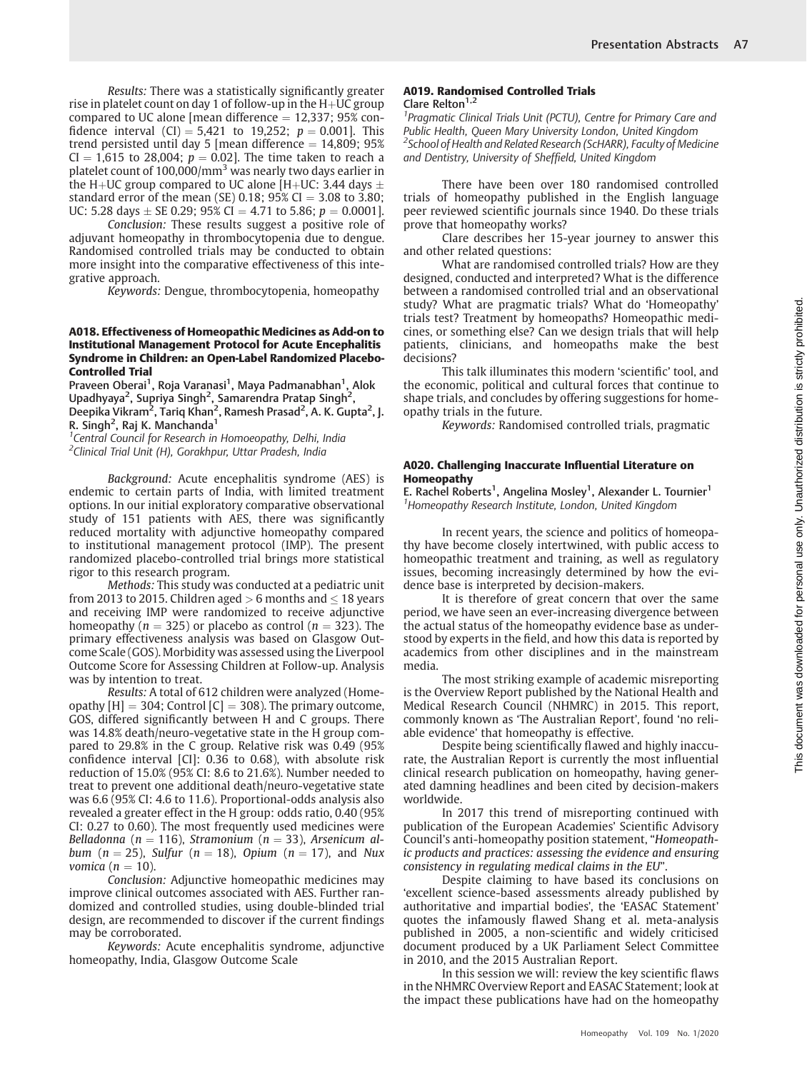*Results:* There was a statistically significantly greater rise in platelet count on day 1 of follow-up in the H+UC group compared to UC alone [mean difference = 12,337; 95% confidence interval (CI) = 5,421 to 19,252; $p = 0.001$]. This trend persisted until day 5 [mean difference = 14,809; 95% CI = 1,615 to 28,004; $p = 0.02$]. The time taken to reach a platelet count of 100,000/mm$^3$ was nearly two days earlier in the H+UC group compared to UC alone [H+UC: 3.44 days ± standard error of the mean (SE) 0.18; 95% CI = 3.08 to 3.80; UC: 5.28 days ± SE 0.29; 95% CI = 4.71 to 5.86; $p = 0.0001$].

*Conclusion:* These results suggest a positive role of adjuvant homeopathy in thrombocytopenia due to dengue. Randomised controlled trials may be conducted to obtain more insight into the comparative effectiveness of this integrative approach.

*Keywords:* Dengue, thrombocytopenia, homeopathy

### A018. Effectiveness of Homeopathic Medicines as Add-on to Institutional Management Protocol for Acute Encephalitis Syndrome in Children: an Open-Label Randomized Placebo-Controlled Trial

**Praveen Oberai[1], Roja Varanasi[1], Maya Padmanabhan[1], Alok Upadhyaya[2], Supriya Singh[2], Samarendra Pratap Singh[2], Deepika Vikram[2], Tariq Khan[2], Ramesh Prasad[2], A. K. Gupta[2], J. R. Singh[2], Raj K. Manchanda[1]**

*[1]Central Council for Research in Homoeopathy, Delhi, India*
*[2]Clinical Trial Unit (H), Gorakhpur, Uttar Pradesh, India*

*Background:* Acute encephalitis syndrome (AES) is endemic to certain parts of India, with limited treatment options. In our initial exploratory comparative observational study of 151 patients with AES, there was significantly reduced mortality with adjunctive homeopathy compared to institutional management protocol (IMP). The present randomized placebo-controlled trial brings more statistical rigor to this research program.

*Methods:* This study was conducted at a pediatric unit from 2013 to 2015. Children aged > 6 months and ≤ 18 years and receiving IMP were randomized to receive adjunctive homeopathy ($n = 325$) or placebo as control ($n = 323$). The primary effectiveness analysis was based on Glasgow Outcome Scale (GOS). Morbidity was assessed using the Liverpool Outcome Score for Assessing Children at Follow-up. Analysis was by intention to treat.

*Results:* A total of 612 children were analyzed (Homeopathy [H] = 304; Control [C] = 308). The primary outcome, GOS, differed significantly between H and C groups. There was 14.8% death/neuro-vegetative state in the H group compared to 29.8% in the C group. Relative risk was 0.49 (95% confidence interval [CI]: 0.36 to 0.68), with absolute risk reduction of 15.0% (95% CI: 8.6 to 21.6%). Number needed to treat to prevent one additional death/neuro-vegetative state was 6.6 (95% CI: 4.6 to 11.6). Proportional-odds analysis also revealed a greater effect in the H group: odds ratio, 0.40 (95% CI: 0.27 to 0.60). The most frequently used medicines were *Belladonna* ($n = 116$), *Stramonium* ($n = 33$), *Arsenicum album* ($n = 25$), *Sulfur* ($n = 18$), *Opium* ($n = 17$), and *Nux vomica* ($n = 10$).

*Conclusion:* Adjunctive homeopathic medicines may improve clinical outcomes associated with AES. Further randomized and controlled studies, using double-blinded trial design, are recommended to discover if the current findings may be corroborated.

*Keywords:* Acute encephalitis syndrome, adjunctive homeopathy, India, Glasgow Outcome Scale

### A019. Randomised Controlled Trials

**Clare Relton[1,2]**

*[1]Pragmatic Clinical Trials Unit (PCTU), Centre for Primary Care and Public Health, Queen Mary University London, United Kingdom*
*[2]School of Health and Related Research (ScHARR), Faculty of Medicine and Dentistry, University of Sheffield, United Kingdom*

There have been over 180 randomised controlled trials of homeopathy published in the English language peer reviewed scientific journals since 1940. Do these trials prove that homeopathy works?

Clare describes her 15-year journey to answer this and other related questions:

What are randomised controlled trials? How are they designed, conducted and interpreted? What is the difference between a randomised controlled trial and an observational study? What are pragmatic trials? What do 'Homeopathy' trials test? Treatment by homeopaths? Homeopathic medicines, or something else? Can we design trials that will help patients, clinicians, and homeopaths make the best decisions?

This talk illuminates this modern 'scientific' tool, and the economic, political and cultural forces that continue to shape trials, and concludes by offering suggestions for homeopathy trials in the future.

*Keywords:* Randomised controlled trials, pragmatic

### A020. Challenging Inaccurate Influential Literature on Homeopathy

**E. Rachel Roberts[1], Angelina Mosley[1], Alexander L. Tournier[1]**

*[1]Homeopathy Research Institute, London, United Kingdom*

In recent years, the science and politics of homeopathy have become closely intertwined, with public access to homeopathic treatment and training, as well as regulatory issues, becoming increasingly determined by how the evidence base is interpreted by decision-makers.

It is therefore of great concern that over the same period, we have seen an ever-increasing divergence between the actual status of the homeopathy evidence base as understood by experts in the field, and how this data is reported by academics from other disciplines and in the mainstream media.

The most striking example of academic misreporting is the Overview Report published by the National Health and Medical Research Council (NHMRC) in 2015. This report, commonly known as 'The Australian Report', found 'no reliable evidence' that homeopathy is effective.

Despite being scientifically flawed and highly inaccurate, the Australian Report is currently the most influential clinical research publication on homeopathy, having generated damning headlines and been cited by decision-makers worldwide.

In 2017 this trend of misreporting continued with publication of the European Academies' Scientific Advisory Council's anti-homeopathy position statement, "*Homeopathic products and practices: assessing the evidence and ensuring consistency in regulating medical claims in the EU*".

Despite claiming to have based its conclusions on 'excellent science-based assessments already published by authoritative and impartial bodies', the 'EASAC Statement' quotes the infamously flawed Shang et al. meta-analysis published in 2005, a non-scientific and widely criticised document produced by a UK Parliament Select Committee in 2010, and the 2015 Australian Report.

In this session we will: review the key scientific flaws in the NHMRC Overview Report and EASAC Statement; look at the impact these publications have had on the homeopathy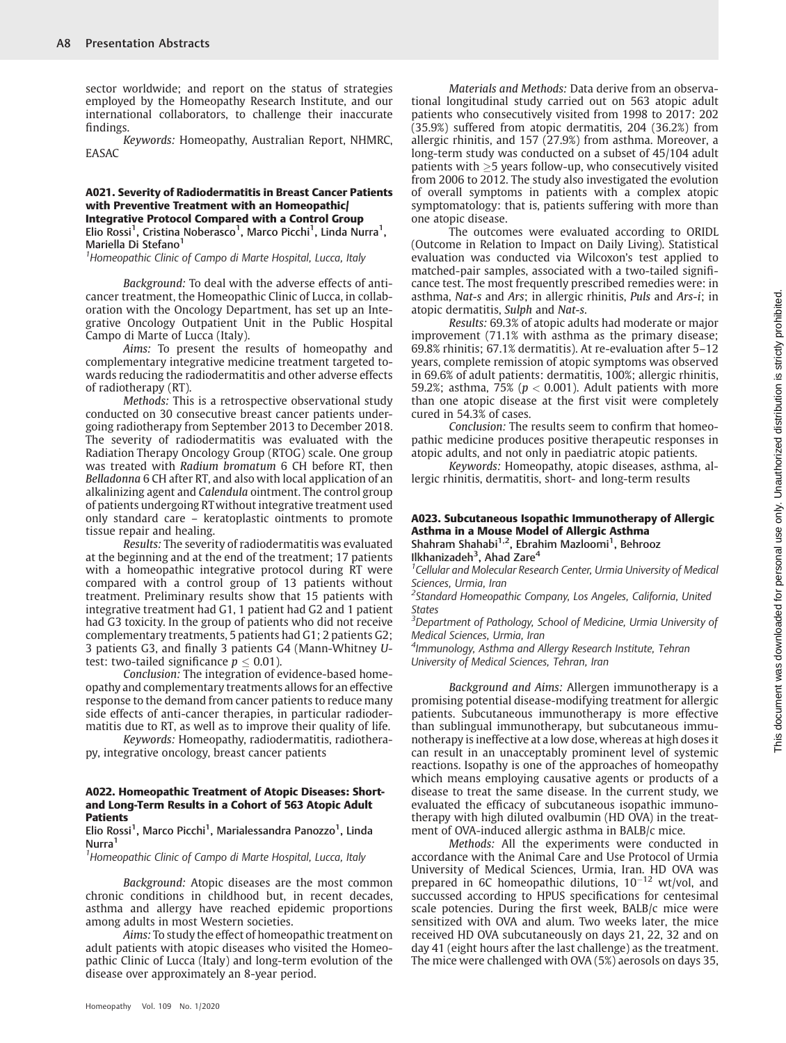sector worldwide; and report on the status of strategies employed by the Homeopathy Research Institute, and our international collaborators, to challenge their inaccurate findings.

*Keywords:* Homeopathy, Australian Report, NHMRC, EASAC

### A021. Severity of Radiodermatitis in Breast Cancer Patients with Preventive Treatment with an Homeopathic/ Integrative Protocol Compared with a Control Group

Elio Rossi[1], Cristina Noberasco[1], Marco Picchi[1], Linda Nurra[1], Mariella Di Stefano[1]

[1]*Homeopathic Clinic of Campo di Marte Hospital, Lucca, Italy*

*Background:* To deal with the adverse effects of anticancer treatment, the Homeopathic Clinic of Lucca, in collaboration with the Oncology Department, has set up an Integrative Oncology Outpatient Unit in the Public Hospital Campo di Marte of Lucca (Italy).

*Aims:* To present the results of homeopathy and complementary integrative medicine treatment targeted towards reducing the radiodermatitis and other adverse effects of radiotherapy (RT).

*Methods:* This is a retrospective observational study conducted on 30 consecutive breast cancer patients undergoing radiotherapy from September 2013 to December 2018. The severity of radiodermatitis was evaluated with the Radiation Therapy Oncology Group (RTOG) scale. One group was treated with *Radium bromatum* 6 CH before RT, then *Belladonna* 6 CH after RT, and also with local application of an alkalinizing agent and *Calendula* ointment. The control group of patients undergoing RT without integrative treatment used only standard care – keratoplastic ointments to promote tissue repair and healing.

*Results:* The severity of radiodermatitis was evaluated at the beginning and at the end of the treatment; 17 patients with a homeopathic integrative protocol during RT were compared with a control group of 13 patients without treatment. Preliminary results show that 15 patients with integrative treatment had G1, 1 patient had G2 and 1 patient had G3 toxicity. In the group of patients who did not receive complementary treatments, 5 patients had G1; 2 patients G2; 3 patients G3, and finally 3 patients G4 (Mann-Whitney *U*-test: two-tailed significance $p \leq 0.01$).

*Conclusion:* The integration of evidence-based homeopathy and complementary treatments allows for an effective response to the demand from cancer patients to reduce many side effects of anti-cancer therapies, in particular radiodermatitis due to RT, as well as to improve their quality of life.

*Keywords:* Homeopathy, radiodermatitis, radiotherapy, integrative oncology, breast cancer patients

### A022. Homeopathic Treatment of Atopic Diseases: Short- and Long-Term Results in a Cohort of 563 Atopic Adult Patients

Elio Rossi[1], Marco Picchi[1], Marialessandra Panozzo[1], Linda Nurra[1]

[1]*Homeopathic Clinic of Campo di Marte Hospital, Lucca, Italy*

*Background:* Atopic diseases are the most common chronic conditions in childhood but, in recent decades, asthma and allergy have reached epidemic proportions among adults in most Western societies.

*Aims:* To study the effect of homeopathic treatment on adult patients with atopic diseases who visited the Homeopathic Clinic of Lucca (Italy) and long-term evolution of the disease over approximately an 8-year period.

*Materials and Methods:* Data derive from an observational longitudinal study carried out on 563 atopic adult patients who consecutively visited from 1998 to 2017: 202 (35.9%) suffered from atopic dermatitis, 204 (36.2%) from allergic rhinitis, and 157 (27.9%) from asthma. Moreover, a long-term study was conducted on a subset of 45/104 adult patients with $\geq$5 years follow-up, who consecutively visited from 2006 to 2012. The study also investigated the evolution of overall symptoms in patients with a complex atopic symptomatology: that is, patients suffering with more than one atopic disease.

The outcomes were evaluated according to ORIDL (Outcome in Relation to Impact on Daily Living). Statistical evaluation was conducted via Wilcoxon's test applied to matched-pair samples, associated with a two-tailed significance test. The most frequently prescribed remedies were: in asthma, *Nat-s* and *Ars*; in allergic rhinitis, *Puls* and *Ars-i*; in atopic dermatitis, *Sulph* and *Nat-s*.

*Results:* 69.3% of atopic adults had moderate or major improvement (71.1% with asthma as the primary disease; 69.8% rhinitis; 67.1% dermatitis). At re-evaluation after 5–12 years, complete remission of atopic symptoms was observed in 69.6% of adult patients: dermatitis, 100%; allergic rhinitis, 59.2%; asthma, 75% ($p < 0.001$). Adult patients with more than one atopic disease at the first visit were completely cured in 54.3% of cases.

*Conclusion:* The results seem to confirm that homeopathic medicine produces positive therapeutic responses in atopic adults, and not only in paediatric atopic patients.

*Keywords:* Homeopathy, atopic diseases, asthma, allergic rhinitis, dermatitis, short- and long-term results

### A023. Subcutaneous Isopathic Immunotherapy of Allergic Asthma in a Mouse Model of Allergic Asthma

Shahram Shahabi[1,2], Ebrahim Mazloomi[1], Behrooz Ilkhanizadeh[3], Ahad Zare[4]

[1]*Cellular and Molecular Research Center, Urmia University of Medical Sciences, Urmia, Iran*

[2]*Standard Homeopathic Company, Los Angeles, California, United States*

[3]*Department of Pathology, School of Medicine, Urmia University of Medical Sciences, Urmia, Iran*

[4]*Immunology, Asthma and Allergy Research Institute, Tehran University of Medical Sciences, Tehran, Iran*

*Background and Aims:* Allergen immunotherapy is a promising potential disease-modifying treatment for allergic patients. Subcutaneous immunotherapy is more effective than sublingual immunotherapy, but subcutaneous immunotherapy is ineffective at a low dose, whereas at high doses it can result in an unacceptably prominent level of systemic reactions. Isopathy is one of the approaches of homeopathy which means employing causative agents or products of a disease to treat the same disease. In the current study, we evaluated the efficacy of subcutaneous isopathic immunotherapy with high diluted ovalbumin (HD OVA) in the treatment of OVA-induced allergic asthma in BALB/c mice.

*Methods:* All the experiments were conducted in accordance with the Animal Care and Use Protocol of Urmia University of Medical Sciences, Urmia, Iran. HD OVA was prepared in 6C homeopathic dilutions, $10^{-12}$ wt/vol, and succussed according to HPUS specifications for centesimal scale potencies. During the first week, BALB/c mice were sensitized with OVA and alum. Two weeks later, the mice received HD OVA subcutaneously on days 21, 22, 32 and on day 41 (eight hours after the last challenge) as the treatment. The mice were challenged with OVA (5%) aerosols on days 35,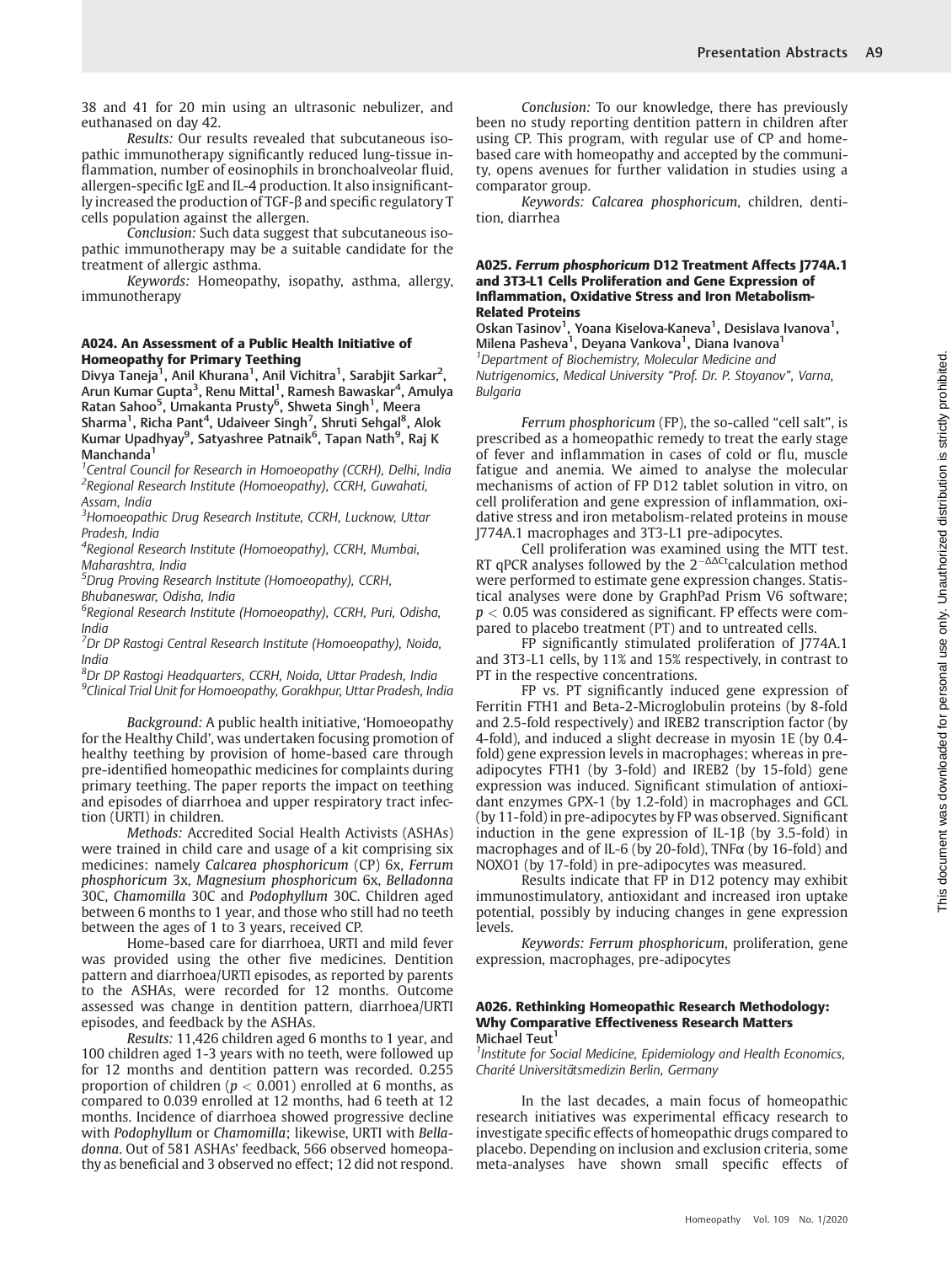38 and 41 for 20 min using an ultrasonic nebulizer, and euthanased on day 42.

*Results:* Our results revealed that subcutaneous isopathic immunotherapy significantly reduced lung-tissue inflammation, number of eosinophils in bronchoalveolar fluid, allergen-specific IgE and IL-4 production. It also insignificantly increased the production of TGF-β and specific regulatory T cells population against the allergen.

*Conclusion:* Such data suggest that subcutaneous isopathic immunotherapy may be a suitable candidate for the treatment of allergic asthma.

*Keywords:* Homeopathy, isopathy, asthma, allergy, immunotherapy

### A024. An Assessment of a Public Health Initiative of Homeopathy for Primary Teething

Divya Taneja[1], Anil Khurana[1], Anil Vichitra[1], Sarabjit Sarkar[2], Arun Kumar Gupta[3], Renu Mittal[1], Ramesh Bawaskar[4], Amulya Ratan Sahoo[5], Umakanta Prusty[6], Shweta Singh[1], Meera Sharma[1], Richa Pant[4], Udaiveer Singh[7], Shruti Sehgal[8], Alok Kumar Upadhyay[9], Satyashree Patnaik[6], Tapan Nath[9], Raj K Manchanda[1]

[1]Central Council for Research in Homoeopathy (CCRH), Delhi, India
[2]Regional Research Institute (Homoeopathy), CCRH, Guwahati, Assam, India
[3]Homoeopathic Drug Research Institute, CCRH, Lucknow, Uttar Pradesh, India
[4]Regional Research Institute (Homoeopathy), CCRH, Mumbai, Maharashtra, India
[5]Drug Proving Research Institute (Homoeopathy), CCRH, Bhubaneswar, Odisha, India
[6]Regional Research Institute (Homoeopathy), CCRH, Puri, Odisha, India
[7]Dr DP Rastogi Central Research Institute (Homoeopathy), Noida, India
[8]Dr DP Rastogi Headquarters, CCRH, Noida, Uttar Pradesh, India
[9]Clinical Trial Unit for Homoeopathy, Gorakhpur, Uttar Pradesh, India

*Background:* A public health initiative, 'Homoeopathy for the Healthy Child', was undertaken focusing promotion of healthy teething by provision of home-based care through pre-identified homeopathic medicines for complaints during primary teething. The paper reports the impact on teething and episodes of diarrhoea and upper respiratory tract infection (URTI) in children.

*Methods:* Accredited Social Health Activists (ASHAs) were trained in child care and usage of a kit comprising six medicines: namely *Calcarea phosphoricum* (CP) 6x, *Ferrum phosphoricum* 3x, *Magnesium phosphoricum* 6x, *Belladonna* 30C, *Chamomilla* 30C and *Podophyllum* 30C. Children aged between 6 months to 1 year, and those who still had no teeth between the ages of 1 to 3 years, received CP.

Home-based care for diarrhoea, URTI and mild fever was provided using the other five medicines. Dentition pattern and diarrhoea/URTI episodes, as reported by parents to the ASHAs, were recorded for 12 months. Outcome assessed was change in dentition pattern, diarrhoea/URTI episodes, and feedback by the ASHAs.

*Results:* 11,426 children aged 6 months to 1 year, and 100 children aged 1-3 years with no teeth, were followed up for 12 months and dentition pattern was recorded. 0.255 proportion of children ($p < 0.001$) enrolled at 6 months, as compared to 0.039 enrolled at 12 months, had 6 teeth at 12 months. Incidence of diarrhoea showed progressive decline with *Podophyllum* or *Chamomilla*; likewise, URTI with *Belladonna*. Out of 581 ASHAs' feedback, 566 observed homeopathy as beneficial and 3 observed no effect; 12 did not respond.

*Conclusion:* To our knowledge, there has previously been no study reporting dentition pattern in children after using CP. This program, with regular use of CP and home-based care with homeopathy and accepted by the community, opens avenues for further validation in studies using a comparator group.

*Keywords: Calcarea phosphoricum*, children, dentition, diarrhea

### A025. *Ferrum phosphoricum* D12 Treatment Affects J774A.1 and 3T3-L1 Cells Proliferation and Gene Expression of Inflammation, Oxidative Stress and Iron Metabolism-Related Proteins

Oskan Tasinov[1], Yoana Kiselova-Kaneva[1], Desislava Ivanova[1], Milena Pasheva[1], Deyana Vankova[1], Diana Ivanova[1]

[1]Department of Biochemistry, Molecular Medicine and Nutrigenomics, Medical University "Prof. Dr. P. Stoyanov", Varna, Bulgaria

*Ferrum phosphoricum* (FP), the so-called "cell salt", is prescribed as a homeopathic remedy to treat the early stage of fever and inflammation in cases of cold or flu, muscle fatigue and anemia. We aimed to analyse the molecular mechanisms of action of FP D12 tablet solution in vitro, on cell proliferation and gene expression of inflammation, oxidative stress and iron metabolism-related proteins in mouse J774A.1 macrophages and 3T3-L1 pre-adipocytes.

Cell proliferation was examined using the MTT test. RT qPCR analyses followed by the $2^{-\Delta\Delta Ct}$calculation method were performed to estimate gene expression changes. Statistical analyses were done by GraphPad Prism V6 software; $p < 0.05$ was considered as significant. FP effects were compared to placebo treatment (PT) and to untreated cells.

FP significantly stimulated proliferation of J774A.1 and 3T3-L1 cells, by 11% and 15% respectively, in contrast to PT in the respective concentrations.

FP vs. PT significantly induced gene expression of Ferritin FTH1 and Beta-2-Microglobulin proteins (by 8-fold and 2.5-fold respectively) and IREB2 transcription factor (by 4-fold), and induced a slight decrease in myosin 1E (by 0.4-fold) gene expression levels in macrophages; whereas in pre-adipocytes FTH1 (by 3-fold) and IREB2 (by 15-fold) gene expression was induced. Significant stimulation of antioxidant enzymes GPX-1 (by 1.2-fold) in macrophages and GCL (by 11-fold) in pre-adipocytes by FP was observed. Significant induction in the gene expression of IL-1β (by 3.5-fold) in macrophages and of IL-6 (by 20-fold), TNFα (by 16-fold) and NOXO1 (by 17-fold) in pre-adipocytes was measured.

Results indicate that FP in D12 potency may exhibit immunostimulatory, antioxidant and increased iron uptake potential, possibly by inducing changes in gene expression levels.

*Keywords: Ferrum phosphoricum*, proliferation, gene expression, macrophages, pre-adipocytes

### A026. Rethinking Homeopathic Research Methodology: Why Comparative Effectiveness Research Matters

Michael Teut[1]

[1]Institute for Social Medicine, Epidemiology and Health Economics, Charité Universitätsmedizin Berlin, Germany

In the last decades, a main focus of homeopathic research initiatives was experimental efficacy research to investigate specific effects of homeopathic drugs compared to placebo. Depending on inclusion and exclusion criteria, some meta-analyses have shown small specific effects of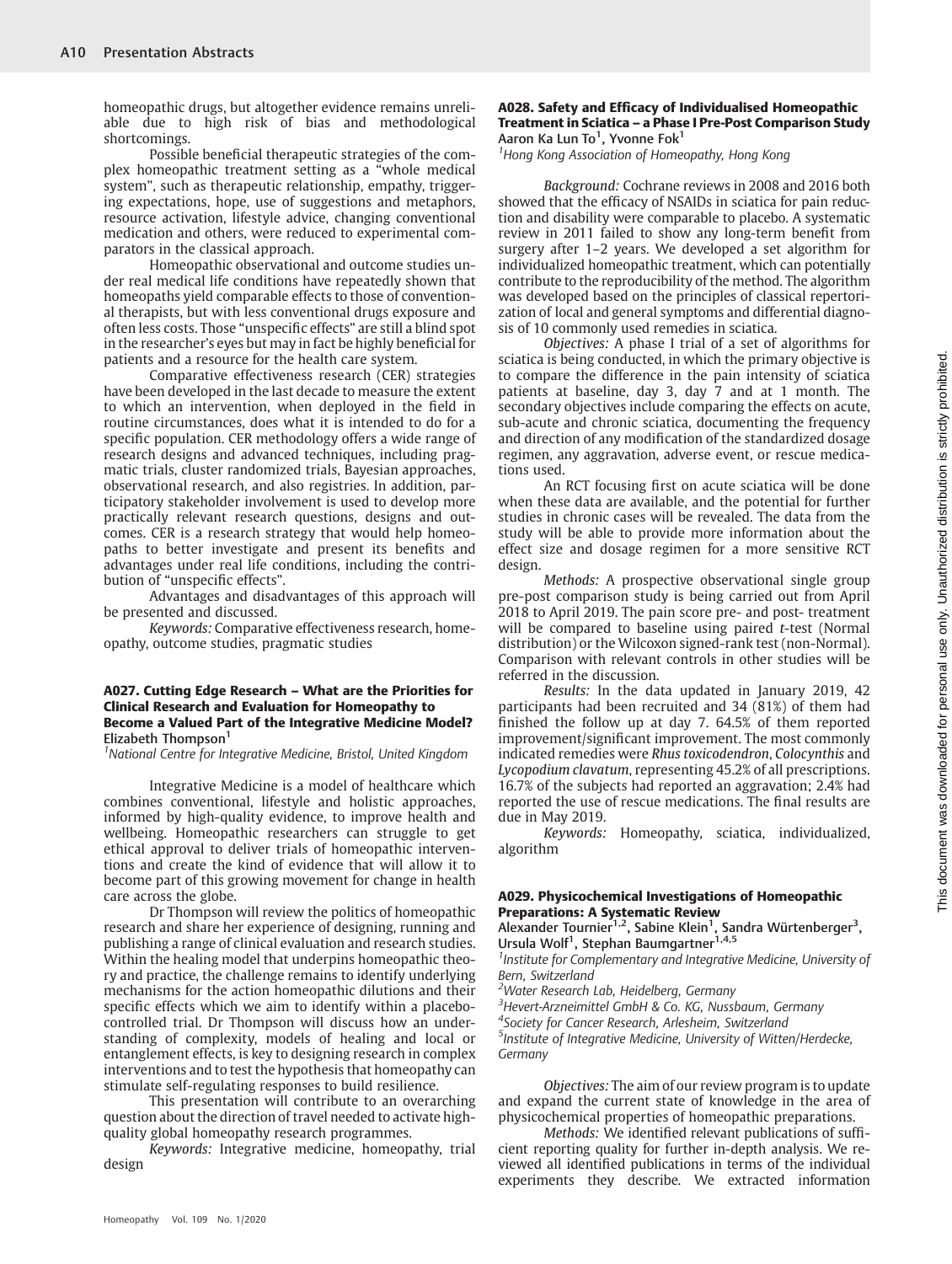homeopathic drugs, but altogether evidence remains unreliable due to high risk of bias and methodological shortcomings.

Possible beneficial therapeutic strategies of the complex homeopathic treatment setting as a "whole medical system", such as therapeutic relationship, empathy, triggering expectations, hope, use of suggestions and metaphors, resource activation, lifestyle advice, changing conventional medication and others, were reduced to experimental comparators in the classical approach.

Homeopathic observational and outcome studies under real medical life conditions have repeatedly shown that homeopaths yield comparable effects to those of conventional therapists, but with less conventional drugs exposure and often less costs. Those "unspecific effects" are still a blind spot in the researcher's eyes but may in fact be highly beneficial for patients and a resource for the health care system.

Comparative effectiveness research (CER) strategies have been developed in the last decade to measure the extent to which an intervention, when deployed in the field in routine circumstances, does what it is intended to do for a specific population. CER methodology offers a wide range of research designs and advanced techniques, including pragmatic trials, cluster randomized trials, Bayesian approaches, observational research, and also registries. In addition, participatory stakeholder involvement is used to develop more practically relevant research questions, designs and outcomes. CER is a research strategy that would help homeopaths to better investigate and present its benefits and advantages under real life conditions, including the contribution of "unspecific effects".

Advantages and disadvantages of this approach will be presented and discussed.

*Keywords:* Comparative effectiveness research, homeopathy, outcome studies, pragmatic studies

### A027. Cutting Edge Research – What are the Priorities for Clinical Research and Evaluation for Homeopathy to Become a Valued Part of the Integrative Medicine Model?

**Elizabeth Thompson**[1]

[1]*National Centre for Integrative Medicine, Bristol, United Kingdom*

Integrative Medicine is a model of healthcare which combines conventional, lifestyle and holistic approaches, informed by high-quality evidence, to improve health and wellbeing. Homeopathic researchers can struggle to get ethical approval to deliver trials of homeopathic interventions and create the kind of evidence that will allow it to become part of this growing movement for change in health care across the globe.

Dr Thompson will review the politics of homeopathic research and share her experience of designing, running and publishing a range of clinical evaluation and research studies. Within the healing model that underpins homeopathic theory and practice, the challenge remains to identify underlying mechanisms for the action homeopathic dilutions and their specific effects which we aim to identify within a placebo-controlled trial. Dr Thompson will discuss how an understanding of complexity, models of healing and local or entanglement effects, is key to designing research in complex interventions and to test the hypothesis that homeopathy can stimulate self-regulating responses to build resilience.

This presentation will contribute to an overarching question about the direction of travel needed to activate high-quality global homeopathy research programmes.

*Keywords:* Integrative medicine, homeopathy, trial design

### A028. Safety and Efficacy of Individualised Homeopathic Treatment in Sciatica – a Phase I Pre-Post Comparison Study

**Aaron Ka Lun To**[1], **Yvonne Fok**[1]

[1]*Hong Kong Association of Homeopathy, Hong Kong*

*Background:* Cochrane reviews in 2008 and 2016 both showed that the efficacy of NSAIDs in sciatica for pain reduction and disability were comparable to placebo. A systematic review in 2011 failed to show any long-term benefit from surgery after 1–2 years. We developed a set algorithm for individualized homeopathic treatment, which can potentially contribute to the reproducibility of the method. The algorithm was developed based on the principles of classical repertorization of local and general symptoms and differential diagnosis of 10 commonly used remedies in sciatica.

*Objectives:* A phase I trial of a set of algorithms for sciatica is being conducted, in which the primary objective is to compare the difference in the pain intensity of sciatica patients at baseline, day 3, day 7 and at 1 month. The secondary objectives include comparing the effects on acute, sub-acute and chronic sciatica, documenting the frequency and direction of any modification of the standardized dosage regimen, any aggravation, adverse event, or rescue medications used.

An RCT focusing first on acute sciatica will be done when these data are available, and the potential for further studies in chronic cases will be revealed. The data from the study will be able to provide more information about the effect size and dosage regimen for a more sensitive RCT design.

*Methods:* A prospective observational single group pre-post comparison study is being carried out from April 2018 to April 2019. The pain score pre- and post- treatment will be compared to baseline using paired *t*-test (Normal distribution) or the Wilcoxon signed-rank test (non-Normal). Comparison with relevant controls in other studies will be referred in the discussion.

*Results:* In the data updated in January 2019, 42 participants had been recruited and 34 (81%) of them had finished the follow up at day 7. 64.5% of them reported improvement/significant improvement. The most commonly indicated remedies were *Rhus toxicodendron*, *Colocynthis* and *Lycopodium clavatum*, representing 45.2% of all prescriptions. 16.7% of the subjects had reported an aggravation; 2.4% had reported the use of rescue medications. The final results are due in May 2019.

*Keywords:* Homeopathy, sciatica, individualized, algorithm

### A029. Physicochemical Investigations of Homeopathic Preparations: A Systematic Review

**Alexander Tournier**[1,2], **Sabine Klein**[1], **Sandra Würtenberger**[3], **Ursula Wolf**[1], **Stephan Baumgartner**[1,4,5]

[1]*Institute for Complementary and Integrative Medicine, University of Bern, Switzerland*
[2]*Water Research Lab, Heidelberg, Germany*
[3]*Hevert-Arzneimittel GmbH & Co. KG, Nussbaum, Germany*
[4]*Society for Cancer Research, Arlesheim, Switzerland*
[5]*Institute of Integrative Medicine, University of Witten/Herdecke, Germany*

*Objectives:* The aim of our review program is to update and expand the current state of knowledge in the area of physicochemical properties of homeopathic preparations.

*Methods:* We identified relevant publications of sufficient reporting quality for further in-depth analysis. We reviewed all identified publications in terms of the individual experiments they describe. We extracted information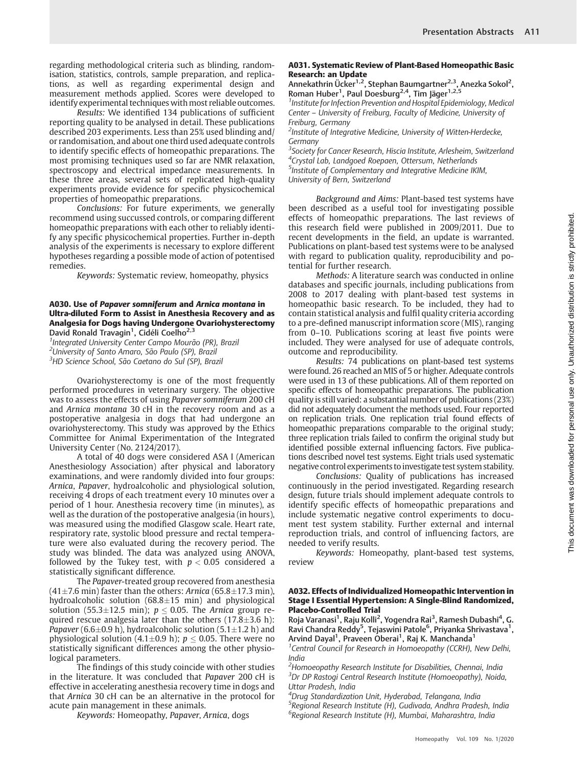regarding methodological criteria such as blinding, randomisation, statistics, controls, sample preparation, and replications, as well as regarding experimental design and measurement methods applied. Scores were developed to identify experimental techniques with most reliable outcomes.

*Results:* We identified 134 publications of sufficient reporting quality to be analysed in detail. These publications described 203 experiments. Less than 25% used blinding and/or randomisation, and about one third used adequate controls to identify specific effects of homeopathic preparations. The most promising techniques used so far are NMR relaxation, spectroscopy and electrical impedance measurements. In these three areas, several sets of replicated high-quality experiments provide evidence for specific physicochemical properties of homeopathic preparations.

*Conclusions:* For future experiments, we generally recommend using succussed controls, or comparing different homeopathic preparations with each other to reliably identify any specific physicochemical properties. Further in-depth analysis of the experiments is necessary to explore different hypotheses regarding a possible mode of action of potentised remedies.

*Keywords:* Systematic review, homeopathy, physics

### A030. Use of *Papaver somniferum* and *Arnica montana* in Ultra-diluted Form to Assist in Anesthesia Recovery and as Analgesia for Dogs having Undergone Ovariohysterectomy

**David Ronald Travagin[1], Cidéli Coelho[2,3]**

[1]Integrated University Center Campo Mourão (PR), Brazil
[2]University of Santo Amaro, São Paulo (SP), Brazil
[3]HD Science School, São Caetano do Sul (SP), Brazil

Ovariohysterectomy is one of the most frequently performed procedures in veterinary surgery. The objective was to assess the effects of using *Papaver somniferum* 200 cH and *Arnica montana* 30 cH in the recovery room and as a postoperative analgesia in dogs that had undergone an ovariohysterectomy. This study was approved by the Ethics Committee for Animal Experimentation of the Integrated University Center (No. 2124/2017).

A total of 40 dogs were considered ASA I (American Anesthesiology Association) after physical and laboratory examinations, and were randomly divided into four groups: *Arnica*, *Papaver*, hydroalcoholic and physiological solution, receiving 4 drops of each treatment every 10 minutes over a period of 1 hour. Anesthesia recovery time (in minutes), as well as the duration of the postoperative analgesia (in hours), was measured using the modified Glasgow scale. Heart rate, respiratory rate, systolic blood pressure and rectal temperature were also evaluated during the recovery period. The study was blinded. The data was analyzed using ANOVA, followed by the Tukey test, with $p < 0.05$ considered a statistically significant difference.

The *Papaver*-treated group recovered from anesthesia ($41 \pm 7.6$ min) faster than the others: *Arnica* ($65.8 \pm 17.3$ min), hydroalcoholic solution ($68.8 \pm 15$ min) and physiological solution ($55.3 \pm 12.5$ min); $p \leq 0.05$. The *Arnica* group required rescue analgesia later than the others ($17.8 \pm 3.6$ h): *Papaver* ($6.6 \pm 0.9$ h), hydroalcoholic solution ($5.1 \pm 1.2$ h) and physiological solution ($4.1 \pm 0.9$ h); $p \leq 0.05$. There were no statistically significant differences among the other physiological parameters.

The findings of this study coincide with other studies in the literature. It was concluded that *Papaver* 200 cH is effective in accelerating anesthesia recovery time in dogs and that *Arnica* 30 cH can be an alternative in the protocol for acute pain management in these animals.

*Keywords:* Homeopathy, *Papaver*, *Arnica*, dogs

### A031. Systematic Review of Plant-Based Homeopathic Basic Research: an Update

**Annekathrin Ücker[1,2], Stephan Baumgartner[2,3], Anezka Sokol[2], Roman Huber[1], Paul Doesburg[2,4], Tim Jäger[1,2,5]**

[1]Institute for Infection Prevention and Hospital Epidemiology, Medical Center – University of Freiburg, Faculty of Medicine, University of Freiburg, Germany
[2]Institute of Integrative Medicine, University of Witten-Herdecke, Germany
[3]Society for Cancer Research, Hiscia Institute, Arlesheim, Switzerland
[4]Crystal Lab, Landgoed Roepaen, Ottersum, Netherlands
[5]Institute of Complementary and Integrative Medicine IKIM, University of Bern, Switzerland

*Background and Aims:* Plant-based test systems have been described as a useful tool for investigating possible effects of homeopathic preparations. The last reviews of this research field were published in 2009/2011. Due to recent developments in the field, an update is warranted. Publications on plant-based test systems were to be analysed with regard to publication quality, reproducibility and potential for further research.

*Methods:* A literature search was conducted in online databases and specific journals, including publications from 2008 to 2017 dealing with plant-based test systems in homeopathic basic research. To be included, they had to contain statistical analysis and fulfil quality criteria according to a pre-defined manuscript information score (MIS), ranging from 0–10. Publications scoring at least five points were included. They were analysed for use of adequate controls, outcome and reproducibility.

*Results:* 74 publications on plant-based test systems were found. 26 reached an MIS of 5 or higher. Adequate controls were used in 13 of these publications. All of them reported on specific effects of homeopathic preparations. The publication quality is still varied: a substantial number of publications (23%) did not adequately document the methods used. Four reported on replication trials. One replication trial found effects of homeopathic preparations comparable to the original study; three replication trials failed to confirm the original study but identified possible external influencing factors. Five publications described novel test systems. Eight trials used systematic negative control experiments to investigate test system stability.

*Conclusions:* Quality of publications has increased continuously in the period investigated. Regarding research design, future trials should implement adequate controls to identify specific effects of homeopathic preparations and include systematic negative control experiments to document test system stability. Further external and internal reproduction trials, and control of influencing factors, are needed to verify results.

*Keywords:* Homeopathy, plant-based test systems, review

### A032. Effects of Individualized Homeopathic Intervention in Stage I Essential Hypertension: A Single-Blind Randomized, Placebo-Controlled Trial

**Roja Varanasi[1], Raju Kolli[2], Yogendra Rai[3], Ramesh Dubashi[4], G. Ravi Chandra Reddy[5], Tejaswini Patole[6], Priyanka Shrivastava[1], Arvind Dayal[1], Praveen Oberai[1], Raj K. Manchanda[1]**

[1]Central Council for Research in Homoeopathy (CCRH), New Delhi, India
[2]Homoeopathy Research Institute for Disabilities, Chennai, India
[3]Dr DP Rastogi Central Research Institute (Homoeopathy), Noida, Uttar Pradesh, India
[4]Drug Standardization Unit, Hyderabad, Telangana, India
[5]Regional Research Institute (H), Gudivada, Andhra Pradesh, India
[6]Regional Research Institute (H), Mumbai, Maharashtra, India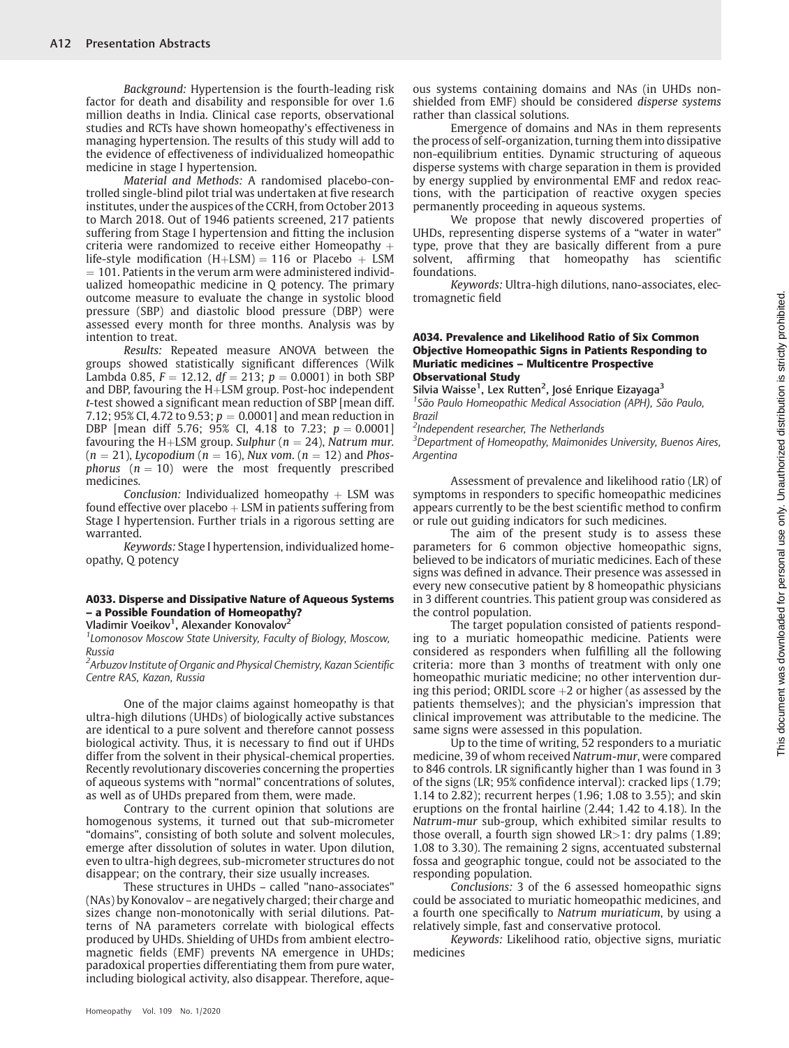*Background:* Hypertension is the fourth-leading risk factor for death and disability and responsible for over 1.6 million deaths in India. Clinical case reports, observational studies and RCTs have shown homeopathy's effectiveness in managing hypertension. The results of this study will add to the evidence of effectiveness of individualized homeopathic medicine in stage I hypertension.

*Material and Methods:* A randomised placebo-controlled single-blind pilot trial was undertaken at five research institutes, under the auspices of the CCRH, from October 2013 to March 2018. Out of 1946 patients screened, 217 patients suffering from Stage I hypertension and fitting the inclusion criteria were randomized to receive either Homeopathy + life-style modification (H+LSM) = 116 or Placebo + LSM = 101. Patients in the verum arm were administered individualized homeopathic medicine in Q potency. The primary outcome measure to evaluate the change in systolic blood pressure (SBP) and diastolic blood pressure (DBP) were assessed every month for three months. Analysis was by intention to treat.

*Results:* Repeated measure ANOVA between the groups showed statistically significant differences (Wilk Lambda 0.85, $F = 12.12$, $df = 213$; $p = 0.0001$) in both SBP and DBP, favouring the H+LSM group. Post-hoc independent *t*-test showed a significant mean reduction of SBP [mean diff. 7.12; 95% CI, 4.72 to 9.53; $p = 0.0001$] and mean reduction in DBP [mean diff 5.76; 95% CI, 4.18 to 7.23; $p = 0.0001$] favouring the H+LSM group. *Sulphur* ($n = 24$), *Natrum mur.* ($n = 21$), *Lycopodium* ($n = 16$), *Nux vom.* ($n = 12$) and *Phosphorus* ($n = 10$) were the most frequently prescribed medicines.

*Conclusion:* Individualized homeopathy + LSM was found effective over placebo + LSM in patients suffering from Stage I hypertension. Further trials in a rigorous setting are warranted.

*Keywords:* Stage I hypertension, individualized homeopathy, Q potency

### A033. Disperse and Dissipative Nature of Aqueous Systems – a Possible Foundation of Homeopathy?

**Vladimir Voeikov[1], Alexander Konovalov[2]**

[1]Lomonosov Moscow State University, Faculty of Biology, Moscow, Russia

[2]Arbuzov Institute of Organic and Physical Chemistry, Kazan Scientific Centre RAS, Kazan, Russia

One of the major claims against homeopathy is that ultra-high dilutions (UHDs) of biologically active substances are identical to a pure solvent and therefore cannot possess biological activity. Thus, it is necessary to find out if UHDs differ from the solvent in their physical-chemical properties. Recently revolutionary discoveries concerning the properties of aqueous systems with "normal" concentrations of solutes, as well as of UHDs prepared from them, were made.

Contrary to the current opinion that solutions are homogenous systems, it turned out that sub-micrometer "domains", consisting of both solute and solvent molecules, emerge after dissolution of solutes in water. Upon dilution, even to ultra-high degrees, sub-micrometer structures do not disappear; on the contrary, their size usually increases.

These structures in UHDs – called "nano-associates" (NAs) by Konovalov – are negatively charged; their charge and sizes change non-monotonically with serial dilutions. Patterns of NA parameters correlate with biological effects produced by UHDs. Shielding of UHDs from ambient electromagnetic fields (EMF) prevents NA emergence in UHDs; paradoxical properties differentiating them from pure water, including biological activity, also disappear. Therefore, aqueous systems containing domains and NAs (in UHDs non-shielded from EMF) should be considered *disperse systems* rather than classical solutions.

Emergence of domains and NAs in them represents the process of self-organization, turning them into dissipative non-equilibrium entities. Dynamic structuring of aqueous disperse systems with charge separation in them is provided by energy supplied by environmental EMF and redox reactions, with the participation of reactive oxygen species permanently proceeding in aqueous systems.

We propose that newly discovered properties of UHDs, representing disperse systems of a "water in water" type, prove that they are basically different from a pure solvent, affirming that homeopathy has scientific foundations.

*Keywords:* Ultra-high dilutions, nano-associates, electromagnetic field

### A034. Prevalence and Likelihood Ratio of Six Common Objective Homeopathic Signs in Patients Responding to Muriatic medicines – Multicentre Prospective Observational Study

**Silvia Waisse[1], Lex Rutten[2], José Enrique Eizayaga[3]**

[1]São Paulo Homeopathic Medical Association (APH), São Paulo, Brazil

[2]Independent researcher, The Netherlands

[3]Department of Homeopathy, Maimonides University, Buenos Aires, Argentina

Assessment of prevalence and likelihood ratio (LR) of symptoms in responders to specific homeopathic medicines appears currently to be the best scientific method to confirm or rule out guiding indicators for such medicines.

The aim of the present study is to assess these parameters for 6 common objective homeopathic signs, believed to be indicators of muriatic medicines. Each of these signs was defined in advance. Their presence was assessed in every new consecutive patient by 8 homeopathic physicians in 3 different countries. This patient group was considered as the control population.

The target population consisted of patients responding to a muriatic homeopathic medicine. Patients were considered as responders when fulfilling all the following criteria: more than 3 months of treatment with only one homeopathic muriatic medicine; no other intervention during this period; ORIDL score +2 or higher (as assessed by the patients themselves); and the physician's impression that clinical improvement was attributable to the medicine. The same signs were assessed in this population.

Up to the time of writing, 52 responders to a muriatic medicine, 39 of whom received *Natrum-mur*, were compared to 846 controls. LR significantly higher than 1 was found in 3 of the signs (LR; 95% confidence interval): cracked lips (1.79; 1.14 to 2.82); recurrent herpes (1.96; 1.08 to 3.55); and skin eruptions on the frontal hairline (2.44; 1.42 to 4.18). In the *Natrum-mur* sub-group, which exhibited similar results to those overall, a fourth sign showed LR>1: dry palms (1.89; 1.08 to 3.30). The remaining 2 signs, accentuated substernal fossa and geographic tongue, could not be associated to the responding population.

*Conclusions:* 3 of the 6 assessed homeopathic signs could be associated to muriatic homeopathic medicines, and a fourth one specifically to *Natrum muriaticum*, by using a relatively simple, fast and conservative protocol.

*Keywords:* Likelihood ratio, objective signs, muriatic medicines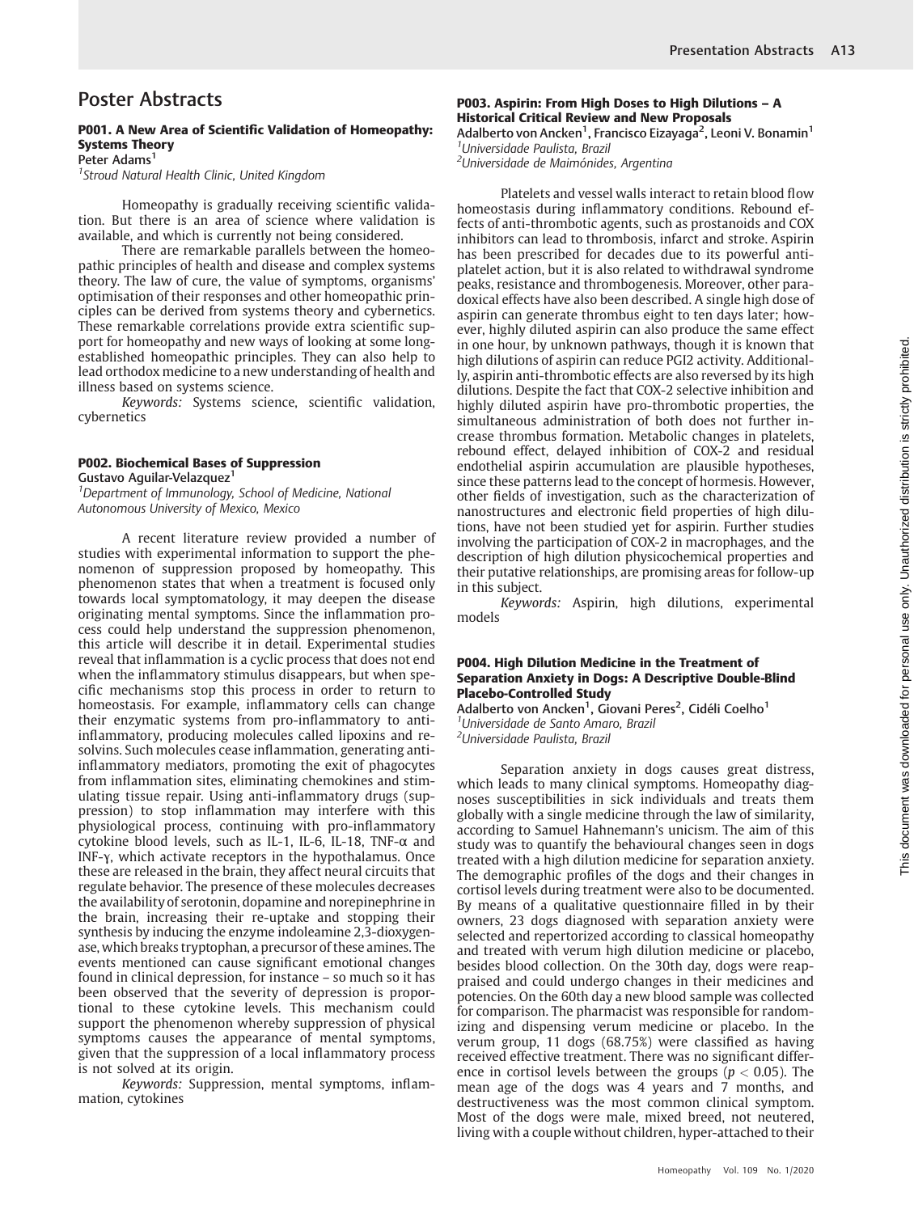# Poster Abstracts

### P001. A New Area of Scientific Validation of Homeopathy: Systems Theory

Peter Adams[1]

[1]Stroud Natural Health Clinic, United Kingdom

Homeopathy is gradually receiving scientific validation. But there is an area of science where validation is available, and which is currently not being considered.

There are remarkable parallels between the homeopathic principles of health and disease and complex systems theory. The law of cure, the value of symptoms, organisms' optimisation of their responses and other homeopathic principles can be derived from systems theory and cybernetics. These remarkable correlations provide extra scientific support for homeopathy and new ways of looking at some long-established homeopathic principles. They can also help to lead orthodox medicine to a new understanding of health and illness based on systems science.

*Keywords:* Systems science, scientific validation, cybernetics

### P002. Biochemical Bases of Suppression

Gustavo Aguilar-Velazquez[1]

[1]Department of Immunology, School of Medicine, National Autonomous University of Mexico, Mexico

A recent literature review provided a number of studies with experimental information to support the phenomenon of suppression proposed by homeopathy. This phenomenon states that when a treatment is focused only towards local symptomatology, it may deepen the disease originating mental symptoms. Since the inflammation process could help understand the suppression phenomenon, this article will describe it in detail. Experimental studies reveal that inflammation is a cyclic process that does not end when the inflammatory stimulus disappears, but when specific mechanisms stop this process in order to return to homeostasis. For example, inflammatory cells can change their enzymatic systems from pro-inflammatory to anti-inflammatory, producing molecules called lipoxins and resolvins. Such molecules cease inflammation, generating anti-inflammatory mediators, promoting the exit of phagocytes from inflammation sites, eliminating chemokines and stimulating tissue repair. Using anti-inflammatory drugs (suppression) to stop inflammation may interfere with this physiological process, continuing with pro-inflammatory cytokine blood levels, such as IL-1, IL-6, IL-18, TNF-α and INF-γ, which activate receptors in the hypothalamus. Once these are released in the brain, they affect neural circuits that regulate behavior. The presence of these molecules decreases the availability of serotonin, dopamine and norepinephrine in the brain, increasing their re-uptake and stopping their synthesis by inducing the enzyme indoleamine 2,3-dioxygenase, which breaks tryptophan, a precursor of these amines. The events mentioned can cause significant emotional changes found in clinical depression, for instance – so much so it has been observed that the severity of depression is proportional to these cytokine levels. This mechanism could support the phenomenon whereby suppression of physical symptoms causes the appearance of mental symptoms, given that the suppression of a local inflammatory process is not solved at its origin.

*Keywords:* Suppression, mental symptoms, inflammation, cytokines

### P003. Aspirin: From High Doses to High Dilutions – A Historical Critical Review and New Proposals

Adalberto von Ancken[1], Francisco Eizayaga[2], Leoni V. Bonamin[1]

[1]Universidade Paulista, Brazil
[2]Universidade de Maimónides, Argentina

Platelets and vessel walls interact to retain blood flow homeostasis during inflammatory conditions. Rebound effects of anti-thrombotic agents, such as prostanoids and COX inhibitors can lead to thrombosis, infarct and stroke. Aspirin has been prescribed for decades due to its powerful anti-platelet action, but it is also related to withdrawal syndrome peaks, resistance and thrombogenesis. Moreover, other paradoxical effects have also been described. A single high dose of aspirin can generate thrombus eight to ten days later; however, highly diluted aspirin can also produce the same effect in one hour, by unknown pathways, though it is known that high dilutions of aspirin can reduce PGI2 activity. Additionally, aspirin anti-thrombotic effects are also reversed by its high dilutions. Despite the fact that COX-2 selective inhibition and highly diluted aspirin have pro-thrombotic properties, the simultaneous administration of both does not further increase thrombus formation. Metabolic changes in platelets, rebound effect, delayed inhibition of COX-2 and residual endothelial aspirin accumulation are plausible hypotheses, since these patterns lead to the concept of hormesis. However, other fields of investigation, such as the characterization of nanostructures and electronic field properties of high dilutions, have not been studied yet for aspirin. Further studies involving the participation of COX-2 in macrophages, and the description of high dilution physicochemical properties and their putative relationships, are promising areas for follow-up in this subject.

*Keywords:* Aspirin, high dilutions, experimental models

### P004. High Dilution Medicine in the Treatment of Separation Anxiety in Dogs: A Descriptive Double-Blind Placebo-Controlled Study

Adalberto von Ancken[1], Giovani Peres[2], Cidéli Coelho[1]

[1]Universidade de Santo Amaro, Brazil
[2]Universidade Paulista, Brazil

Separation anxiety in dogs causes great distress, which leads to many clinical symptoms. Homeopathy diagnoses susceptibilities in sick individuals and treats them globally with a single medicine through the law of similarity, according to Samuel Hahnemann's unicism. The aim of this study was to quantify the behavioural changes seen in dogs treated with a high dilution medicine for separation anxiety. The demographic profiles of the dogs and their changes in cortisol levels during treatment were also to be documented. By means of a qualitative questionnaire filled in by their owners, 23 dogs diagnosed with separation anxiety were selected and repertorized according to classical homeopathy and treated with verum high dilution medicine or placebo, besides blood collection. On the 30th day, dogs were reappraised and could undergo changes in their medicines and potencies. On the 60th day a new blood sample was collected for comparison. The pharmacist was responsible for randomizing and dispensing verum medicine or placebo. In the verum group, 11 dogs (68.75%) were classified as having received effective treatment. There was no significant difference in cortisol levels between the groups ($p < 0.05$). The mean age of the dogs was 4 years and 7 months, and destructiveness was the most common clinical symptom. Most of the dogs were male, mixed breed, not neutered, living with a couple without children, hyper-attached to their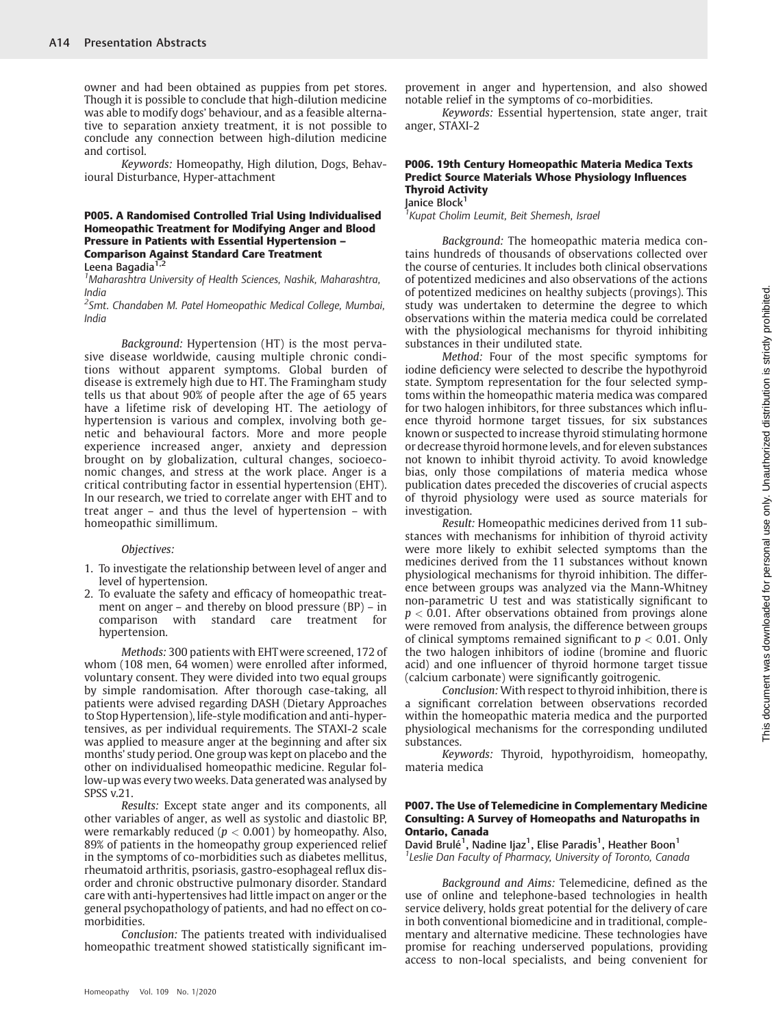owner and had been obtained as puppies from pet stores. Though it is possible to conclude that high-dilution medicine was able to modify dogs' behaviour, and as a feasible alternative to separation anxiety treatment, it is not possible to conclude any connection between high-dilution medicine and cortisol.

*Keywords:* Homeopathy, High dilution, Dogs, Behavioural Disturbance, Hyper-attachment

### P005. A Randomised Controlled Trial Using Individualised Homeopathic Treatment for Modifying Anger and Blood Pressure in Patients with Essential Hypertension – Comparison Against Standard Care Treatment

Leena Bagadia[1,2]

[1]Maharashtra University of Health Sciences, Nashik, Maharashtra, India

[2]Smt. Chandaben M. Patel Homeopathic Medical College, Mumbai, India

*Background:* Hypertension (HT) is the most pervasive disease worldwide, causing multiple chronic conditions without apparent symptoms. Global burden of disease is extremely high due to HT. The Framingham study tells us that about 90% of people after the age of 65 years have a lifetime risk of developing HT. The aetiology of hypertension is various and complex, involving both genetic and behavioural factors. More and more people experience increased anger, anxiety and depression brought on by globalization, cultural changes, socioeconomic changes, and stress at the work place. Anger is a critical contributing factor in essential hypertension (EHT). In our research, we tried to correlate anger with EHT and to treat anger – and thus the level of hypertension – with homeopathic simillimum.

*Objectives:*

1. To investigate the relationship between level of anger and level of hypertension.
2. To evaluate the safety and efficacy of homeopathic treatment on anger – and thereby on blood pressure (BP) – in comparison with standard care treatment for hypertension.

*Methods:* 300 patients with EHT were screened, 172 of whom (108 men, 64 women) were enrolled after informed, voluntary consent. They were divided into two equal groups by simple randomisation. After thorough case-taking, all patients were advised regarding DASH (Dietary Approaches to Stop Hypertension), life-style modification and anti-hypertensives, as per individual requirements. The STAXI-2 scale was applied to measure anger at the beginning and after six months' study period. One group was kept on placebo and the other on individualised homeopathic medicine. Regular follow-up was every two weeks. Data generated was analysed by SPSS v.21.

*Results:* Except state anger and its components, all other variables of anger, as well as systolic and diastolic BP, were remarkably reduced ($p < 0.001$) by homeopathy. Also, 89% of patients in the homeopathy group experienced relief in the symptoms of co-morbidities such as diabetes mellitus, rheumatoid arthritis, psoriasis, gastro-esophageal reflux disorder and chronic obstructive pulmonary disorder. Standard care with anti-hypertensives had little impact on anger or the general psychopathology of patients, and had no effect on co-morbidities.

*Conclusion:* The patients treated with individualised homeopathic treatment showed statistically significant improvement in anger and hypertension, and also showed notable relief in the symptoms of co-morbidities.

*Keywords:* Essential hypertension, state anger, trait anger, STAXI-2

### P006. 19th Century Homeopathic Materia Medica Texts Predict Source Materials Whose Physiology Influences Thyroid Activity

Janice Block[1]

[1]Kupat Cholim Leumit, Beit Shemesh, Israel

*Background:* The homeopathic materia medica contains hundreds of thousands of observations collected over the course of centuries. It includes both clinical observations of potentized medicines and also observations of the actions of potentized medicines on healthy subjects (provings). This study was undertaken to determine the degree to which observations within the materia medica could be correlated with the physiological mechanisms for thyroid inhibiting substances in their undiluted state.

*Method:* Four of the most specific symptoms for iodine deficiency were selected to describe the hypothyroid state. Symptom representation for the four selected symptoms within the homeopathic materia medica was compared for two halogen inhibitors, for three substances which influence thyroid hormone target tissues, for six substances known or suspected to increase thyroid stimulating hormone or decrease thyroid hormone levels, and for eleven substances not known to inhibit thyroid activity. To avoid knowledge bias, only those compilations of materia medica whose publication dates preceded the discoveries of crucial aspects of thyroid physiology were used as source materials for investigation.

*Result:* Homeopathic medicines derived from 11 substances with mechanisms for inhibition of thyroid activity were more likely to exhibit selected symptoms than the medicines derived from the 11 substances without known physiological mechanisms for thyroid inhibition. The difference between groups was analyzed via the Mann-Whitney non-parametric U test and was statistically significant to $p < 0.01$. After observations obtained from provings alone were removed from analysis, the difference between groups of clinical symptoms remained significant to $p < 0.01$. Only the two halogen inhibitors of iodine (bromine and fluoric acid) and one influencer of thyroid hormone target tissue (calcium carbonate) were significantly goitrogenic.

*Conclusion:* With respect to thyroid inhibition, there is a significant correlation between observations recorded within the homeopathic materia medica and the purported physiological mechanisms for the corresponding undiluted substances.

*Keywords:* Thyroid, hypothyroidism, homeopathy, materia medica

### P007. The Use of Telemedicine in Complementary Medicine Consulting: A Survey of Homeopaths and Naturopaths in Ontario, Canada

David Brulé[1], Nadine Ijaz[1], Elise Paradis[1], Heather Boon[1]

[1]Leslie Dan Faculty of Pharmacy, University of Toronto, Canada

*Background and Aims:* Telemedicine, defined as the use of online and telephone-based technologies in health service delivery, holds great potential for the delivery of care in both conventional biomedicine and in traditional, complementary and alternative medicine. These technologies have promise for reaching underserved populations, providing access to non-local specialists, and being convenient for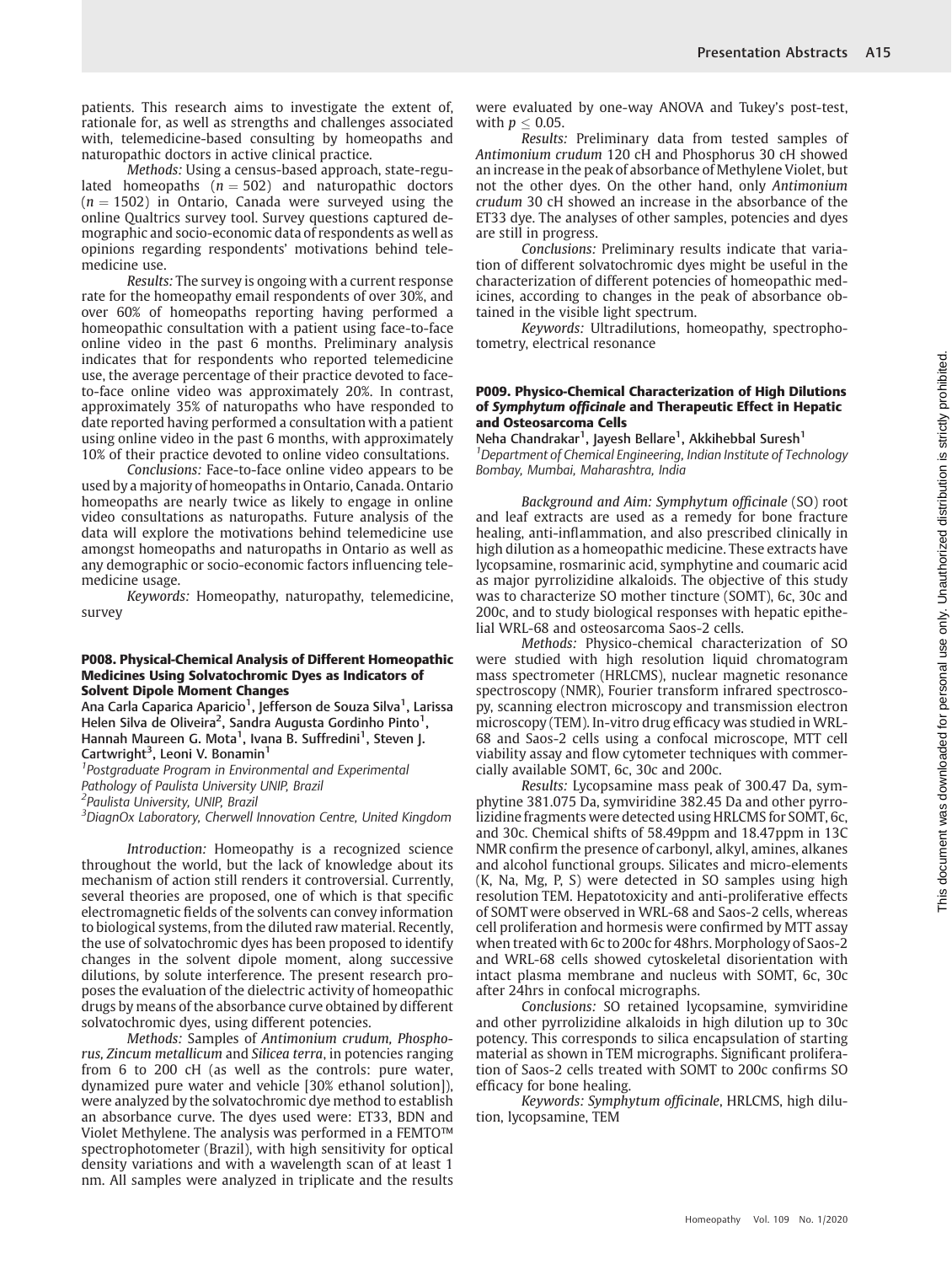patients. This research aims to investigate the extent of, rationale for, as well as strengths and challenges associated with, telemedicine-based consulting by homeopaths and naturopathic doctors in active clinical practice.

*Methods:* Using a census-based approach, state-regulated homeopaths ($n = 502$) and naturopathic doctors ($n = 1502$) in Ontario, Canada were surveyed using the online Qualtrics survey tool. Survey questions captured demographic and socio-economic data of respondents as well as opinions regarding respondents' motivations behind telemedicine use.

*Results:* The survey is ongoing with a current response rate for the homeopathy email respondents of over 30%, and over 60% of homeopaths reporting having performed a homeopathic consultation with a patient using face-to-face online video in the past 6 months. Preliminary analysis indicates that for respondents who reported telemedicine use, the average percentage of their practice devoted to face-to-face online video was approximately 20%. In contrast, approximately 35% of naturopaths who have responded to date reported having performed a consultation with a patient using online video in the past 6 months, with approximately 10% of their practice devoted to online video consultations.

*Conclusions:* Face-to-face online video appears to be used by a majority of homeopaths in Ontario, Canada. Ontario homeopaths are nearly twice as likely to engage in online video consultations as naturopaths. Future analysis of the data will explore the motivations behind telemedicine use amongst homeopaths and naturopaths in Ontario as well as any demographic or socio-economic factors influencing telemedicine usage.

*Keywords:* Homeopathy, naturopathy, telemedicine, survey

## P008. Physical-Chemical Analysis of Different Homeopathic Medicines Using Solvatochromic Dyes as Indicators of Solvent Dipole Moment Changes

**Ana Carla Caparica Aparicio[1], Jefferson de Souza Silva[1], Larissa Helen Silva de Oliveira[2], Sandra Augusta Gordinho Pinto[1], Hannah Maureen G. Mota[1], Ivana B. Suffredini[1], Steven J. Cartwright[3], Leoni V. Bonamin[1]**

[1]*Postgraduate Program in Environmental and Experimental Pathology of Paulista University UNIP, Brazil*

[2]*Paulista University, UNIP, Brazil*

[3]*DiagnOx Laboratory, Cherwell Innovation Centre, United Kingdom*

*Introduction:* Homeopathy is a recognized science throughout the world, but the lack of knowledge about its mechanism of action still renders it controversial. Currently, several theories are proposed, one of which is that specific electromagnetic fields of the solvents can convey information to biological systems, from the diluted raw material. Recently, the use of solvatochromic dyes has been proposed to identify changes in the solvent dipole moment, along successive dilutions, by solute interference. The present research proposes the evaluation of the dielectric activity of homeopathic drugs by means of the absorbance curve obtained by different solvatochromic dyes, using different potencies.

*Methods:* Samples of *Antimonium crudum, Phosphorus, Zincum metallicum* and *Silicea terra*, in potencies ranging from 6 to 200 cH (as well as the controls: pure water, dynamized pure water and vehicle [30% ethanol solution]), were analyzed by the solvatochromic dye method to establish an absorbance curve. The dyes used were: ET33, BDN and Violet Methylene. The analysis was performed in a FEMTO™ spectrophotometer (Brazil), with high sensitivity for optical density variations and with a wavelength scan of at least 1 nm. All samples were analyzed in triplicate and the results were evaluated by one-way ANOVA and Tukey's post-test, with $p \leq 0.05$.

*Results:* Preliminary data from tested samples of *Antimonium crudum* 120 cH and Phosphorus 30 cH showed an increase in the peak of absorbance of Methylene Violet, but not the other dyes. On the other hand, only *Antimonium crudum* 30 cH showed an increase in the absorbance of the ET33 dye. The analyses of other samples, potencies and dyes are still in progress.

*Conclusions:* Preliminary results indicate that variation of different solvatochromic dyes might be useful in the characterization of different potencies of homeopathic medicines, according to changes in the peak of absorbance obtained in the visible light spectrum.

*Keywords:* Ultradilutions, homeopathy, spectrophotometry, electrical resonance

## P009. Physico-Chemical Characterization of High Dilutions of *Symphytum officinale* and Therapeutic Effect in Hepatic and Osteosarcoma Cells

**Neha Chandrakar[1], Jayesh Bellare[1], Akkihebbal Suresh[1]**

[1]*Department of Chemical Engineering, Indian Institute of Technology Bombay, Mumbai, Maharashtra, India*

*Background and Aim: Symphytum officinale* (SO) root and leaf extracts are used as a remedy for bone fracture healing, anti-inflammation, and also prescribed clinically in high dilution as a homeopathic medicine. These extracts have lycopsamine, rosmarinic acid, symphytine and coumaric acid as major pyrrolizidine alkaloids. The objective of this study was to characterize SO mother tincture (SOMT), 6c, 30c and 200c, and to study biological responses with hepatic epithelial WRL-68 and osteosarcoma Saos-2 cells.

*Methods:* Physico-chemical characterization of SO were studied with high resolution liquid chromatogram mass spectrometer (HRLCMS), nuclear magnetic resonance spectroscopy (NMR), Fourier transform infrared spectroscopy, scanning electron microscopy and transmission electron microscopy (TEM). In-vitro drug efficacy was studied in WRL-68 and Saos-2 cells using a confocal microscope, MTT cell viability assay and flow cytometer techniques with commercially available SOMT, 6c, 30c and 200c.

*Results:* Lycopsamine mass peak of 300.47 Da, symphytine 381.075 Da, symviridine 382.45 Da and other pyrrolizidine fragments were detected using HRLCMS for SOMT, 6c, and 30c. Chemical shifts of 58.49ppm and 18.47ppm in 13C NMR confirm the presence of carbonyl, alkyl, amines, alkanes and alcohol functional groups. Silicates and micro-elements (K, Na, Mg, P, S) were detected in SO samples using high resolution TEM. Hepatotoxicity and anti-proliferative effects of SOMT were observed in WRL-68 and Saos-2 cells, whereas cell proliferation and hormesis were confirmed by MTT assay when treated with 6c to 200c for 48hrs. Morphology of Saos-2 and WRL-68 cells showed cytoskeletal disorientation with intact plasma membrane and nucleus with SOMT, 6c, 30c after 24hrs in confocal micrographs.

*Conclusions:* SO retained lycopsamine, symviridine and other pyrrolizidine alkaloids in high dilution up to 30c potency. This corresponds to silica encapsulation of starting material as shown in TEM micrographs. Significant proliferation of Saos-2 cells treated with SOMT to 200c confirms SO efficacy for bone healing.

*Keywords: Symphytum officinale*, HRLCMS, high dilution, lycopsamine, TEM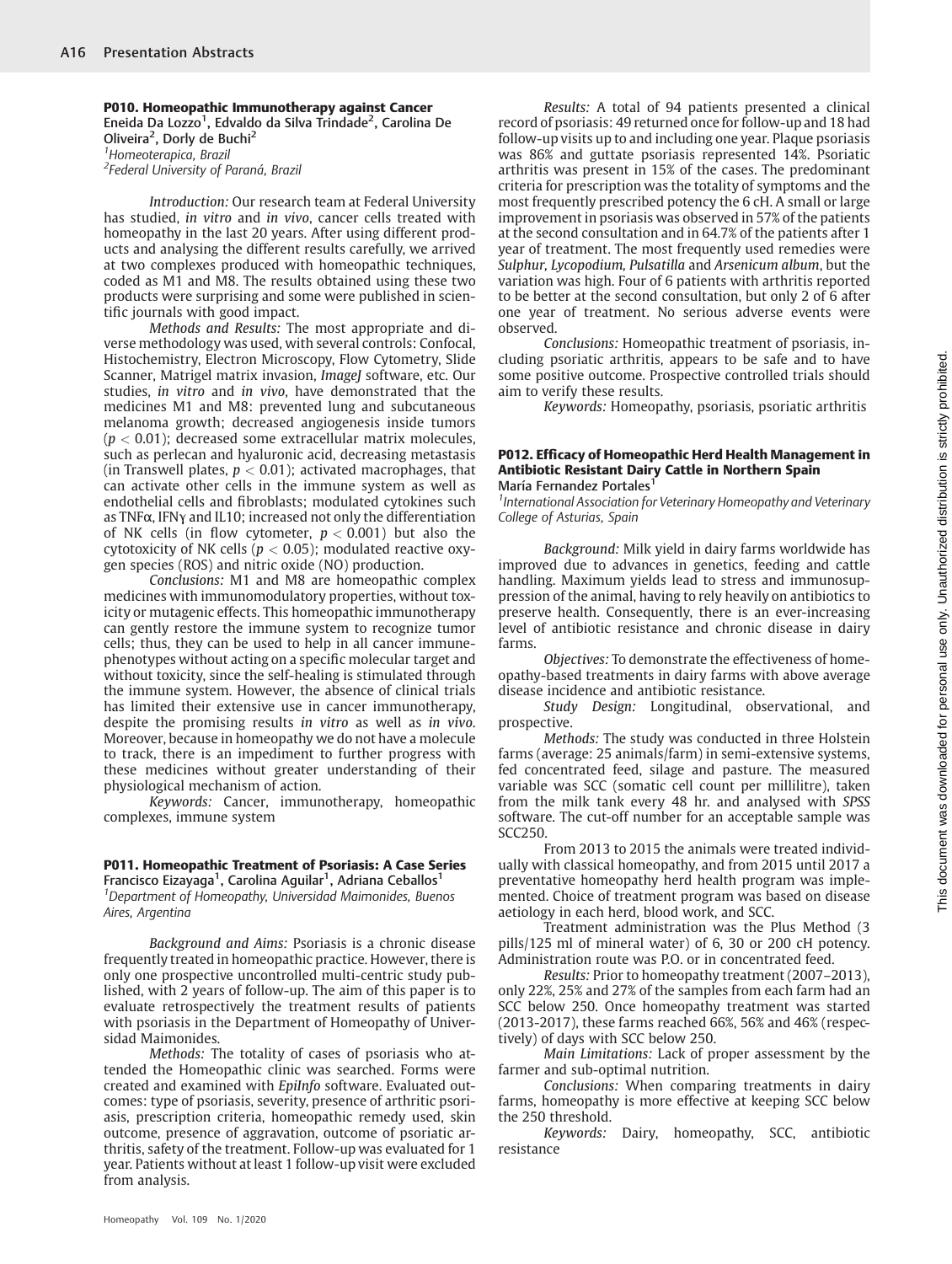### P010. Homeopathic Immunotherapy against Cancer

Eneida Da Lozzo[1], Edvaldo da Silva Trindade[2], Carolina De Oliveira[2], Dorly de Buchi[2]

[1]Homeoterapica, Brazil
[2]Federal University of Paraná, Brazil

*Introduction:* Our research team at Federal University has studied, *in vitro* and *in vivo*, cancer cells treated with homeopathy in the last 20 years. After using different products and analysing the different results carefully, we arrived at two complexes produced with homeopathic techniques, coded as M1 and M8. The results obtained using these two products were surprising and some were published in scientific journals with good impact.

*Methods and Results:* The most appropriate and diverse methodology was used, with several controls: Confocal, Histochemistry, Electron Microscopy, Flow Cytometry, Slide Scanner, Matrigel matrix invasion, *ImageJ* software, etc. Our studies, *in vitro* and *in vivo*, have demonstrated that the medicines M1 and M8: prevented lung and subcutaneous melanoma growth; decreased angiogenesis inside tumors ($p < 0.01$); decreased some extracellular matrix molecules, such as perlecan and hyaluronic acid, decreasing metastasis (in Transwell plates, $p < 0.01$); activated macrophages, that can activate other cells in the immune system as well as endothelial cells and fibroblasts; modulated cytokines such as TNF$\alpha$, IFN$\gamma$ and IL10; increased not only the differentiation of NK cells (in flow cytometer, $p < 0.001$) but also the cytotoxicity of NK cells ($p < 0.05$); modulated reactive oxygen species (ROS) and nitric oxide (NO) production.

*Conclusions:* M1 and M8 are homeopathic complex medicines with immunomodulatory properties, without toxicity or mutagenic effects. This homeopathic immunotherapy can gently restore the immune system to recognize tumor cells; thus, they can be used to help in all cancer immunephenotypes without acting on a specific molecular target and without toxicity, since the self-healing is stimulated through the immune system. However, the absence of clinical trials has limited their extensive use in cancer immunotherapy, despite the promising results *in vitro* as well as *in vivo*. Moreover, because in homeopathy we do not have a molecule to track, there is an impediment to further progress with these medicines without greater understanding of their physiological mechanism of action.

*Keywords:* Cancer, immunotherapy, homeopathic complexes, immune system

### P011. Homeopathic Treatment of Psoriasis: A Case Series

Francisco Eizayaga[1], Carolina Aguilar[1], Adriana Ceballos[1]

[1]Department of Homeopathy, Universidad Maimonides, Buenos Aires, Argentina

*Background and Aims:* Psoriasis is a chronic disease frequently treated in homeopathic practice. However, there is only one prospective uncontrolled multi-centric study published, with 2 years of follow-up. The aim of this paper is to evaluate retrospectively the treatment results of patients with psoriasis in the Department of Homeopathy of Universidad Maimonides.

*Methods:* The totality of cases of psoriasis who attended the Homeopathic clinic was searched. Forms were created and examined with *EpiInfo* software. Evaluated outcomes: type of psoriasis, severity, presence of arthritic psoriasis, prescription criteria, homeopathic remedy used, skin outcome, presence of aggravation, outcome of psoriatic arthritis, safety of the treatment. Follow-up was evaluated for 1 year. Patients without at least 1 follow-up visit were excluded from analysis.

*Results:* A total of 94 patients presented a clinical record of psoriasis: 49 returned once for follow-up and 18 had follow-up visits up to and including one year. Plaque psoriasis was 86% and guttate psoriasis represented 14%. Psoriatic arthritis was present in 15% of the cases. The predominant criteria for prescription was the totality of symptoms and the most frequently prescribed potency the 6 cH. A small or large improvement in psoriasis was observed in 57% of the patients at the second consultation and in 64.7% of the patients after 1 year of treatment. The most frequently used remedies were *Sulphur, Lycopodium, Pulsatilla* and *Arsenicum album*, but the variation was high. Four of 6 patients with arthritis reported to be better at the second consultation, but only 2 of 6 after one year of treatment. No serious adverse events were observed.

*Conclusions:* Homeopathic treatment of psoriasis, including psoriatic arthritis, appears to be safe and to have some positive outcome. Prospective controlled trials should aim to verify these results.

*Keywords:* Homeopathy, psoriasis, psoriatic arthritis

### P012. Efficacy of Homeopathic Herd Health Management in Antibiotic Resistant Dairy Cattle in Northern Spain

María Fernandez Portales[1]

[1]International Association for Veterinary Homeopathy and Veterinary College of Asturias, Spain

*Background:* Milk yield in dairy farms worldwide has improved due to advances in genetics, feeding and cattle handling. Maximum yields lead to stress and immunosuppression of the animal, having to rely heavily on antibiotics to preserve health. Consequently, there is an ever-increasing level of antibiotic resistance and chronic disease in dairy farms.

*Objectives:* To demonstrate the effectiveness of homeopathy-based treatments in dairy farms with above average disease incidence and antibiotic resistance.

*Study Design:* Longitudinal, observational, and prospective.

*Methods:* The study was conducted in three Holstein farms (average: 25 animals/farm) in semi-extensive systems, fed concentrated feed, silage and pasture. The measured variable was SCC (somatic cell count per millilitre), taken from the milk tank every 48 hr. and analysed with *SPSS* software. The cut-off number for an acceptable sample was SCC250.

From 2013 to 2015 the animals were treated individually with classical homeopathy, and from 2015 until 2017 a preventative homeopathy herd health program was implemented. Choice of treatment program was based on disease aetiology in each herd, blood work, and SCC.

Treatment administration was the Plus Method (3 pills/125 ml of mineral water) of 6, 30 or 200 cH potency. Administration route was P.O. or in concentrated feed.

*Results:* Prior to homeopathy treatment (2007–2013), only 22%, 25% and 27% of the samples from each farm had an SCC below 250. Once homeopathy treatment was started (2013-2017), these farms reached 66%, 56% and 46% (respectively) of days with SCC below 250.

*Main Limitations:* Lack of proper assessment by the farmer and sub-optimal nutrition.

*Conclusions:* When comparing treatments in dairy farms, homeopathy is more effective at keeping SCC below the 250 threshold.

*Keywords:* Dairy, homeopathy, SCC, antibiotic resistance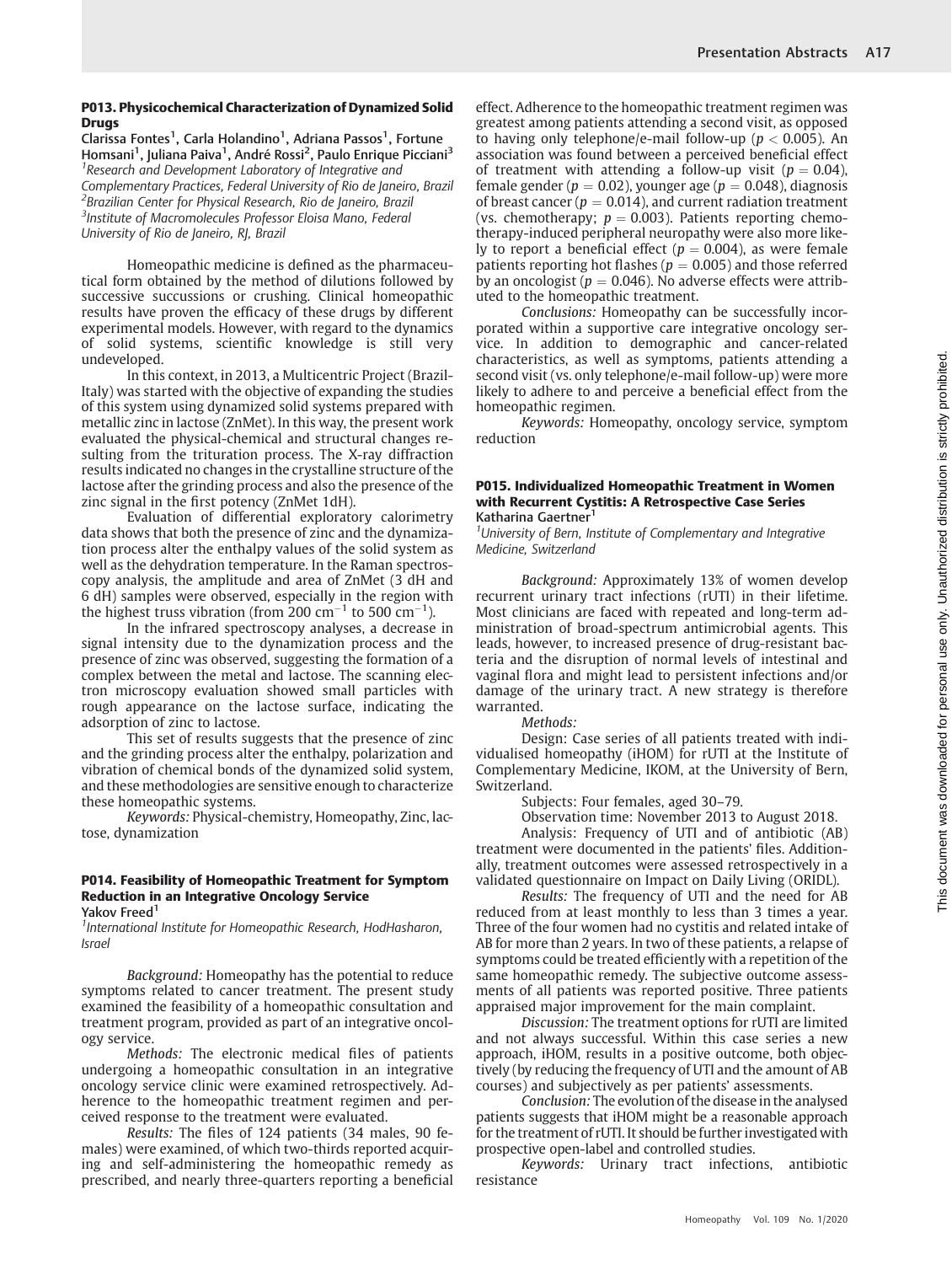### P013. Physicochemical Characterization of Dynamized Solid Drugs

Clarissa Fontes[1], Carla Holandino[1], Adriana Passos[1], Fortune Homsani[1], Juliana Paiva[1], André Rossi[2], Paulo Enrique Picciani[3]

[1]*Research and Development Laboratory of Integrative and Complementary Practices, Federal University of Rio de Janeiro, Brazil*
[2]*Brazilian Center for Physical Research, Rio de Janeiro, Brazil*
[3]*Institute of Macromolecules Professor Eloisa Mano, Federal University of Rio de Janeiro, RJ, Brazil*

Homeopathic medicine is defined as the pharmaceutical form obtained by the method of dilutions followed by successive succussions or crushing. Clinical homeopathic results have proven the efficacy of these drugs by different experimental models. However, with regard to the dynamics of solid systems, scientific knowledge is still very undeveloped.

In this context, in 2013, a Multicentric Project (Brazil-Italy) was started with the objective of expanding the studies of this system using dynamized solid systems prepared with metallic zinc in lactose (ZnMet). In this way, the present work evaluated the physical-chemical and structural changes resulting from the trituration process. The X-ray diffraction results indicated no changes in the crystalline structure of the lactose after the grinding process and also the presence of the zinc signal in the first potency (ZnMet 1dH).

Evaluation of differential exploratory calorimetry data shows that both the presence of zinc and the dynamization process alter the enthalpy values of the solid system as well as the dehydration temperature. In the Raman spectroscopy analysis, the amplitude and area of ZnMet (3 dH and 6 dH) samples were observed, especially in the region with the highest truss vibration (from 200 $cm^{-1}$ to 500 $cm^{-1}$).

In the infrared spectroscopy analyses, a decrease in signal intensity due to the dynamization process and the presence of zinc was observed, suggesting the formation of a complex between the metal and lactose. The scanning electron microscopy evaluation showed small particles with rough appearance on the lactose surface, indicating the adsorption of zinc to lactose.

This set of results suggests that the presence of zinc and the grinding process alter the enthalpy, polarization and vibration of chemical bonds of the dynamized solid system, and these methodologies are sensitive enough to characterize these homeopathic systems.

*Keywords:* Physical-chemistry, Homeopathy, Zinc, lactose, dynamization

### P014. Feasibility of Homeopathic Treatment for Symptom Reduction in an Integrative Oncology Service

Yakov Freed[1]

[1]*International Institute for Homeopathic Research, HodHasharon, Israel*

*Background:* Homeopathy has the potential to reduce symptoms related to cancer treatment. The present study examined the feasibility of a homeopathic consultation and treatment program, provided as part of an integrative oncology service.

*Methods:* The electronic medical files of patients undergoing a homeopathic consultation in an integrative oncology service clinic were examined retrospectively. Adherence to the homeopathic treatment regimen and perceived response to the treatment were evaluated.

*Results:* The files of 124 patients (34 males, 90 females) were examined, of which two-thirds reported acquiring and self-administering the homeopathic remedy as prescribed, and nearly three-quarters reporting a beneficial effect. Adherence to the homeopathic treatment regimen was greatest among patients attending a second visit, as opposed to having only telephone/e-mail follow-up ($p < 0.005$). An association was found between a perceived beneficial effect of treatment with attending a follow-up visit ($p = 0.04$), female gender ($p = 0.02$), younger age ($p = 0.048$), diagnosis of breast cancer ($p = 0.014$), and current radiation treatment (vs. chemotherapy; $p = 0.003$). Patients reporting chemotherapy-induced peripheral neuropathy were also more likely to report a beneficial effect ($p = 0.004$), as were female patients reporting hot flashes ($p = 0.005$) and those referred by an oncologist ($p = 0.046$). No adverse effects were attributed to the homeopathic treatment.

*Conclusions:* Homeopathy can be successfully incorporated within a supportive care integrative oncology service. In addition to demographic and cancer-related characteristics, as well as symptoms, patients attending a second visit (vs. only telephone/e-mail follow-up) were more likely to adhere to and perceive a beneficial effect from the homeopathic regimen.

*Keywords:* Homeopathy, oncology service, symptom reduction

### P015. Individualized Homeopathic Treatment in Women with Recurrent Cystitis: A Retrospective Case Series

Katharina Gaertner[1]

[1]*University of Bern, Institute of Complementary and Integrative Medicine, Switzerland*

*Background:* Approximately 13% of women develop recurrent urinary tract infections (rUTI) in their lifetime. Most clinicians are faced with repeated and long-term administration of broad-spectrum antimicrobial agents. This leads, however, to increased presence of drug-resistant bacteria and the disruption of normal levels of intestinal and vaginal flora and might lead to persistent infections and/or damage of the urinary tract. A new strategy is therefore warranted.

*Methods:*

Design: Case series of all patients treated with individualised homeopathy (iHOM) for rUTI at the Institute of Complementary Medicine, IKOM, at the University of Bern, Switzerland.

Subjects: Four females, aged 30–79.

Observation time: November 2013 to August 2018.

Analysis: Frequency of UTI and of antibiotic (AB) treatment were documented in the patients' files. Additionally, treatment outcomes were assessed retrospectively in a validated questionnaire on Impact on Daily Living (ORIDL).

*Results:* The frequency of UTI and the need for AB reduced from at least monthly to less than 3 times a year. Three of the four women had no cystitis and related intake of AB for more than 2 years. In two of these patients, a relapse of symptoms could be treated efficiently with a repetition of the same homeopathic remedy. The subjective outcome assessments of all patients was reported positive. Three patients appraised major improvement for the main complaint.

*Discussion:* The treatment options for rUTI are limited and not always successful. Within this case series a new approach, iHOM, results in a positive outcome, both objectively (by reducing the frequency of UTI and the amount of AB courses) and subjectively as per patients' assessments.

*Conclusion:* The evolution of the disease in the analysed patients suggests that iHOM might be a reasonable approach for the treatment of rUTI. It should be further investigated with prospective open-label and controlled studies.

*Keywords:* Urinary tract infections, antibiotic resistance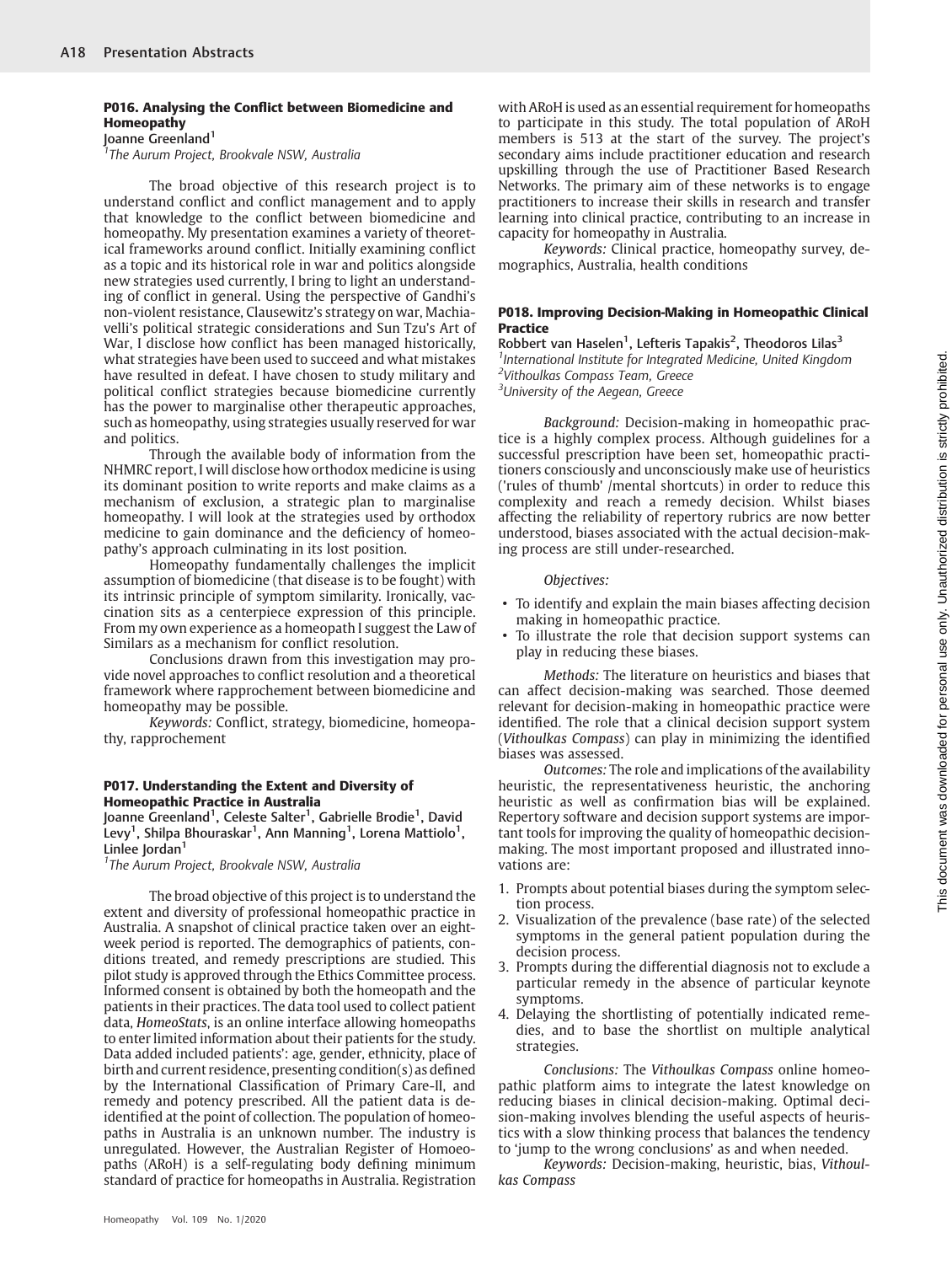### P016. Analysing the Conflict between Biomedicine and Homeopathy

Joanne Greenland[1]

[1]The Aurum Project, Brookvale NSW, Australia

The broad objective of this research project is to understand conflict and conflict management and to apply that knowledge to the conflict between biomedicine and homeopathy. My presentation examines a variety of theoretical frameworks around conflict. Initially examining conflict as a topic and its historical role in war and politics alongside new strategies used currently, I bring to light an understanding of conflict in general. Using the perspective of Gandhi's non-violent resistance, Clausewitz's strategy on war, Machiavelli's political strategic considerations and Sun Tzu's Art of War, I disclose how conflict has been managed historically, what strategies have been used to succeed and what mistakes have resulted in defeat. I have chosen to study military and political conflict strategies because biomedicine currently has the power to marginalise other therapeutic approaches, such as homeopathy, using strategies usually reserved for war and politics.

Through the available body of information from the NHMRC report, I will disclose how orthodox medicine is using its dominant position to write reports and make claims as a mechanism of exclusion, a strategic plan to marginalise homeopathy. I will look at the strategies used by orthodox medicine to gain dominance and the deficiency of homeopathy's approach culminating in its lost position.

Homeopathy fundamentally challenges the implicit assumption of biomedicine (that disease is to be fought) with its intrinsic principle of symptom similarity. Ironically, vaccination sits as a centerpiece expression of this principle. From my own experience as a homeopath I suggest the Law of Similars as a mechanism for conflict resolution.

Conclusions drawn from this investigation may provide novel approaches to conflict resolution and a theoretical framework where rapprochement between biomedicine and homeopathy may be possible.

*Keywords:* Conflict, strategy, biomedicine, homeopathy, rapprochement

### P017. Understanding the Extent and Diversity of Homeopathic Practice in Australia

Joanne Greenland[1], Celeste Salter[1], Gabrielle Brodie[1], David Levy[1], Shilpa Bhouraskar[1], Ann Manning[1], Lorena Mattiolo[1], Linlee Jordan[1]

[1]The Aurum Project, Brookvale NSW, Australia

The broad objective of this project is to understand the extent and diversity of professional homeopathic practice in Australia. A snapshot of clinical practice taken over an eight-week period is reported. The demographics of patients, conditions treated, and remedy prescriptions are studied. This pilot study is approved through the Ethics Committee process. Informed consent is obtained by both the homeopath and the patients in their practices. The data tool used to collect patient data, *HomeoStats*, is an online interface allowing homeopaths to enter limited information about their patients for the study. Data added included patients': age, gender, ethnicity, place of birth and current residence, presenting condition(s) as defined by the International Classification of Primary Care-II, and remedy and potency prescribed. All the patient data is de-identified at the point of collection. The population of homeopaths in Australia is an unknown number. The industry is unregulated. However, the Australian Register of Homoeopaths (ARoH) is a self-regulating body defining minimum standard of practice for homeopaths in Australia. Registration with ARoH is used as an essential requirement for homeopaths to participate in this study. The total population of ARoH members is 513 at the start of the survey. The project's secondary aims include practitioner education and research upskilling through the use of Practitioner Based Research Networks. The primary aim of these networks is to engage practitioners to increase their skills in research and transfer learning into clinical practice, contributing to an increase in capacity for homeopathy in Australia.

*Keywords:* Clinical practice, homeopathy survey, demographics, Australia, health conditions

### P018. Improving Decision-Making in Homeopathic Clinical Practice

Robbert van Haselen[1], Lefteris Tapakis[2], Theodoros Lilas[3]

[1]International Institute for Integrated Medicine, United Kingdom
[2]Vithoulkas Compass Team, Greece
[3]University of the Aegean, Greece

*Background:* Decision-making in homeopathic practice is a highly complex process. Although guidelines for a successful prescription have been set, homeopathic practitioners consciously and unconsciously make use of heuristics ('rules of thumb' /mental shortcuts) in order to reduce this complexity and reach a remedy decision. Whilst biases affecting the reliability of repertory rubrics are now better understood, biases associated with the actual decision-making process are still under-researched.

*Objectives:*

- To identify and explain the main biases affecting decision making in homeopathic practice.
- To illustrate the role that decision support systems can play in reducing these biases.

*Methods:* The literature on heuristics and biases that can affect decision-making was searched. Those deemed relevant for decision-making in homeopathic practice were identified. The role that a clinical decision support system (*Vithoulkas Compass*) can play in minimizing the identified biases was assessed.

*Outcomes:* The role and implications of the availability heuristic, the representativeness heuristic, the anchoring heuristic as well as confirmation bias will be explained. Repertory software and decision support systems are important tools for improving the quality of homeopathic decision-making. The most important proposed and illustrated innovations are:

1. Prompts about potential biases during the symptom selection process.
2. Visualization of the prevalence (base rate) of the selected symptoms in the general patient population during the decision process.
3. Prompts during the differential diagnosis not to exclude a particular remedy in the absence of particular keynote symptoms.
4. Delaying the shortlisting of potentially indicated remedies, and to base the shortlist on multiple analytical strategies.

*Conclusions:* The *Vithoulkas Compass* online homeopathic platform aims to integrate the latest knowledge on reducing biases in clinical decision-making. Optimal decision-making involves blending the useful aspects of heuristics with a slow thinking process that balances the tendency to 'jump to the wrong conclusions' as and when needed.

*Keywords:* Decision-making, heuristic, bias, *Vithoulkas Compass*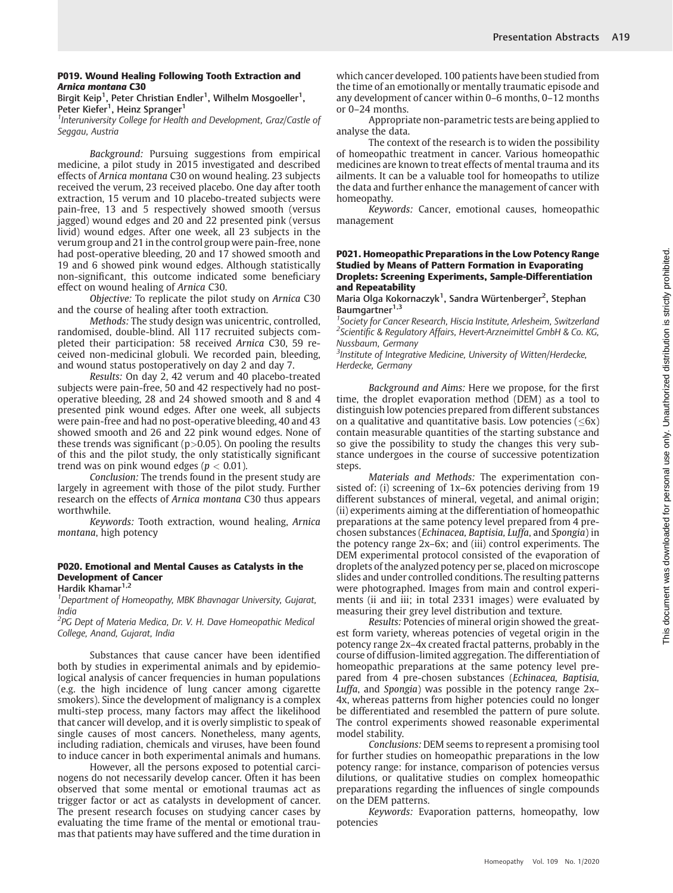### P019. Wound Healing Following Tooth Extraction and *Arnica montana* C30

Birgit Keip[1], Peter Christian Endler[1], Wilhelm Mosgoeller[1], Peter Kiefer[1], Heinz Spranger[1]

[1]Interuniversity College for Health and Development, Graz/Castle of Seggau, Austria

*Background:* Pursuing suggestions from empirical medicine, a pilot study in 2015 investigated and described effects of *Arnica montana* C30 on wound healing. 23 subjects received the verum, 23 received placebo. One day after tooth extraction, 15 verum and 10 placebo-treated subjects were pain-free, 13 and 5 respectively showed smooth (versus jagged) wound edges and 20 and 22 presented pink (versus livid) wound edges. After one week, all 23 subjects in the verum group and 21 in the control group were pain-free, none had post-operative bleeding, 20 and 17 showed smooth and 19 and 6 showed pink wound edges. Although statistically non-significant, this outcome indicated some beneficiary effect on wound healing of *Arnica* C30.

*Objective:* To replicate the pilot study on *Arnica* C30 and the course of healing after tooth extraction.

*Methods:* The study design was unicentric, controlled, randomised, double-blind. All 117 recruited subjects completed their participation: 58 received *Arnica* C30, 59 received non-medicinal globuli. We recorded pain, bleeding, and wound status postoperatively on day 2 and day 7.

*Results:* On day 2, 42 verum and 40 placebo-treated subjects were pain-free, 50 and 42 respectively had no post-operative bleeding, 28 and 24 showed smooth and 8 and 4 presented pink wound edges. After one week, all subjects were pain-free and had no post-operative bleeding, 40 and 43 showed smooth and 26 and 22 pink wound edges. None of these trends was significant ($p > 0.05$). On pooling the results of this and the pilot study, the only statistically significant trend was on pink wound edges ($p < 0.01$).

*Conclusion:* The trends found in the present study are largely in agreement with those of the pilot study. Further research on the effects of *Arnica montana* C30 thus appears worthwhile.

*Keywords:* Tooth extraction, wound healing, *Arnica montana*, high potency

### P020. Emotional and Mental Causes as Catalysts in the Development of Cancer

Hardik Khamar[1,2]

[1]Department of Homeopathy, MBK Bhavnagar University, Gujarat, India

[2]PG Dept of Materia Medica, Dr. V. H. Dave Homeopathic Medical College, Anand, Gujarat, India

Substances that cause cancer have been identified both by studies in experimental animals and by epidemiological analysis of cancer frequencies in human populations (e.g. the high incidence of lung cancer among cigarette smokers). Since the development of malignancy is a complex multi-step process, many factors may affect the likelihood that cancer will develop, and it is overly simplistic to speak of single causes of most cancers. Nonetheless, many agents, including radiation, chemicals and viruses, have been found to induce cancer in both experimental animals and humans.

However, all the persons exposed to potential carcinogens do not necessarily develop cancer. Often it has been observed that some mental or emotional traumas act as trigger factor or act as catalysts in development of cancer. The present research focuses on studying cancer cases by evaluating the time frame of the mental or emotional traumas that patients may have suffered and the time duration in which cancer developed. 100 patients have been studied from the time of an emotionally or mentally traumatic episode and any development of cancer within 0–6 months, 0–12 months or 0–24 months.

Appropriate non-parametric tests are being applied to analyse the data.

The context of the research is to widen the possibility of homeopathic treatment in cancer. Various homeopathic medicines are known to treat effects of mental trauma and its ailments. It can be a valuable tool for homeopaths to utilize the data and further enhance the management of cancer with homeopathy.

*Keywords:* Cancer, emotional causes, homeopathic management

### P021. Homeopathic Preparations in the Low Potency Range Studied by Means of Pattern Formation in Evaporating Droplets: Screening Experiments, Sample-Differentiation and Repeatability

Maria Olga Kokornaczyk[1], Sandra Würtenberger[2], Stephan Baumgartner[1,3]

[1]Society for Cancer Research, Hiscia Institute, Arlesheim, Switzerland

[2]Scientific & Regulatory Affairs, Hevert-Arzneimittel GmbH & Co. KG, Nussbaum, Germany

[3]Institute of Integrative Medicine, University of Witten/Herdecke, Herdecke, Germany

*Background and Aims:* Here we propose, for the first time, the droplet evaporation method (DEM) as a tool to distinguish low potencies prepared from different substances on a qualitative and quantitative basis. Low potencies ($\leq$6x) contain measurable quantities of the starting substance and so give the possibility to study the changes this very substance undergoes in the course of successive potentization steps.

*Materials and Methods:* The experimentation consisted of: (i) screening of 1x–6x potencies deriving from 19 different substances of mineral, vegetal, and animal origin; (ii) experiments aiming at the differentiation of homeopathic preparations at the same potency level prepared from 4 pre-chosen substances (*Echinacea, Baptisia, Luffa*, and *Spongia*) in the potency range 2x–6x; and (iii) control experiments. The DEM experimental protocol consisted of the evaporation of droplets of the analyzed potency per se, placed on microscope slides and under controlled conditions. The resulting patterns were photographed. Images from main and control experiments (ii and iii; in total 2331 images) were evaluated by measuring their grey level distribution and texture.

*Results:* Potencies of mineral origin showed the greatest form variety, whereas potencies of vegetal origin in the potency range 2x–4x created fractal patterns, probably in the course of diffusion-limited aggregation. The differentiation of homeopathic preparations at the same potency level prepared from 4 pre-chosen substances (*Echinacea, Baptisia, Luffa*, and *Spongia*) was possible in the potency range 2x–4x, whereas patterns from higher potencies could no longer be differentiated and resembled the pattern of pure solute. The control experiments showed reasonable experimental model stability.

*Conclusions:* DEM seems to represent a promising tool for further studies on homeopathic preparations in the low potency range: for instance, comparison of potencies versus dilutions, or qualitative studies on complex homeopathic preparations regarding the influences of single compounds on the DEM patterns.

*Keywords:* Evaporation patterns, homeopathy, low potencies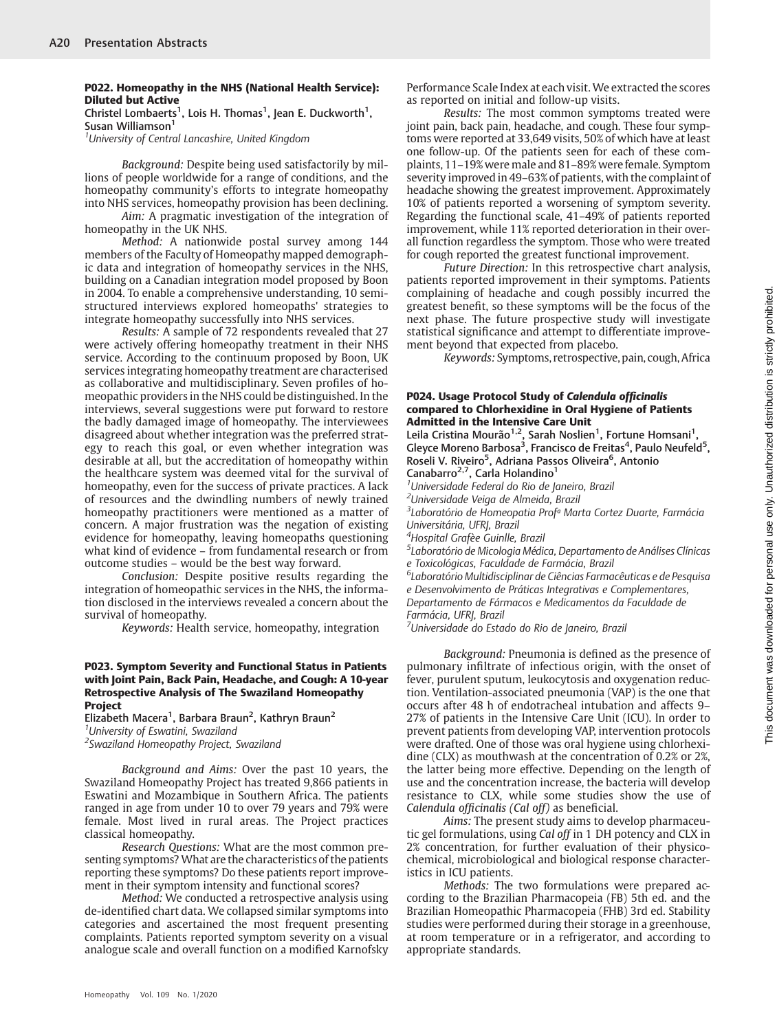### P022. Homeopathy in the NHS (National Health Service): Diluted but Active

Christel Lombaerts[1], Lois H. Thomas[1], Jean E. Duckworth[1], Susan Williamson[1]

[1]*University of Central Lancashire, United Kingdom*

*Background:* Despite being used satisfactorily by millions of people worldwide for a range of conditions, and the homeopathy community's efforts to integrate homeopathy into NHS services, homeopathy provision has been declining.

*Aim:* A pragmatic investigation of the integration of homeopathy in the UK NHS.

*Method:* A nationwide postal survey among 144 members of the Faculty of Homeopathy mapped demographic data and integration of homeopathy services in the NHS, building on a Canadian integration model proposed by Boon in 2004. To enable a comprehensive understanding, 10 semi-structured interviews explored homeopaths' strategies to integrate homeopathy successfully into NHS services.

*Results:* A sample of 72 respondents revealed that 27 were actively offering homeopathy treatment in their NHS service. According to the continuum proposed by Boon, UK services integrating homeopathy treatment are characterised as collaborative and multidisciplinary. Seven profiles of homeopathic providers in the NHS could be distinguished. In the interviews, several suggestions were put forward to restore the badly damaged image of homeopathy. The interviewees disagreed about whether integration was the preferred strategy to reach this goal, or even whether integration was desirable at all, but the accreditation of homeopathy within the healthcare system was deemed vital for the survival of homeopathy, even for the success of private practices. A lack of resources and the dwindling numbers of newly trained homeopathy practitioners were mentioned as a matter of concern. A major frustration was the negation of existing evidence for homeopathy, leaving homeopaths questioning what kind of evidence – from fundamental research or from outcome studies – would be the best way forward.

*Conclusion:* Despite positive results regarding the integration of homeopathic services in the NHS, the information disclosed in the interviews revealed a concern about the survival of homeopathy.

*Keywords:* Health service, homeopathy, integration

### P023. Symptom Severity and Functional Status in Patients with Joint Pain, Back Pain, Headache, and Cough: A 10-year Retrospective Analysis of The Swaziland Homeopathy Project

Elizabeth Macera[1], Barbara Braun[2], Kathryn Braun[2]

[1]*University of Eswatini, Swaziland*
[2]*Swaziland Homeopathy Project, Swaziland*

*Background and Aims:* Over the past 10 years, the Swaziland Homeopathy Project has treated 9,866 patients in Eswatini and Mozambique in Southern Africa. The patients ranged in age from under 10 to over 79 years and 79% were female. Most lived in rural areas. The Project practices classical homeopathy.

*Research Questions:* What are the most common presenting symptoms? What are the characteristics of the patients reporting these symptoms? Do these patients report improvement in their symptom intensity and functional scores?

*Method:* We conducted a retrospective analysis using de-identified chart data. We collapsed similar symptoms into categories and ascertained the most frequent presenting complaints. Patients reported symptom severity on a visual analogue scale and overall function on a modified Karnofsky Performance Scale Index at each visit. We extracted the scores as reported on initial and follow-up visits.

*Results:* The most common symptoms treated were joint pain, back pain, headache, and cough. These four symptoms were reported at 33,649 visits, 50% of which have at least one follow-up. Of the patients seen for each of these complaints, 11–19% were male and 81–89% were female. Symptom severity improved in 49–63% of patients, with the complaint of headache showing the greatest improvement. Approximately 10% of patients reported a worsening of symptom severity. Regarding the functional scale, 41–49% of patients reported improvement, while 11% reported deterioration in their overall function regardless the symptom. Those who were treated for cough reported the greatest functional improvement.

*Future Direction:* In this retrospective chart analysis, patients reported improvement in their symptoms. Patients complaining of headache and cough possibly incurred the greatest benefit, so these symptoms will be the focus of the next phase. The future prospective study will investigate statistical significance and attempt to differentiate improvement beyond that expected from placebo.

*Keywords:* Symptoms, retrospective, pain, cough, Africa

### P024. Usage Protocol Study of *Calendula officinalis* compared to Chlorhexidine in Oral Hygiene of Patients Admitted in the Intensive Care Unit

Leila Cristina Mourão[1,2], Sarah Noslien[1], Fortune Homsani[1], Gleyce Moreno Barbosa[3], Francisco de Freitas[4], Paulo Neufeld[5], Roseli V. Riveiro[5], Adriana Passos Oliveira[6], Antonio Canabarro[2,7], Carla Holandino[1]

[1]*Universidade Federal do Rio de Janeiro, Brazil*
[2]*Universidade Veiga de Almeida, Brazil*
[3]*Laboratório de Homeopatia Profª Marta Cortez Duarte, Farmácia Universitária, UFRJ, Brazil*
[4]*Hospital Grafèe Guinlle, Brazil*
[5]*Laboratório de Micologia Médica, Departamento de Análises Clínicas e Toxicológicas, Faculdade de Farmácia, Brazil*
[6]*Laboratório Multidisciplinar de Ciências Farmacêuticas e de Pesquisa e Desenvolvimento de Práticas Integrativas e Complementares, Departamento de Fármacos e Medicamentos da Faculdade de Farmácia, UFRJ, Brazil*
[7]*Universidade do Estado do Rio de Janeiro, Brazil*

*Background:* Pneumonia is defined as the presence of pulmonary infiltrate of infectious origin, with the onset of fever, purulent sputum, leukocytosis and oxygenation reduction. Ventilation-associated pneumonia (VAP) is the one that occurs after 48 h of endotracheal intubation and affects 9–27% of patients in the Intensive Care Unit (ICU). In order to prevent patients from developing VAP, intervention protocols were drafted. One of those was oral hygiene using chlorhexidine (CLX) as mouthwash at the concentration of 0.2% or 2%, the latter being more effective. Depending on the length of use and the concentration increase, the bacteria will develop resistance to CLX, while some studies show the use of *Calendula officinalis (Cal off)* as beneficial.

*Aims:* The present study aims to develop pharmaceutic gel formulations, using *Cal off* in 1 DH potency and CLX in 2% concentration, for further evaluation of their physicochemical, microbiological and biological response characteristics in ICU patients.

*Methods:* The two formulations were prepared according to the Brazilian Pharmacopeia (FB) 5th ed. and the Brazilian Homeopathic Pharmacopeia (FHB) 3rd ed. Stability studies were performed during their storage in a greenhouse, at room temperature or in a refrigerator, and according to appropriate standards.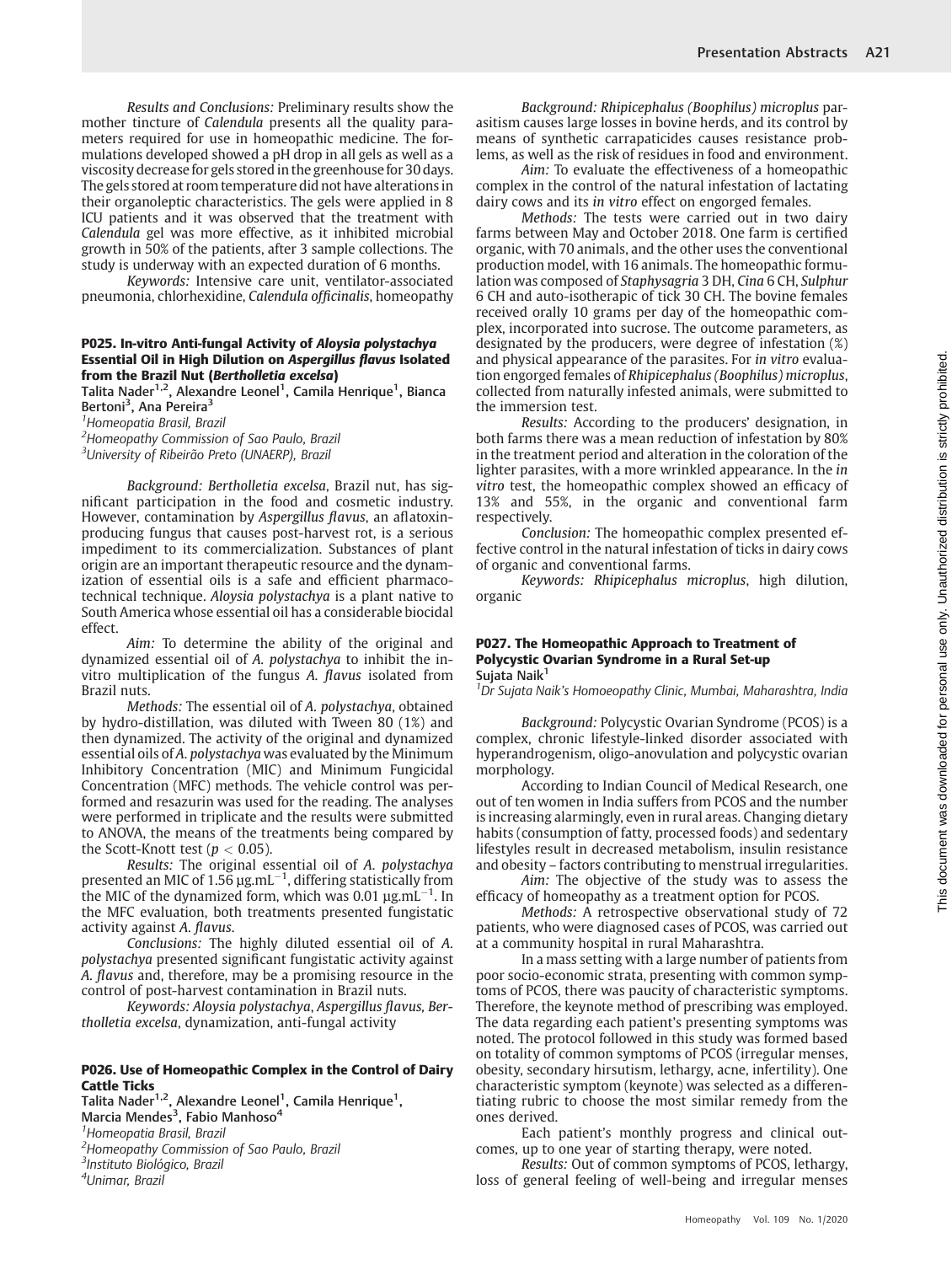*Results and Conclusions:* Preliminary results show the mother tincture of *Calendula* presents all the quality parameters required for use in homeopathic medicine. The formulations developed showed a pH drop in all gels as well as a viscosity decrease for gels stored in the greenhouse for 30 days. The gels stored at room temperature did not have alterations in their organoleptic characteristics. The gels were applied in 8 ICU patients and it was observed that the treatment with *Calendula* gel was more effective, as it inhibited microbial growth in 50% of the patients, after 3 sample collections. The study is underway with an expected duration of 6 months.

*Keywords:* Intensive care unit, ventilator-associated pneumonia, chlorhexidine, *Calendula officinalis*, homeopathy

### P025. In-vitro Anti-fungal Activity of *Aloysia polystachya* Essential Oil in High Dilution on *Aspergillus flavus* Isolated from the Brazil Nut (*Bertholletia excelsa*)

Talita Nader[1,2], Alexandre Leonel[1], Camila Henrique[1], Bianca Bertoni[3], Ana Pereira[3]

[1]Homeopatia Brasil, Brazil
[2]Homeopathy Commission of Sao Paulo, Brazil
[3]University of Ribeirão Preto (UNAERP), Brazil

*Background: Bertholletia excelsa*, Brazil nut, has significant participation in the food and cosmetic industry. However, contamination by *Aspergillus flavus*, an aflatoxin-producing fungus that causes post-harvest rot, is a serious impediment to its commercialization. Substances of plant origin are an important therapeutic resource and the dynamization of essential oils is a safe and efficient pharmacotechnical technique. *Aloysia polystachya* is a plant native to South America whose essential oil has a considerable biocidal effect.

*Aim:* To determine the ability of the original and dynamized essential oil of *A. polystachya* to inhibit the in-vitro multiplication of the fungus *A. flavus* isolated from Brazil nuts.

*Methods:* The essential oil of *A. polystachya*, obtained by hydro-distillation, was diluted with Tween 80 (1%) and then dynamized. The activity of the original and dynamized essential oils of *A. polystachya* was evaluated by the Minimum Inhibitory Concentration (MIC) and Minimum Fungicidal Concentration (MFC) methods. The vehicle control was performed and resazurin was used for the reading. The analyses were performed in triplicate and the results were submitted to ANOVA, the means of the treatments being compared by the Scott-Knott test ($p < 0.05$).

*Results:* The original essential oil of *A. polystachya* presented an MIC of 1.56 $\mu g.mL^{-1}$, differing statistically from the MIC of the dynamized form, which was 0.01 $\mu g.mL^{-1}$. In the MFC evaluation, both treatments presented fungistatic activity against *A. flavus*.

*Conclusions:* The highly diluted essential oil of *A. polystachya* presented significant fungistatic activity against *A. flavus* and, therefore, may be a promising resource in the control of post-harvest contamination in Brazil nuts.

*Keywords: Aloysia polystachya*, *Aspergillus flavus*, *Bertholletia excelsa*, dynamization, anti-fungal activity

### P026. Use of Homeopathic Complex in the Control of Dairy Cattle Ticks

Talita Nader[1,2], Alexandre Leonel[1], Camila Henrique[1], Marcia Mendes[3], Fabio Manhoso[4]

[1]Homeopatia Brasil, Brazil
[2]Homeopathy Commission of Sao Paulo, Brazil
[3]Instituto Biológico, Brazil
[4]Unimar, Brazil

*Background: Rhipicephalus (Boophilus) microplus* parasitism causes large losses in bovine herds, and its control by means of synthetic carrapaticides causes resistance problems, as well as the risk of residues in food and environment.

*Aim:* To evaluate the effectiveness of a homeopathic complex in the control of the natural infestation of lactating dairy cows and its *in vitro* effect on engorged females.

*Methods:* The tests were carried out in two dairy farms between May and October 2018. One farm is certified organic, with 70 animals, and the other uses the conventional production model, with 16 animals. The homeopathic formulation was composed of *Staphysagria* 3 DH, *Cina* 6 CH, *Sulphur* 6 CH and auto-isotherapic of tick 30 CH. The bovine females received orally 10 grams per day of the homeopathic complex, incorporated into sucrose. The outcome parameters, as designated by the producers, were degree of infestation (%) and physical appearance of the parasites. For *in vitro* evaluation engorged females of *Rhipicephalus (Boophilus) microplus*, collected from naturally infested animals, were submitted to the immersion test.

*Results:* According to the producers' designation, in both farms there was a mean reduction of infestation by 80% in the treatment period and alteration in the coloration of the lighter parasites, with a more wrinkled appearance. In the *in vitro* test, the homeopathic complex showed an efficacy of 13% and 55%, in the organic and conventional farm respectively.

*Conclusion:* The homeopathic complex presented effective control in the natural infestation of ticks in dairy cows of organic and conventional farms.

*Keywords: Rhipicephalus microplus*, high dilution, organic

### P027. The Homeopathic Approach to Treatment of Polycystic Ovarian Syndrome in a Rural Set-up

Sujata Naik[1]

[1]Dr Sujata Naik's Homoeopathy Clinic, Mumbai, Maharashtra, India

*Background:* Polycystic Ovarian Syndrome (PCOS) is a complex, chronic lifestyle-linked disorder associated with hyperandrogenism, oligo-anovulation and polycystic ovarian morphology.

According to Indian Council of Medical Research, one out of ten women in India suffers from PCOS and the number is increasing alarmingly, even in rural areas. Changing dietary habits (consumption of fatty, processed foods) and sedentary lifestyles result in decreased metabolism, insulin resistance and obesity – factors contributing to menstrual irregularities.

*Aim:* The objective of the study was to assess the efficacy of homeopathy as a treatment option for PCOS.

*Methods:* A retrospective observational study of 72 patients, who were diagnosed cases of PCOS, was carried out at a community hospital in rural Maharashtra.

In a mass setting with a large number of patients from poor socio-economic strata, presenting with common symptoms of PCOS, there was paucity of characteristic symptoms. Therefore, the keynote method of prescribing was employed. The data regarding each patient's presenting symptoms was noted. The protocol followed in this study was formed based on totality of common symptoms of PCOS (irregular menses, obesity, secondary hirsutism, lethargy, acne, infertility). One characteristic symptom (keynote) was selected as a differentiating rubric to choose the most similar remedy from the ones derived.

Each patient's monthly progress and clinical outcomes, up to one year of starting therapy, were noted.

*Results:* Out of common symptoms of PCOS, lethargy, loss of general feeling of well-being and irregular menses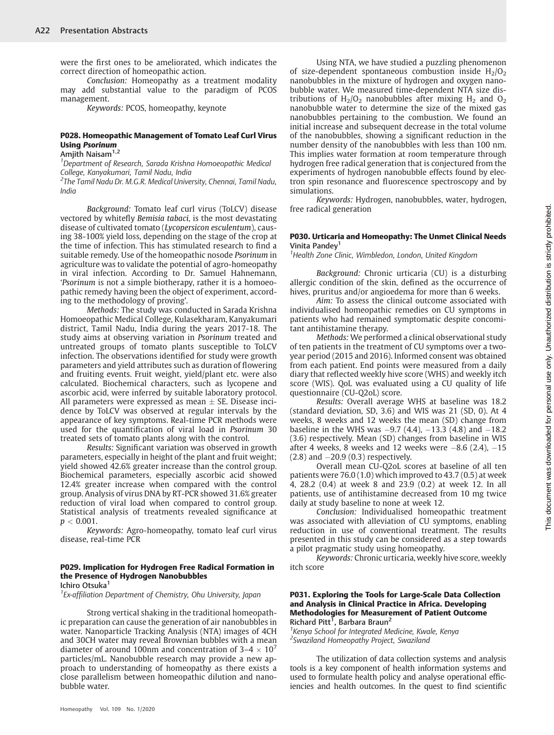were the first ones to be ameliorated, which indicates the correct direction of homeopathic action.

*Conclusion:* Homeopathy as a treatment modality may add substantial value to the paradigm of PCOS management.

*Keywords:* PCOS, homeopathy, keynote

### P028. Homeopathic Management of Tomato Leaf Curl Virus Using *Psorinum*

Amjith Naisam[1,2]

[1]Department of Research, Sarada Krishna Homoeopathic Medical College, Kanyakumari, Tamil Nadu, India

[2]The Tamil Nadu Dr. M.G.R. Medical University, Chennai, Tamil Nadu, India

*Background:* Tomato leaf curl virus (ToLCV) disease vectored by whitefly *Bemisia tabaci*, is the most devastating disease of cultivated tomato (*Lycopersicon esculentum*), causing 38-100% yield loss, depending on the stage of the crop at the time of infection. This has stimulated research to find a suitable remedy. Use of the homeopathic nosode *Psorinum* in agriculture was to validate the potential of agro-homeopathy in viral infection. According to Dr. Samuel Hahnemann, '*Psorinum* is not a simple biotherapy, rather it is a homoeopathic remedy having been the object of experiment, according to the methodology of proving'.

*Methods:* The study was conducted in Sarada Krishna Homoeopathic Medical College, Kulasekharam, Kanyakumari district, Tamil Nadu, India during the years 2017-18. The study aims at observing variation in *Psorinum* treated and untreated groups of tomato plants susceptible to ToLCV infection. The observations identified for study were growth parameters and yield attributes such as duration of flowering and fruiting events. Fruit weight, yield/plant etc. were also calculated. Biochemical characters, such as lycopene and ascorbic acid, were inferred by suitable laboratory protocol. All parameters were expressed as mean $\pm$ SE. Disease incidence by ToLCV was observed at regular intervals by the appearance of key symptoms. Real-time PCR methods were used for the quantification of viral load in *Psorinum* 30 treated sets of tomato plants along with the control.

*Results:* Significant variation was observed in growth parameters, especially in height of the plant and fruit weight; yield showed 42.6% greater increase than the control group. Biochemical parameters, especially ascorbic acid showed 12.4% greater increase when compared with the control group. Analysis of virus DNA by RT-PCR showed 31.6% greater reduction of viral load when compared to control group. Statistical analysis of treatments revealed significance at $p < 0.001$.

*Keywords:* Agro-homeopathy, tomato leaf curl virus disease, real-time PCR

### P029. Implication for Hydrogen Free Radical Formation in the Presence of Hydrogen Nanobubbles

Ichiro Otsuka[1]

[1]Ex-affiliation Department of Chemistry, Ohu University, Japan

Strong vertical shaking in the traditional homeopathic preparation can cause the generation of air nanobubbles in water. Nanoparticle Tracking Analysis (NTA) images of 4CH and 30CH water may reveal Brownian bubbles with a mean diameter of around 100nm and concentration of $3–4 \times 10^7$ particles/mL. Nanobubble research may provide a new approach to understanding of homeopathy as there exists a close parallelism between homeopathic dilution and nanobubble water.

Using NTA, we have studied a puzzling phenomenon of size-dependent spontaneous combustion inside $H_2/O_2$ nanobubbles in the mixture of hydrogen and oxygen nanobubble water. We measured time-dependent NTA size distributions of $H_2/O_2$ nanobubbles after mixing $H_2$ and $O_2$ nanobubble water to determine the size of the mixed gas nanobubbles pertaining to the combustion. We found an initial increase and subsequent decrease in the total volume of the nanobubbles, showing a significant reduction in the number density of the nanobubbles with less than 100 nm. This implies water formation at room temperature through hydrogen free radical generation that is conjectured from the experiments of hydrogen nanobubble effects found by electron spin resonance and fluorescence spectroscopy and by simulations.

*Keywords:* Hydrogen, nanobubbles, water, hydrogen, free radical generation

### P030. Urticaria and Homeopathy: The Unmet Clinical Needs

Vinita Pandey[1]

[1]Health Zone Clinic, Wimbledon, London, United Kingdom

*Background:* Chronic urticaria (CU) is a disturbing allergic condition of the skin, defined as the occurrence of hives, pruritus and/or angioedema for more than 6 weeks.

*Aim:* To assess the clinical outcome associated with individualised homeopathic remedies on CU symptoms in patients who had remained symptomatic despite concomitant antihistamine therapy.

*Methods:* We performed a clinical observational study of ten patients in the treatment of CU symptoms over a two-year period (2015 and 2016). Informed consent was obtained from each patient. End points were measured from a daily diary that reflected weekly hive score (WHS) and weekly itch score (WIS). QoL was evaluated using a CU quality of life questionnaire (CU-Q2oL) score.

*Results:* Overall average WHS at baseline was 18.2 (standard deviation, SD, 3.6) and WIS was 21 (SD, 0). At 4 weeks, 8 weeks and 12 weeks the mean (SD) change from baseline in the WHS was −9.7 (4.4), −13.3 (4.8) and −18.2 (3.6) respectively. Mean (SD) changes from baseline in WIS after 4 weeks, 8 weeks and 12 weeks were −8.6 (2.4), −15 (2.8) and −20.9 (0.3) respectively.

Overall mean CU-Q2oL scores at baseline of all ten patients were 76.0 (1.0) which improved to 43.7 (0.5) at week 4, 28.2 (0.4) at week 8 and 23.9 (0.2) at week 12. In all patients, use of antihistamine decreased from 10 mg twice daily at study baseline to none at week 12.

*Conclusion:* Individualised homeopathic treatment was associated with alleviation of CU symptoms, enabling reduction in use of conventional treatment. The results presented in this study can be considered as a step towards a pilot pragmatic study using homeopathy.

*Keywords:* Chronic urticaria, weekly hive score, weekly itch score

### P031. Exploring the Tools for Large-Scale Data Collection and Analysis in Clinical Practice in Africa. Developing Methodologies for Measurement of Patient Outcome

Richard Pitt[1], Barbara Braun[2]

[1]Kenya School for Integrated Medicine, Kwale, Kenya

[2]Swaziland Homeopathy Project, Swaziland

The utilization of data collection systems and analysis tools is a key component of health information systems and used to formulate health policy and analyse operational efficiencies and health outcomes. In the quest to find scientific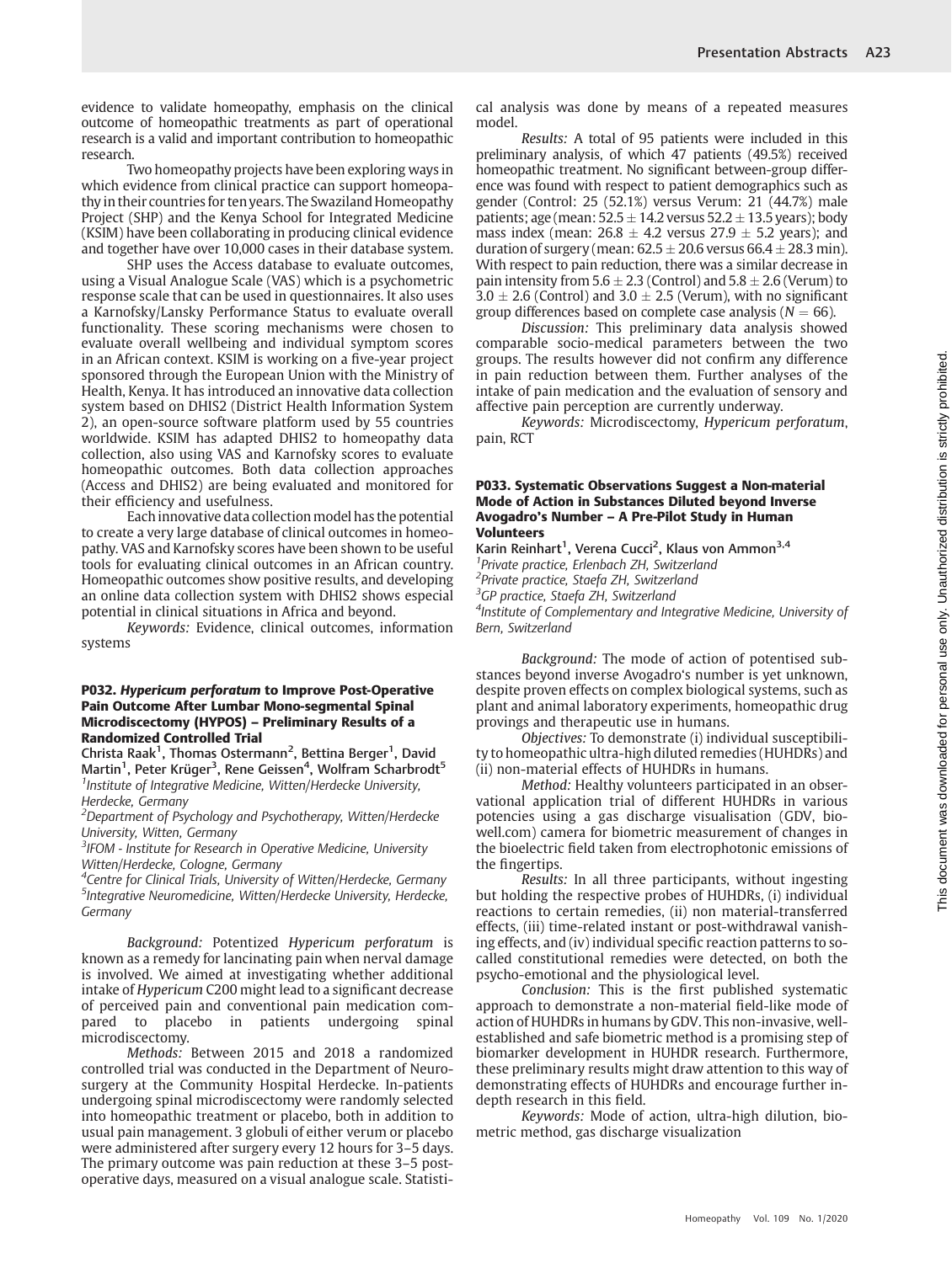evidence to validate homeopathy, emphasis on the clinical outcome of homeopathic treatments as part of operational research is a valid and important contribution to homeopathic research.

Two homeopathy projects have been exploring ways in which evidence from clinical practice can support homeopathy in their countries for ten years. The Swaziland Homeopathy Project (SHP) and the Kenya School for Integrated Medicine (KSIM) have been collaborating in producing clinical evidence and together have over 10,000 cases in their database system.

SHP uses the Access database to evaluate outcomes, using a Visual Analogue Scale (VAS) which is a psychometric response scale that can be used in questionnaires. It also uses a Karnofsky/Lansky Performance Status to evaluate overall functionality. These scoring mechanisms were chosen to evaluate overall wellbeing and individual symptom scores in an African context. KSIM is working on a five-year project sponsored through the European Union with the Ministry of Health, Kenya. It has introduced an innovative data collection system based on DHIS2 (District Health Information System 2), an open-source software platform used by 55 countries worldwide. KSIM has adapted DHIS2 to homeopathy data collection, also using VAS and Karnofsky scores to evaluate homeopathic outcomes. Both data collection approaches (Access and DHIS2) are being evaluated and monitored for their efficiency and usefulness.

Each innovative data collection model has the potential to create a very large database of clinical outcomes in homeopathy. VAS and Karnofsky scores have been shown to be useful tools for evaluating clinical outcomes in an African country. Homeopathic outcomes show positive results, and developing an online data collection system with DHIS2 shows especial potential in clinical situations in Africa and beyond.

*Keywords:* Evidence, clinical outcomes, information systems

### P032. *Hypericum perforatum* to Improve Post-Operative Pain Outcome After Lumbar Mono-segmental Spinal Microdiscectomy (HYPOS) – Preliminary Results of a Randomized Controlled Trial

**Christa Raak[1], Thomas Ostermann[2], Bettina Berger[1], David Martin[1], Peter Krüger[3], Rene Geissen[4], Wolfram Scharbrodt[5]**

[1] *Institute of Integrative Medicine, Witten/Herdecke University, Herdecke, Germany*

[2] *Department of Psychology and Psychotherapy, Witten/Herdecke University, Witten, Germany*

[3] *IFOM - Institute for Research in Operative Medicine, University Witten/Herdecke, Cologne, Germany*

[4] *Centre for Clinical Trials, University of Witten/Herdecke, Germany*

[5] *Integrative Neuromedicine, Witten/Herdecke University, Herdecke, Germany*

*Background:* Potentized *Hypericum perforatum* is known as a remedy for lancinating pain when nerval damage is involved. We aimed at investigating whether additional intake of *Hypericum* C200 might lead to a significant decrease of perceived pain and conventional pain medication compared to placebo in patients undergoing spinal microdiscectomy.

*Methods:* Between 2015 and 2018 a randomized controlled trial was conducted in the Department of Neurosurgery at the Community Hospital Herdecke. In-patients undergoing spinal microdiscectomy were randomly selected into homeopathic treatment or placebo, both in addition to usual pain management. 3 globuli of either verum or placebo were administered after surgery every 12 hours for 3–5 days. The primary outcome was pain reduction at these 3–5 postoperative days, measured on a visual analogue scale. Statistical analysis was done by means of a repeated measures model.

*Results:* A total of 95 patients were included in this preliminary analysis, of which 47 patients (49.5%) received homeopathic treatment. No significant between-group difference was found with respect to patient demographics such as gender (Control: 25 (52.1%) versus Verum: 21 (44.7%) male patients; age (mean: $52.5 \pm 14.2$ versus $52.2 \pm 13.5$ years); body mass index (mean: $26.8 \pm 4.2$ versus $27.9 \pm 5.2$ years); and duration of surgery (mean: $62.5 \pm 20.6$ versus $66.4 \pm 28.3$ min). With respect to pain reduction, there was a similar decrease in pain intensity from $5.6 \pm 2.3$ (Control) and $5.8 \pm 2.6$ (Verum) to $3.0 \pm 2.6$ (Control) and $3.0 \pm 2.5$ (Verum), with no significant group differences based on complete case analysis ($N = 66$).

*Discussion:* This preliminary data analysis showed comparable socio-medical parameters between the two groups. The results however did not confirm any difference in pain reduction between them. Further analyses of the intake of pain medication and the evaluation of sensory and affective pain perception are currently underway.

*Keywords:* Microdiscectomy, *Hypericum perforatum*, pain, RCT

### P033. Systematic Observations Suggest a Non-material Mode of Action in Substances Diluted beyond Inverse Avogadro's Number – A Pre-Pilot Study in Human Volunteers

**Karin Reinhart[1], Verena Cucci[2], Klaus von Ammon[3,4]**

[1] *Private practice, Erlenbach ZH, Switzerland*

[2] *Private practice, Staefa ZH, Switzerland*

[3] *GP practice, Staefa ZH, Switzerland*

[4] *Institute of Complementary and Integrative Medicine, University of Bern, Switzerland*

*Background:* The mode of action of potentised substances beyond inverse Avogadro's number is yet unknown, despite proven effects on complex biological systems, such as plant and animal laboratory experiments, homeopathic drug provings and therapeutic use in humans.

*Objectives:* To demonstrate (i) individual susceptibility to homeopathic ultra-high diluted remedies (HUHDRs) and (ii) non-material effects of HUHDRs in humans.

*Method:* Healthy volunteers participated in an observational application trial of different HUHDRs in various potencies using a gas discharge visualisation (GDV, bio-well.com) camera for biometric measurement of changes in the bioelectric field taken from electrophotonic emissions of the fingertips.

*Results:* In all three participants, without ingesting but holding the respective probes of HUHDRs, (i) individual reactions to certain remedies, (ii) non material-transferred effects, (iii) time-related instant or post-withdrawal vanishing effects, and (iv) individual specific reaction patterns to so-called constitutional remedies were detected, on both the psycho-emotional and the physiological level.

*Conclusion:* This is the first published systematic approach to demonstrate a non-material field-like mode of action of HUHDRs in humans by GDV. This non-invasive, well-established and safe biometric method is a promising step of biomarker development in HUHDR research. Furthermore, these preliminary results might draw attention to this way of demonstrating effects of HUHDRs and encourage further in-depth research in this field.

*Keywords:* Mode of action, ultra-high dilution, biometric method, gas discharge visualization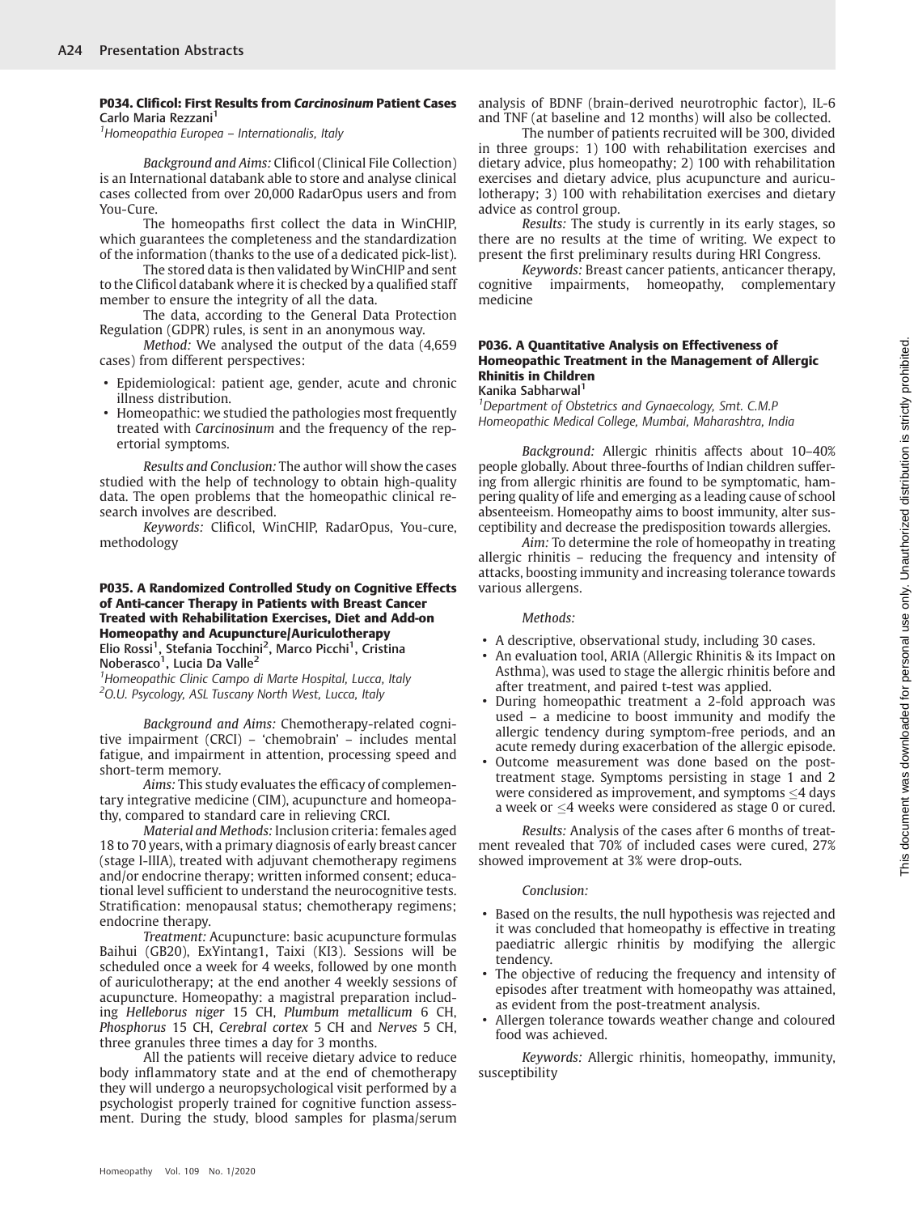### P034. Clificol: First Results from *Carcinosinum* Patient Cases

Carlo Maria Rezzani[1]

[1]*Homeopathia Europea – Internationalis, Italy*

*Background and Aims:* Clificol (Clinical File Collection) is an International databank able to store and analyse clinical cases collected from over 20,000 RadarOpus users and from You-Cure.

The homeopaths first collect the data in WinCHIP, which guarantees the completeness and the standardization of the information (thanks to the use of a dedicated pick-list).

The stored data is then validated by WinCHIP and sent to the Clificol databank where it is checked by a qualified staff member to ensure the integrity of all the data.

The data, according to the General Data Protection Regulation (GDPR) rules, is sent in an anonymous way.

*Method:* We analysed the output of the data (4,659 cases) from different perspectives:

- Epidemiological: patient age, gender, acute and chronic illness distribution.
- Homeopathic: we studied the pathologies most frequently treated with *Carcinosinum* and the frequency of the repertorial symptoms.

*Results and Conclusion:* The author will show the cases studied with the help of technology to obtain high-quality data. The open problems that the homeopathic clinical research involves are described.

*Keywords:* Clificol, WinCHIP, RadarOpus, You-cure, methodology

### P035. A Randomized Controlled Study on Cognitive Effects of Anti-cancer Therapy in Patients with Breast Cancer Treated with Rehabilitation Exercises, Diet and Add-on Homeopathy and Acupuncture/Auriculotherapy

Elio Rossi[1], Stefania Tocchini[2], Marco Picchi[1], Cristina Noberasco[1], Lucia Da Valle[2]

[1]*Homeopathic Clinic Campo di Marte Hospital, Lucca, Italy*
[2]*O.U. Psycology, ASL Tuscany North West, Lucca, Italy*

*Background and Aims:* Chemotherapy-related cognitive impairment (CRCI) – 'chemobrain' – includes mental fatigue, and impairment in attention, processing speed and short-term memory.

*Aims:* This study evaluates the efficacy of complementary integrative medicine (CIM), acupuncture and homeopathy, compared to standard care in relieving CRCI.

*Material and Methods:* Inclusion criteria: females aged 18 to 70 years, with a primary diagnosis of early breast cancer (stage I-IIIA), treated with adjuvant chemotherapy regimens and/or endocrine therapy; written informed consent; educational level sufficient to understand the neurocognitive tests. Stratification: menopausal status; chemotherapy regimens; endocrine therapy.

*Treatment:* Acupuncture: basic acupuncture formulas Baihui (GB20), ExYintang1, Taixi (KI3). Sessions will be scheduled once a week for 4 weeks, followed by one month of auriculotherapy; at the end another 4 weekly sessions of acupuncture. Homeopathy: a magistral preparation including *Helleborus niger* 15 CH, *Plumbum metallicum* 6 CH, *Phosphorus* 15 CH, *Cerebral cortex* 5 CH and *Nerves* 5 CH, three granules three times a day for 3 months.

All the patients will receive dietary advice to reduce body inflammatory state and at the end of chemotherapy they will undergo a neuropsychological visit performed by a psychologist properly trained for cognitive function assessment. During the study, blood samples for plasma/serum analysis of BDNF (brain-derived neurotrophic factor), IL-6 and TNF (at baseline and 12 months) will also be collected.

The number of patients recruited will be 300, divided in three groups: 1) 100 with rehabilitation exercises and dietary advice, plus homeopathy; 2) 100 with rehabilitation exercises and dietary advice, plus acupuncture and auriculotherapy; 3) 100 with rehabilitation exercises and dietary advice as control group.

*Results:* The study is currently in its early stages, so there are no results at the time of writing. We expect to present the first preliminary results during HRI Congress.

*Keywords:* Breast cancer patients, anticancer therapy, cognitive impairments, homeopathy, complementary medicine

### P036. A Quantitative Analysis on Effectiveness of Homeopathic Treatment in the Management of Allergic Rhinitis in Children

Kanika Sabharwal[1]

[1]*Department of Obstetrics and Gynaecology, Smt. C.M.P Homeopathic Medical College, Mumbai, Maharashtra, India*

*Background:* Allergic rhinitis affects about 10–40% people globally. About three-fourths of Indian children suffering from allergic rhinitis are found to be symptomatic, hampering quality of life and emerging as a leading cause of school absenteeism. Homeopathy aims to boost immunity, alter susceptibility and decrease the predisposition towards allergies.

*Aim:* To determine the role of homeopathy in treating allergic rhinitis – reducing the frequency and intensity of attacks, boosting immunity and increasing tolerance towards various allergens.

*Methods:*

- A descriptive, observational study, including 30 cases.
- An evaluation tool, ARIA (Allergic Rhinitis & its Impact on Asthma), was used to stage the allergic rhinitis before and after treatment, and paired t-test was applied.
- During homeopathic treatment a 2-fold approach was used – a medicine to boost immunity and modify the allergic tendency during symptom-free periods, and an acute remedy during exacerbation of the allergic episode.
- Outcome measurement was done based on the post-treatment stage. Symptoms persisting in stage 1 and 2 were considered as improvement, and symptoms $\leq$4 days a week or $\leq$4 weeks were considered as stage 0 or cured.

*Results:* Analysis of the cases after 6 months of treatment revealed that 70% of included cases were cured, 27% showed improvement at 3% were drop-outs.

*Conclusion:*

- Based on the results, the null hypothesis was rejected and it was concluded that homeopathy is effective in treating paediatric allergic rhinitis by modifying the allergic tendency.
- The objective of reducing the frequency and intensity of episodes after treatment with homeopathy was attained, as evident from the post-treatment analysis.
- Allergen tolerance towards weather change and coloured food was achieved.

*Keywords:* Allergic rhinitis, homeopathy, immunity, susceptibility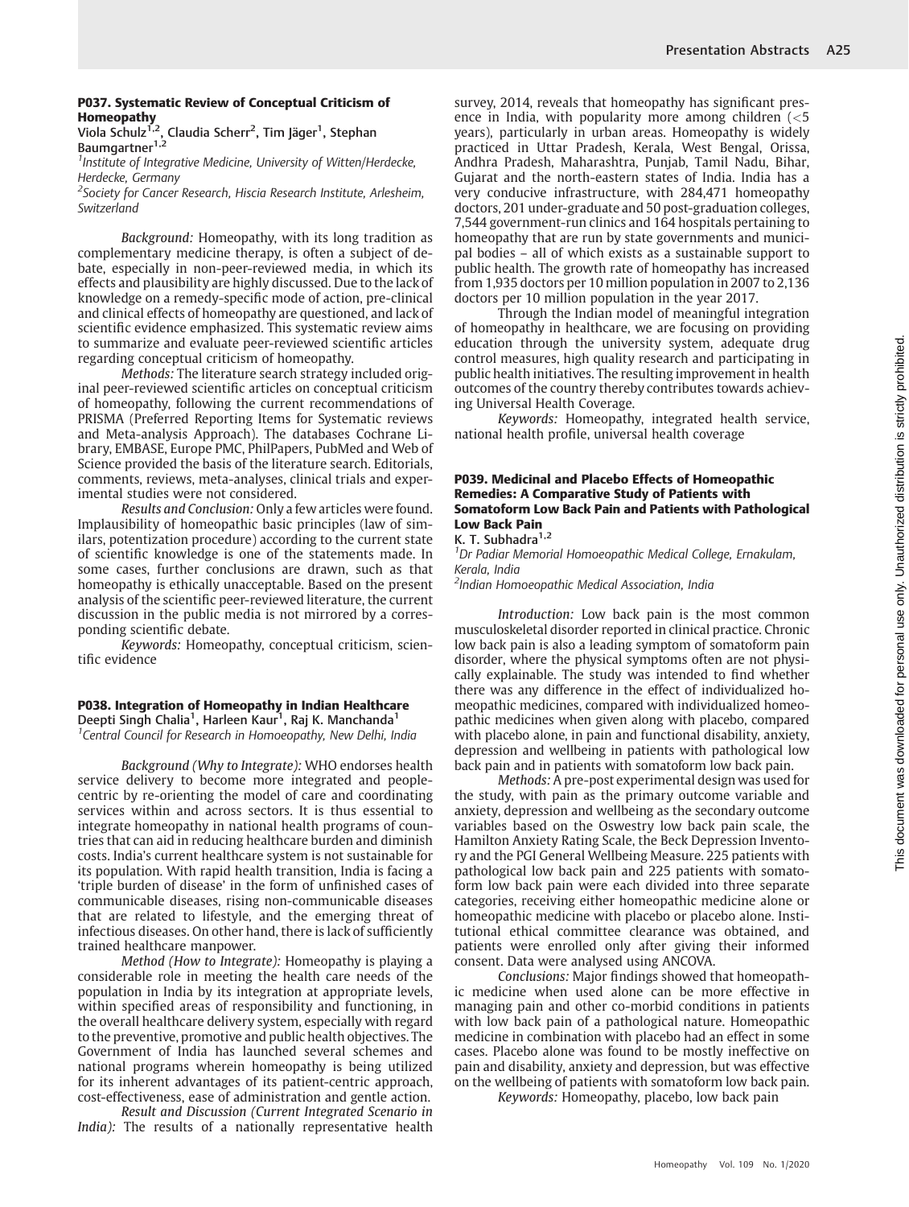### P037. Systematic Review of Conceptual Criticism of Homeopathy

Viola Schulz[1,2], Claudia Scherr[2], Tim Jäger[1], Stephan Baumgartner[1,2]

[1]Institute of Integrative Medicine, University of Witten/Herdecke, Herdecke, Germany

[2]Society for Cancer Research, Hiscia Research Institute, Arlesheim, Switzerland

*Background:* Homeopathy, with its long tradition as complementary medicine therapy, is often a subject of debate, especially in non-peer-reviewed media, in which its effects and plausibility are highly discussed. Due to the lack of knowledge on a remedy-specific mode of action, pre-clinical and clinical effects of homeopathy are questioned, and lack of scientific evidence emphasized. This systematic review aims to summarize and evaluate peer-reviewed scientific articles regarding conceptual criticism of homeopathy.

*Methods:* The literature search strategy included original peer-reviewed scientific articles on conceptual criticism of homeopathy, following the current recommendations of PRISMA (Preferred Reporting Items for Systematic reviews and Meta-analysis Approach). The databases Cochrane Library, EMBASE, Europe PMC, PhilPapers, PubMed and Web of Science provided the basis of the literature search. Editorials, comments, reviews, meta-analyses, clinical trials and experimental studies were not considered.

*Results and Conclusion:* Only a few articles were found. Implausibility of homeopathic basic principles (law of similars, potentization procedure) according to the current state of scientific knowledge is one of the statements made. In some cases, further conclusions are drawn, such as that homeopathy is ethically unacceptable. Based on the present analysis of the scientific peer-reviewed literature, the current discussion in the public media is not mirrored by a corresponding scientific debate.

*Keywords:* Homeopathy, conceptual criticism, scientific evidence

### P038. Integration of Homeopathy in Indian Healthcare

Deepti Singh Chalia[1], Harleen Kaur[1], Raj K. Manchanda[1]

[1]Central Council for Research in Homoeopathy, New Delhi, India

*Background (Why to Integrate):* WHO endorses health service delivery to become more integrated and people-centric by re-orienting the model of care and coordinating services within and across sectors. It is thus essential to integrate homeopathy in national health programs of countries that can aid in reducing healthcare burden and diminish costs. India's current healthcare system is not sustainable for its population. With rapid health transition, India is facing a 'triple burden of disease' in the form of unfinished cases of communicable diseases, rising non-communicable diseases that are related to lifestyle, and the emerging threat of infectious diseases. On other hand, there is lack of sufficiently trained healthcare manpower.

*Method (How to Integrate):* Homeopathy is playing a considerable role in meeting the health care needs of the population in India by its integration at appropriate levels, within specified areas of responsibility and functioning, in the overall healthcare delivery system, especially with regard to the preventive, promotive and public health objectives. The Government of India has launched several schemes and national programs wherein homeopathy is being utilized for its inherent advantages of its patient-centric approach, cost-effectiveness, ease of administration and gentle action.

*Result and Discussion (Current Integrated Scenario in India):* The results of a nationally representative health survey, 2014, reveals that homeopathy has significant presence in India, with popularity more among children (<5 years), particularly in urban areas. Homeopathy is widely practiced in Uttar Pradesh, Kerala, West Bengal, Orissa, Andhra Pradesh, Maharashtra, Punjab, Tamil Nadu, Bihar, Gujarat and the north-eastern states of India. India has a very conducive infrastructure, with 284,471 homeopathy doctors, 201 under-graduate and 50 post-graduation colleges, 7,544 government-run clinics and 164 hospitals pertaining to homeopathy that are run by state governments and municipal bodies – all of which exists as a sustainable support to public health. The growth rate of homeopathy has increased from 1,935 doctors per 10 million population in 2007 to 2,136 doctors per 10 million population in the year 2017.

Through the Indian model of meaningful integration of homeopathy in healthcare, we are focusing on providing education through the university system, adequate drug control measures, high quality research and participating in public health initiatives. The resulting improvement in health outcomes of the country thereby contributes towards achieving Universal Health Coverage.

*Keywords:* Homeopathy, integrated health service, national health profile, universal health coverage

### P039. Medicinal and Placebo Effects of Homeopathic Remedies: A Comparative Study of Patients with Somatoform Low Back Pain and Patients with Pathological Low Back Pain

K. T. Subhadra[1,2]

[1]Dr Padiar Memorial Homoeopathic Medical College, Ernakulam, Kerala, India

[2]Indian Homoeopathic Medical Association, India

*Introduction:* Low back pain is the most common musculoskeletal disorder reported in clinical practice. Chronic low back pain is also a leading symptom of somatoform pain disorder, where the physical symptoms often are not physically explainable. The study was intended to find whether there was any difference in the effect of individualized homeopathic medicines, compared with individualized homeopathic medicines when given along with placebo, compared with placebo alone, in pain and functional disability, anxiety, depression and wellbeing in patients with pathological low back pain and in patients with somatoform low back pain.

*Methods:* A pre-post experimental design was used for the study, with pain as the primary outcome variable and anxiety, depression and wellbeing as the secondary outcome variables based on the Oswestry low back pain scale, the Hamilton Anxiety Rating Scale, the Beck Depression Inventory and the PGI General Wellbeing Measure. 225 patients with pathological low back pain and 225 patients with somatoform low back pain were each divided into three separate categories, receiving either homeopathic medicine alone or homeopathic medicine with placebo or placebo alone. Institutional ethical committee clearance was obtained, and patients were enrolled only after giving their informed consent. Data were analysed using ANCOVA.

*Conclusions:* Major findings showed that homeopathic medicine when used alone can be more effective in managing pain and other co-morbid conditions in patients with low back pain of a pathological nature. Homeopathic medicine in combination with placebo had an effect in some cases. Placebo alone was found to be mostly ineffective on pain and disability, anxiety and depression, but was effective on the wellbeing of patients with somatoform low back pain.

*Keywords:* Homeopathy, placebo, low back pain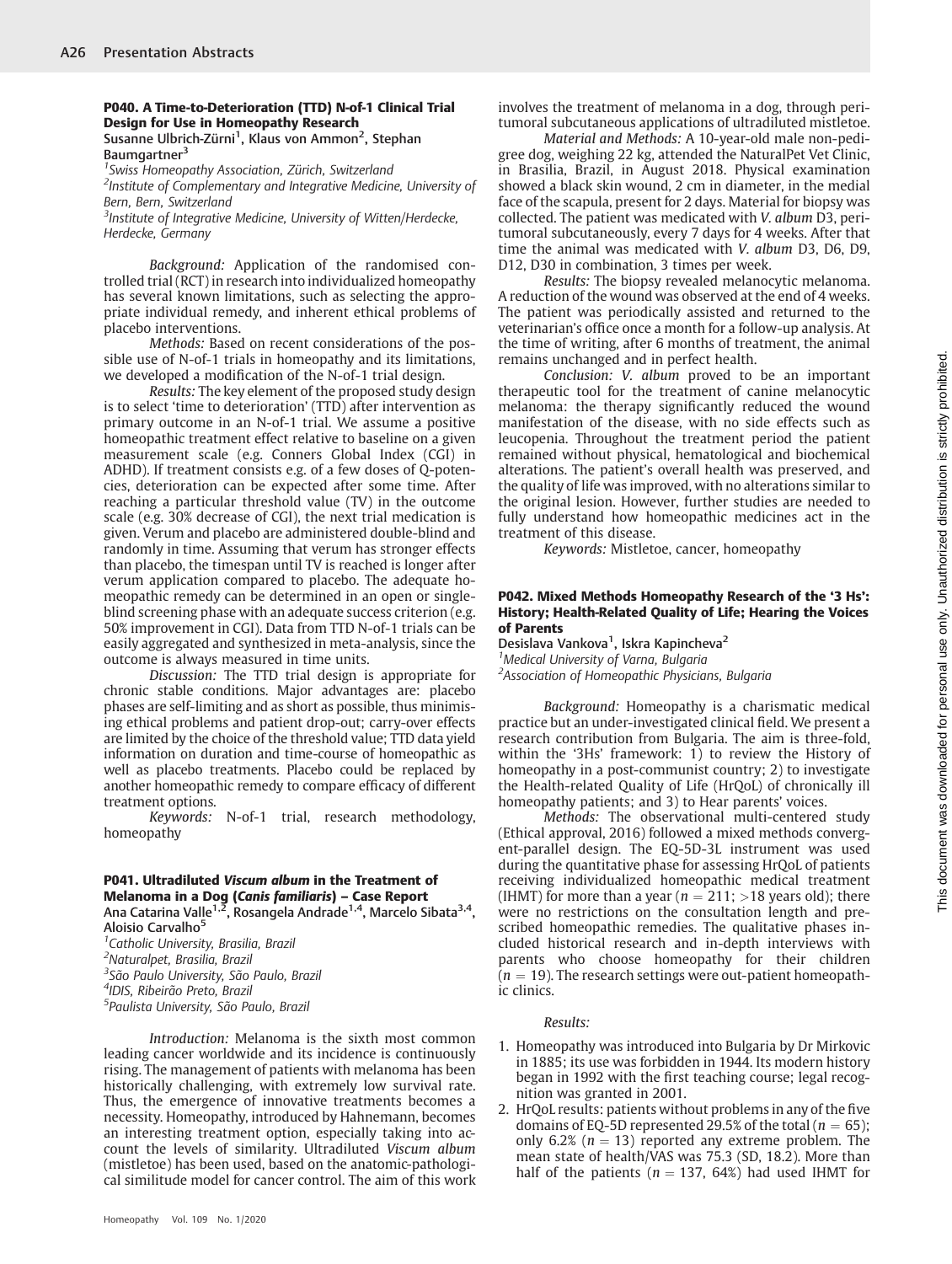### P040. A Time-to-Deterioration (TTD) N-of-1 Clinical Trial Design for Use in Homeopathy Research

Susanne Ulbrich-Zürni[1], Klaus von Ammon[2], Stephan Baumgartner[3]

[1]Swiss Homeopathy Association, Zürich, Switzerland
[2]Institute of Complementary and Integrative Medicine, University of Bern, Bern, Switzerland
[3]Institute of Integrative Medicine, University of Witten/Herdecke, Herdecke, Germany

*Background:* Application of the randomised controlled trial (RCT) in research into individualized homeopathy has several known limitations, such as selecting the appropriate individual remedy, and inherent ethical problems of placebo interventions.

*Methods:* Based on recent considerations of the possible use of N-of-1 trials in homeopathy and its limitations, we developed a modification of the N-of-1 trial design.

*Results:* The key element of the proposed study design is to select 'time to deterioration' (TTD) after intervention as primary outcome in an N-of-1 trial. We assume a positive homeopathic treatment effect relative to baseline on a given measurement scale (e.g. Conners Global Index (CGI) in ADHD). If treatment consists e.g. of a few doses of Q-potencies, deterioration can be expected after some time. After reaching a particular threshold value (TV) in the outcome scale (e.g. 30% decrease of CGI), the next trial medication is given. Verum and placebo are administered double-blind and randomly in time. Assuming that verum has stronger effects than placebo, the timespan until TV is reached is longer after verum application compared to placebo. The adequate homeopathic remedy can be determined in an open or single-blind screening phase with an adequate success criterion (e.g. 50% improvement in CGI). Data from TTD N-of-1 trials can be easily aggregated and synthesized in meta-analysis, since the outcome is always measured in time units.

*Discussion:* The TTD trial design is appropriate for chronic stable conditions. Major advantages are: placebo phases are self-limiting and as short as possible, thus minimising ethical problems and patient drop-out; carry-over effects are limited by the choice of the threshold value; TTD data yield information on duration and time-course of homeopathic as well as placebo treatments. Placebo could be replaced by another homeopathic remedy to compare efficacy of different treatment options.

*Keywords:* N-of-1 trial, research methodology, homeopathy

### P041. Ultradiluted *Viscum album* in the Treatment of Melanoma in a Dog (*Canis familiaris*) – Case Report

Ana Catarina Valle[1,2], Rosangela Andrade[1,4], Marcelo Sibata[3,4], Aloisio Carvalho[5]

[1]Catholic University, Brasilia, Brazil
[2]Naturalpet, Brasilia, Brazil
[3]São Paulo University, São Paulo, Brazil
[4]IDIS, Ribeirão Preto, Brazil
[5]Paulista University, São Paulo, Brazil

*Introduction:* Melanoma is the sixth most common leading cancer worldwide and its incidence is continuously rising. The management of patients with melanoma has been historically challenging, with extremely low survival rate. Thus, the emergence of innovative treatments becomes a necessity. Homeopathy, introduced by Hahnemann, becomes an interesting treatment option, especially taking into account the levels of similarity. Ultradiluted *Viscum album* (mistletoe) has been used, based on the anatomic-pathological similitude model for cancer control. The aim of this work involves the treatment of melanoma in a dog, through peritumoral subcutaneous applications of ultradiluted mistletoe.

*Material and Methods:* A 10-year-old male non-pedigree dog, weighing 22 kg, attended the NaturalPet Vet Clinic, in Brasilia, Brazil, in August 2018. Physical examination showed a black skin wound, 2 cm in diameter, in the medial face of the scapula, present for 2 days. Material for biopsy was collected. The patient was medicated with *V. album* D3, peritumoral subcutaneously, every 7 days for 4 weeks. After that time the animal was medicated with *V. album* D3, D6, D9, D12, D30 in combination, 3 times per week.

*Results:* The biopsy revealed melanocytic melanoma. A reduction of the wound was observed at the end of 4 weeks. The patient was periodically assisted and returned to the veterinarian's office once a month for a follow-up analysis. At the time of writing, after 6 months of treatment, the animal remains unchanged and in perfect health.

*Conclusion: V. album* proved to be an important therapeutic tool for the treatment of canine melanocytic melanoma: the therapy significantly reduced the wound manifestation of the disease, with no side effects such as leucopenia. Throughout the treatment period the patient remained without physical, hematological and biochemical alterations. The patient's overall health was preserved, and the quality of life was improved, with no alterations similar to the original lesion. However, further studies are needed to fully understand how homeopathic medicines act in the treatment of this disease.

*Keywords:* Mistletoe, cancer, homeopathy

### P042. Mixed Methods Homeopathy Research of the '3 Hs': History; Health-Related Quality of Life; Hearing the Voices of Parents

Desislava Vankova[1], Iskra Kapincheva[2]

[1]Medical University of Varna, Bulgaria
[2]Association of Homeopathic Physicians, Bulgaria

*Background:* Homeopathy is a charismatic medical practice but an under-investigated clinical field. We present a research contribution from Bulgaria. The aim is three-fold, within the '3Hs' framework: 1) to review the History of homeopathy in a post-communist country; 2) to investigate the Health-related Quality of Life (HrQoL) of chronically ill homeopathy patients; and 3) to Hear parents' voices.

*Methods:* The observational multi-centered study (Ethical approval, 2016) followed a mixed methods convergent-parallel design. The EQ-5D-3L instrument was used during the quantitative phase for assessing HrQoL of patients receiving individualized homeopathic medical treatment (IHMT) for more than a year ($n = 211$; >18 years old); there were no restrictions on the consultation length and prescribed homeopathic remedies. The qualitative phases included historical research and in-depth interviews with parents who choose homeopathy for their children ($n = 19$). The research settings were out-patient homeopathic clinics.

*Results:*

1. Homeopathy was introduced into Bulgaria by Dr Mirkovic in 1885; its use was forbidden in 1944. Its modern history began in 1992 with the first teaching course; legal recognition was granted in 2001.
2. HrQoL results: patients without problems in any of the five domains of EQ-5D represented 29.5% of the total ($n = 65$); only 6.2% ($n = 13$) reported any extreme problem. The mean state of health/VAS was 75.3 (SD, 18.2). More than half of the patients ($n = 137$, 64%) had used IHMT for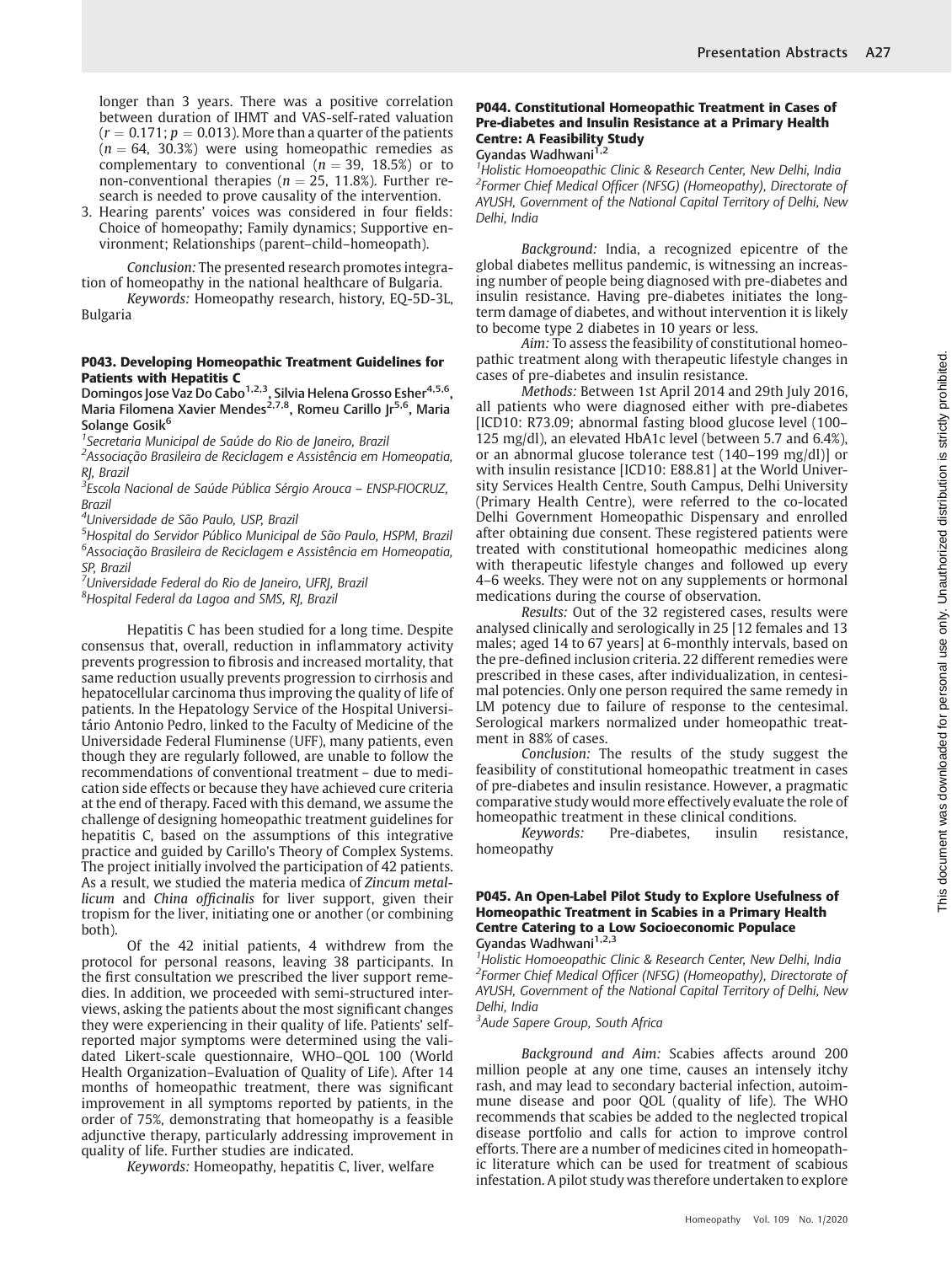longer than 3 years. There was a positive correlation between duration of IHMT and VAS-self-rated valuation ($r = 0.171$; $p = 0.013$). More than a quarter of the patients ($n = 64$, 30.3%) were using homeopathic remedies as complementary to conventional ($n = 39$, 18.5%) or to non-conventional therapies ($n = 25$, 11.8%). Further research is needed to prove causality of the intervention.

3. Hearing parents' voices was considered in four fields: Choice of homeopathy; Family dynamics; Supportive environment; Relationships (parent–child–homeopath).

*Conclusion:* The presented research promotes integration of homeopathy in the national healthcare of Bulgaria.

*Keywords:* Homeopathy research, history, EQ-5D-3L, Bulgaria

### P043. Developing Homeopathic Treatment Guidelines for Patients with Hepatitis C

**Domingos Jose Vaz Do Cabo[1,2,3], Silvia Helena Grosso Esher[4,5,6], Maria Filomena Xavier Mendes[2,7,8], Romeu Carillo Jr[5,6], Maria Solange Gosik[6]**

[1]*Secretaria Municipal de Saúde do Rio de Janeiro, Brazil*
[2]*Associação Brasileira de Reciclagem e Assistência em Homeopatia, RJ, Brazil*
[3]*Escola Nacional de Saúde Pública Sérgio Arouca – ENSP-FIOCRUZ, Brazil*
[4]*Universidade de São Paulo, USP, Brazil*
[5]*Hospital do Servidor Público Municipal de São Paulo, HSPM, Brazil*
[6]*Associação Brasileira de Reciclagem e Assistência em Homeopatia, SP, Brazil*
[7]*Universidade Federal do Rio de Janeiro, UFRJ, Brazil*
[8]*Hospital Federal da Lagoa and SMS, RJ, Brazil*

Hepatitis C has been studied for a long time. Despite consensus that, overall, reduction in inflammatory activity prevents progression to fibrosis and increased mortality, that same reduction usually prevents progression to cirrhosis and hepatocellular carcinoma thus improving the quality of life of patients. In the Hepatology Service of the Hospital Universitário Antonio Pedro, linked to the Faculty of Medicine of the Universidade Federal Fluminense (UFF), many patients, even though they are regularly followed, are unable to follow the recommendations of conventional treatment – due to medication side effects or because they have achieved cure criteria at the end of therapy. Faced with this demand, we assume the challenge of designing homeopathic treatment guidelines for hepatitis C, based on the assumptions of this integrative practice and guided by Carillo's Theory of Complex Systems. The project initially involved the participation of 42 patients. As a result, we studied the materia medica of *Zincum metallicum* and *China officinalis* for liver support, given their tropism for the liver, initiating one or another (or combining both).

Of the 42 initial patients, 4 withdrew from the protocol for personal reasons, leaving 38 participants. In the first consultation we prescribed the liver support remedies. In addition, we proceeded with semi-structured interviews, asking the patients about the most significant changes they were experiencing in their quality of life. Patients' self-reported major symptoms were determined using the validated Likert-scale questionnaire, WHO–QOL 100 (World Health Organization–Evaluation of Quality of Life). After 14 months of homeopathic treatment, there was significant improvement in all symptoms reported by patients, in the order of 75%, demonstrating that homeopathy is a feasible adjunctive therapy, particularly addressing improvement in quality of life. Further studies are indicated.

*Keywords:* Homeopathy, hepatitis C, liver, welfare

### P044. Constitutional Homeopathic Treatment in Cases of Pre-diabetes and Insulin Resistance at a Primary Health Centre: A Feasibility Study

**Gyandas Wadhwani[1,2]**

[1]*Holistic Homoeopathic Clinic & Research Center, New Delhi, India*
[2]*Former Chief Medical Officer (NFSG) (Homeopathy), Directorate of AYUSH, Government of the National Capital Territory of Delhi, New Delhi, India*

*Background:* India, a recognized epicentre of the global diabetes mellitus pandemic, is witnessing an increasing number of people being diagnosed with pre-diabetes and insulin resistance. Having pre-diabetes initiates the long-term damage of diabetes, and without intervention it is likely to become type 2 diabetes in 10 years or less.

*Aim:* To assess the feasibility of constitutional homeopathic treatment along with therapeutic lifestyle changes in cases of pre-diabetes and insulin resistance.

*Methods:* Between 1st April 2014 and 29th July 2016, all patients who were diagnosed either with pre-diabetes [ICD10: R73.09; abnormal fasting blood glucose level (100–125 mg/dl), an elevated HbA1c level (between 5.7 and 6.4%), or an abnormal glucose tolerance test (140–199 mg/dl)] or with insulin resistance [ICD10: E88.81] at the World University Services Health Centre, South Campus, Delhi University (Primary Health Centre), were referred to the co-located Delhi Government Homeopathic Dispensary and enrolled after obtaining due consent. These registered patients were treated with constitutional homeopathic medicines along with therapeutic lifestyle changes and followed up every 4–6 weeks. They were not on any supplements or hormonal medications during the course of observation.

*Results:* Out of the 32 registered cases, results were analysed clinically and serologically in 25 [12 females and 13 males; aged 14 to 67 years] at 6-monthly intervals, based on the pre-defined inclusion criteria. 22 different remedies were prescribed in these cases, after individualization, in centesimal potencies. Only one person required the same remedy in LM potency due to failure of response to the centesimal. Serological markers normalized under homeopathic treatment in 88% of cases.

*Conclusion:* The results of the study suggest the feasibility of constitutional homeopathic treatment in cases of pre-diabetes and insulin resistance. However, a pragmatic comparative study would more effectively evaluate the role of homeopathic treatment in these clinical conditions.

*Keywords:* Pre-diabetes, insulin resistance, homeopathy

### P045. An Open-Label Pilot Study to Explore Usefulness of Homeopathic Treatment in Scabies in a Primary Health Centre Catering to a Low Socioeconomic Populace

**Gyandas Wadhwani[1,2,3]**

[1]*Holistic Homoeopathic Clinic & Research Center, New Delhi, India*
[2]*Former Chief Medical Officer (NFSG) (Homeopathy), Directorate of AYUSH, Government of the National Capital Territory of Delhi, New Delhi, India*
[3]*Aude Sapere Group, South Africa*

*Background and Aim:* Scabies affects around 200 million people at any one time, causes an intensely itchy rash, and may lead to secondary bacterial infection, autoimmune disease and poor QOL (quality of life). The WHO recommends that scabies be added to the neglected tropical disease portfolio and calls for action to improve control efforts. There are a number of medicines cited in homeopathic literature which can be used for treatment of scabious infestation. A pilot study was therefore undertaken to explore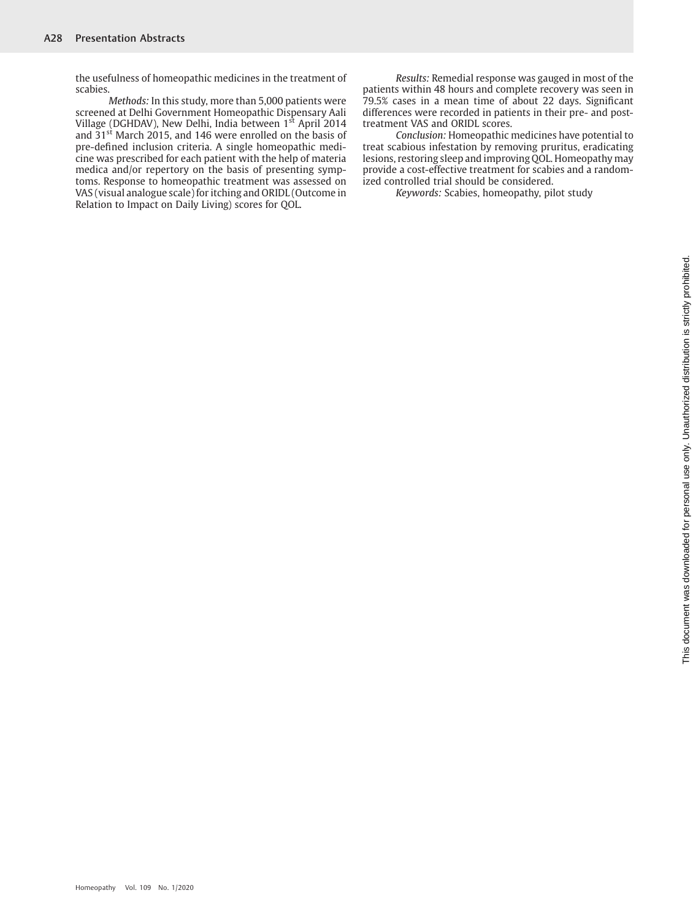the usefulness of homeopathic medicines in the treatment of scabies.

*Methods:* In this study, more than 5,000 patients were screened at Delhi Government Homeopathic Dispensary Aali Village (DGHDAV), New Delhi, India between 1st April 2014 and 31st March 2015, and 146 were enrolled on the basis of pre-defined inclusion criteria. A single homeopathic medicine was prescribed for each patient with the help of materia medica and/or repertory on the basis of presenting symptoms. Response to homeopathic treatment was assessed on VAS (visual analogue scale) for itching and ORIDL (Outcome in Relation to Impact on Daily Living) scores for QOL.

*Results:* Remedial response was gauged in most of the patients within 48 hours and complete recovery was seen in 79.5% cases in a mean time of about 22 days. Significant differences were recorded in patients in their pre- and post-treatment VAS and ORIDL scores.

*Conclusion:* Homeopathic medicines have potential to treat scabious infestation by removing pruritus, eradicating lesions, restoring sleep and improving QOL. Homeopathy may provide a cost-effective treatment for scabies and a randomized controlled trial should be considered.

*Keywords:* Scabies, homeopathy, pilot study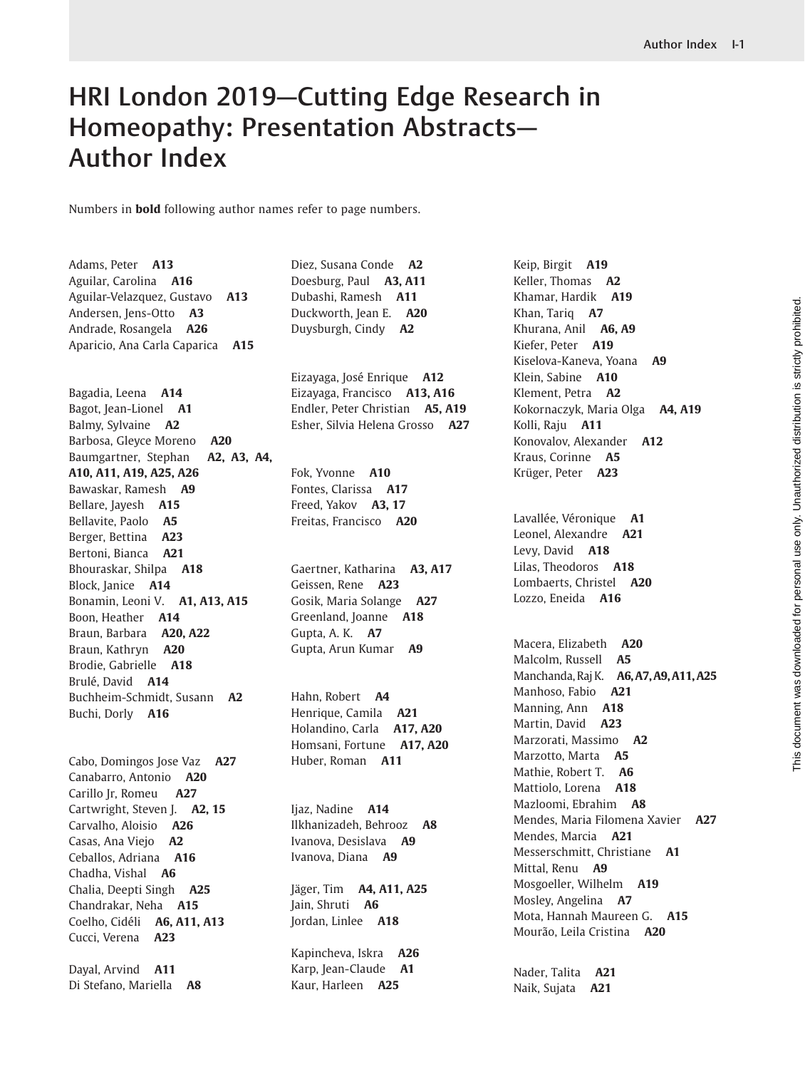# HRI London 2019—Cutting Edge Research in Homeopathy: Presentation Abstracts—Author Index

Numbers in **bold** following author names refer to page numbers.

Adams, Peter **A13**
Aguilar, Carolina **A16**
Aguilar-Velazquez, Gustavo **A13**
Andersen, Jens-Otto **A3**
Andrade, Rosangela **A26**
Aparicio, Ana Carla Caparica **A15**

Bagadia, Leena **A14**
Bagot, Jean-Lionel **A1**
Balmy, Sylvaine **A2**
Barbosa, Gleyce Moreno **A20**
Baumgartner, Stephan **A2, A3, A4, A10, A11, A19, A25, A26**
Bawaskar, Ramesh **A9**
Bellare, Jayesh **A15**
Bellavite, Paolo **A5**
Berger, Bettina **A23**
Bertoni, Bianca **A21**
Bhouraskar, Shilpa **A18**
Block, Janice **A14**
Bonamin, Leoni V. **A1, A13, A15**
Boon, Heather **A14**
Braun, Barbara **A20, A22**
Braun, Kathryn **A20**
Brodie, Gabrielle **A18**
Brulé, David **A14**
Buchheim-Schmidt, Susann **A2**
Buchi, Dorly **A16**

Cabo, Domingos Jose Vaz **A27**
Canabarro, Antonio **A20**
Carillo Jr, Romeu **A27**
Cartwright, Steven J. **A2, 15**
Carvalho, Aloisio **A26**
Casas, Ana Viejo **A2**
Ceballos, Adriana **A16**
Chadha, Vishal **A6**
Chalia, Deepti Singh **A25**
Chandrakar, Neha **A15**
Coelho, Cidéli **A6, A11, A13**
Cucci, Verena **A23**

Dayal, Arvind **A11**
Di Stefano, Mariella **A8**
Diez, Susana Conde **A2**
Doesburg, Paul **A3, A11**
Dubashi, Ramesh **A11**
Duckworth, Jean E. **A20**
Duysburgh, Cindy **A2**

Eizayaga, José Enrique **A12**
Eizayaga, Francisco **A13, A16**
Endler, Peter Christian **A5, A19**
Esher, Silvia Helena Grosso **A27**

Fok, Yvonne **A10**
Fontes, Clarissa **A17**
Freed, Yakov **A3, 17**
Freitas, Francisco **A20**

Gaertner, Katharina **A3, A17**
Geissen, Rene **A23**
Gosik, Maria Solange **A27**
Greenland, Joanne **A18**
Gupta, A. K. **A7**
Gupta, Arun Kumar **A9**

Hahn, Robert **A4**
Henrique, Camila **A21**
Holandino, Carla **A17, A20**
Homsani, Fortune **A17, A20**
Huber, Roman **A11**

Ijaz, Nadine **A14**
Ilkhanizadeh, Behrooz **A8**
Ivanova, Desislava **A9**
Ivanova, Diana **A9**

Jäger, Tim **A4, A11, A25**
Jain, Shruti **A6**
Jordan, Linlee **A18**

Kapincheva, Iskra **A26**
Karp, Jean-Claude **A1**
Kaur, Harleen **A25**
Keip, Birgit **A19**
Keller, Thomas **A2**
Khamar, Hardik **A19**
Khan, Tariq **A7**
Khurana, Anil **A6, A9**
Kiefer, Peter **A19**
Kiselova-Kaneva, Yoana **A9**
Klein, Sabine **A10**
Klement, Petra **A2**
Kokornaczyk, Maria Olga **A4, A19**
Kolli, Raju **A11**
Konovalov, Alexander **A12**
Kraus, Corinne **A5**
Krüger, Peter **A23**

Lavallée, Véronique **A1**
Leonel, Alexandre **A21**
Levy, David **A18**
Lilas, Theodoros **A18**
Lombaerts, Christel **A20**
Lozzo, Eneida **A16**

Macera, Elizabeth **A20**
Malcolm, Russell **A5**
Manchanda, Raj K. **A6, A7, A9, A11, A25**
Manhoso, Fabio **A21**
Manning, Ann **A18**
Martin, David **A23**
Marzorati, Massimo **A2**
Marzotto, Marta **A5**
Mathie, Robert T. **A6**
Mattiolo, Lorena **A18**
Mazloomi, Ebrahim **A8**
Mendes, Maria Filomena Xavier **A27**
Mendes, Marcia **A21**
Messerschmitt, Christiane **A1**
Mittal, Renu **A9**
Mosgoeller, Wilhelm **A19**
Mosley, Angelina **A7**
Mota, Hannah Maureen G. **A15**
Mourão, Leila Cristina **A20**

Nader, Talita **A21**
Naik, Sujata **A21**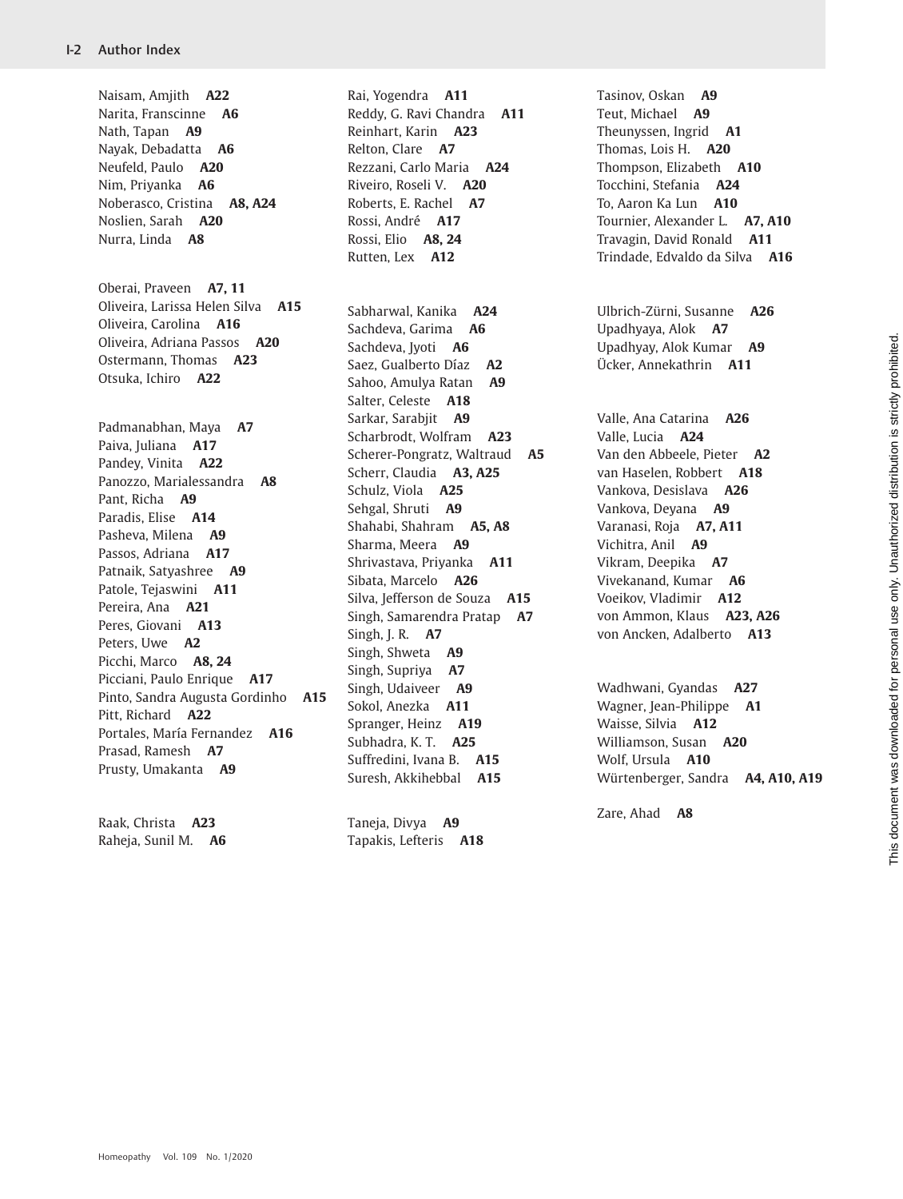Naisam, Amjith **A22**
Narita, Franscinne **A6**
Nath, Tapan **A9**
Nayak, Debadatta **A6**
Neufeld, Paulo **A20**
Nim, Priyanka **A6**
Noberasco, Cristina **A8, A24**
Noslien, Sarah **A20**
Nurra, Linda **A8**

Oberai, Praveen **A7, 11**
Oliveira, Larissa Helen Silva **A15**
Oliveira, Carolina **A16**
Oliveira, Adriana Passos **A20**
Ostermann, Thomas **A23**
Otsuka, Ichiro **A22**

Padmanabhan, Maya **A7**
Paiva, Juliana **A17**
Pandey, Vinita **A22**
Panozzo, Marialessandra **A8**
Pant, Richa **A9**
Paradis, Elise **A14**
Pasheva, Milena **A9**
Passos, Adriana **A17**
Patnaik, Satyashree **A9**
Patole, Tejaswini **A11**
Pereira, Ana **A21**
Peres, Giovani **A13**
Peters, Uwe **A2**
Picchi, Marco **A8, 24**
Picciani, Paulo Enrique **A17**
Pinto, Sandra Augusta Gordinho **A15**
Pitt, Richard **A22**
Portales, María Fernandez **A16**
Prasad, Ramesh **A7**
Prusty, Umakanta **A9**

Raak, Christa **A23**
Raheja, Sunil M. **A6**
Rai, Yogendra **A11**
Reddy, G. Ravi Chandra **A11**
Reinhart, Karin **A23**
Relton, Clare **A7**
Rezzani, Carlo Maria **A24**
Riveiro, Roseli V. **A20**
Roberts, E. Rachel **A7**
Rossi, André **A17**
Rossi, Elio **A8, 24**
Rutten, Lex **A12**

Sabharwal, Kanika **A24**
Sachdeva, Garima **A6**
Sachdeva, Jyoti **A6**
Saez, Gualberto Díaz **A2**
Sahoo, Amulya Ratan **A9**
Salter, Celeste **A18**
Sarkar, Sarabjit **A9**
Scharbrodt, Wolfram **A23**
Scherer-Pongratz, Waltraud **A5**
Scherr, Claudia **A3, A25**
Schulz, Viola **A25**
Sehgal, Shruti **A9**
Shahabi, Shahram **A5, A8**
Sharma, Meera **A9**
Shrivastava, Priyanka **A11**
Sibata, Marcelo **A26**
Silva, Jefferson de Souza **A15**
Singh, Samarendra Pratap **A7**
Singh, J. R. **A7**
Singh, Shweta **A9**
Singh, Supriya **A7**
Singh, Udaiveer **A9**
Sokol, Anezka **A11**
Spranger, Heinz **A19**
Subhadra, K. T. **A25**
Suffredini, Ivana B. **A15**
Suresh, Akkihebbal **A15**

Taneja, Divya **A9**
Tapakis, Lefteris **A18**
Tasinov, Oskan **A9**
Teut, Michael **A9**
Theunyssen, Ingrid **A1**
Thomas, Lois H. **A20**
Thompson, Elizabeth **A10**
Tocchini, Stefania **A24**
To, Aaron Ka Lun **A10**
Tournier, Alexander L. **A7, A10**
Travagin, David Ronald **A11**
Trindade, Edvaldo da Silva **A16**

Ulbrich-Zürni, Susanne **A26**
Upadhyaya, Alok **A7**
Upadhyay, Alok Kumar **A9**
Ücker, Annekathrin **A11**

Valle, Ana Catarina **A26**
Valle, Lucia **A24**
Van den Abbeele, Pieter **A2**
van Haselen, Robbert **A18**
Vankova, Desislava **A26**
Vankova, Deyana **A9**
Varanasi, Roja **A7, A11**
Vichitra, Anil **A9**
Vikram, Deepika **A7**
Vivekanand, Kumar **A6**
Voeikov, Vladimir **A12**
von Ammon, Klaus **A23, A26**
von Ancken, Adalberto **A13**

Wadhwani, Gyandas **A27**
Wagner, Jean-Philippe **A1**
Waisse, Silvia **A12**
Williamson, Susan **A20**
Wolf, Ursula **A10**
Würtenberger, Sandra **A4, A10, A19**

Zare, Ahad **A8**